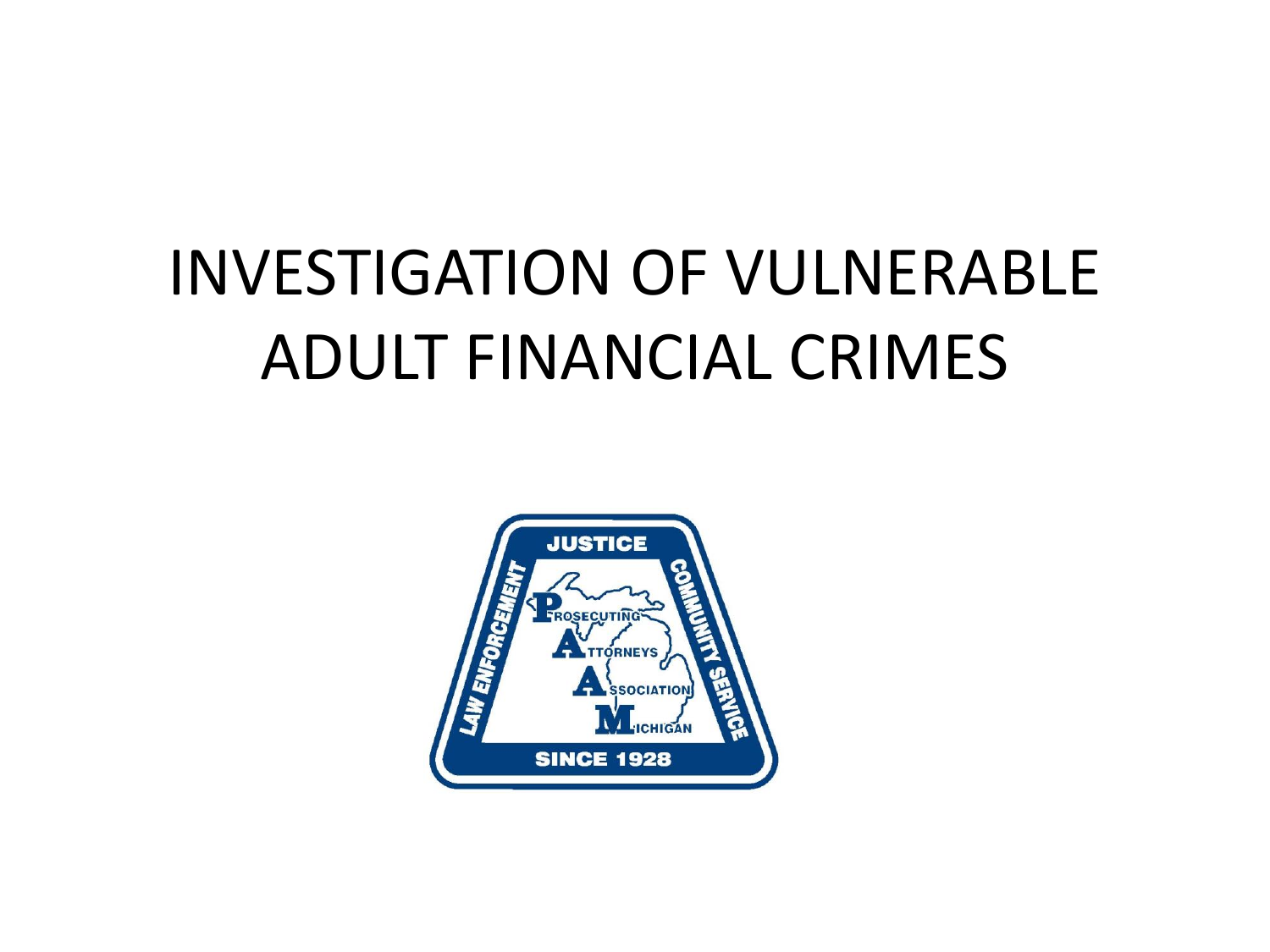# INVESTIGATION OF VULNERABLE ADULT FINANCIAL CRIMES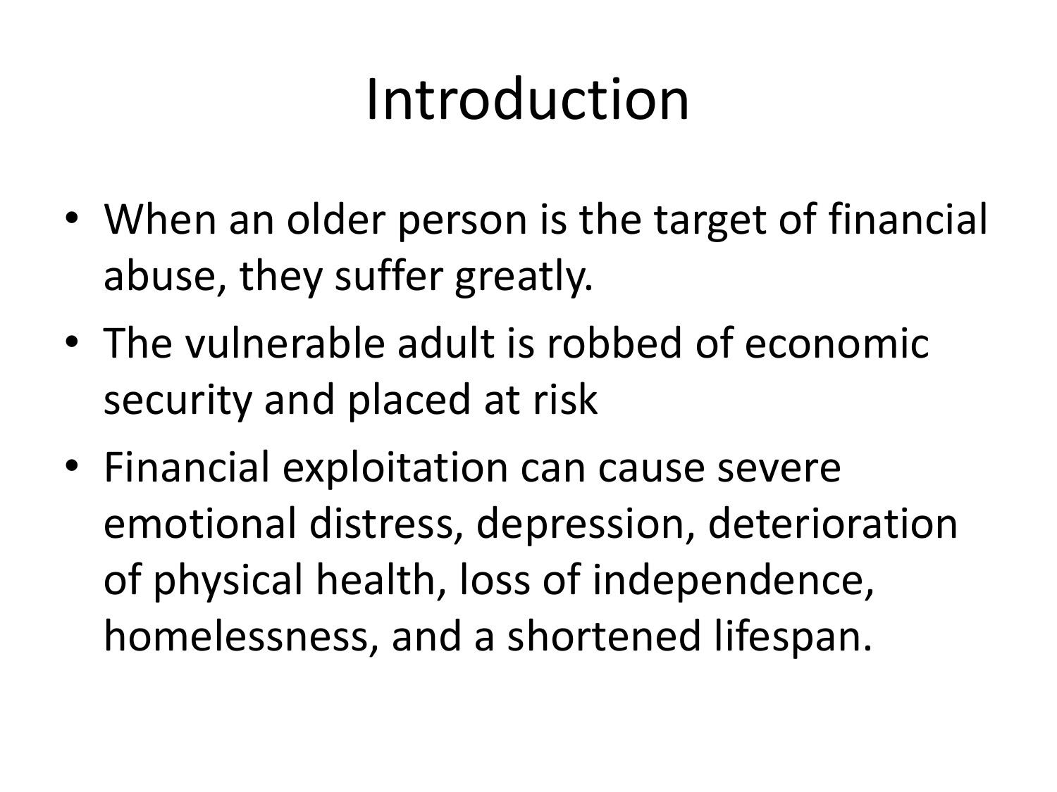# Introduction

- When an older person is the target of financial abuse, they suffer greatly.
- The vulnerable adult is robbed of economic security and placed at risk
- Financial exploitation can cause severe emotional distress, depression, deterioration of physical health, loss of independence, homelessness, and a shortened lifespan.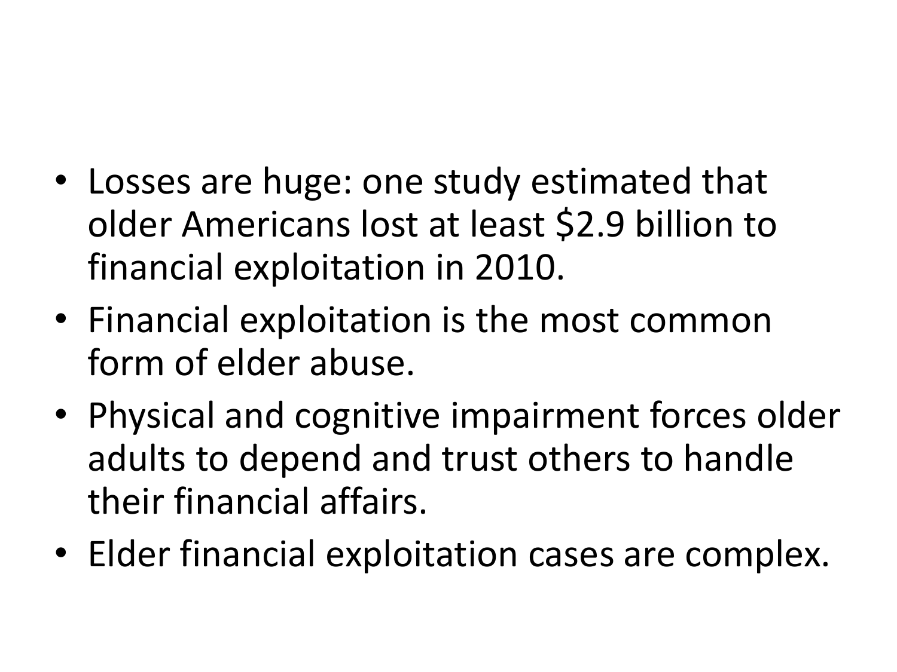- Losses are huge: one study estimated that older Americans lost at least $2.9 billion to financial exploitation in 2010.
- Financial exploitation is the most common form of elder abuse.
- Physical and cognitive impairment forces older adults to depend and trust others to handle their financial affairs.
- Elder financial exploitation cases are complex.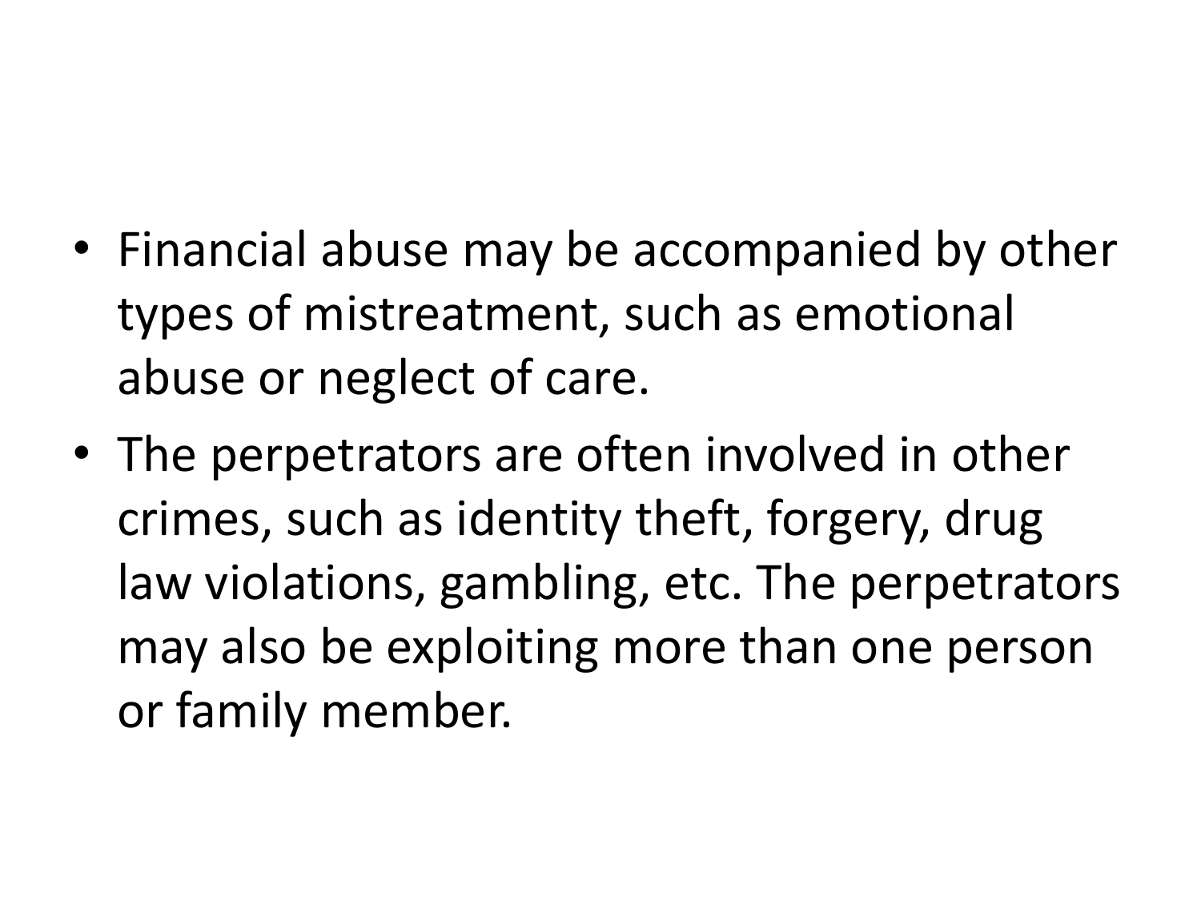- Financial abuse may be accompanied by other types of mistreatment, such as emotional abuse or neglect of care.
- The perpetrators are often involved in other crimes, such as identity theft, forgery, drug law violations, gambling, etc. The perpetrators may also be exploiting more than one person or family member.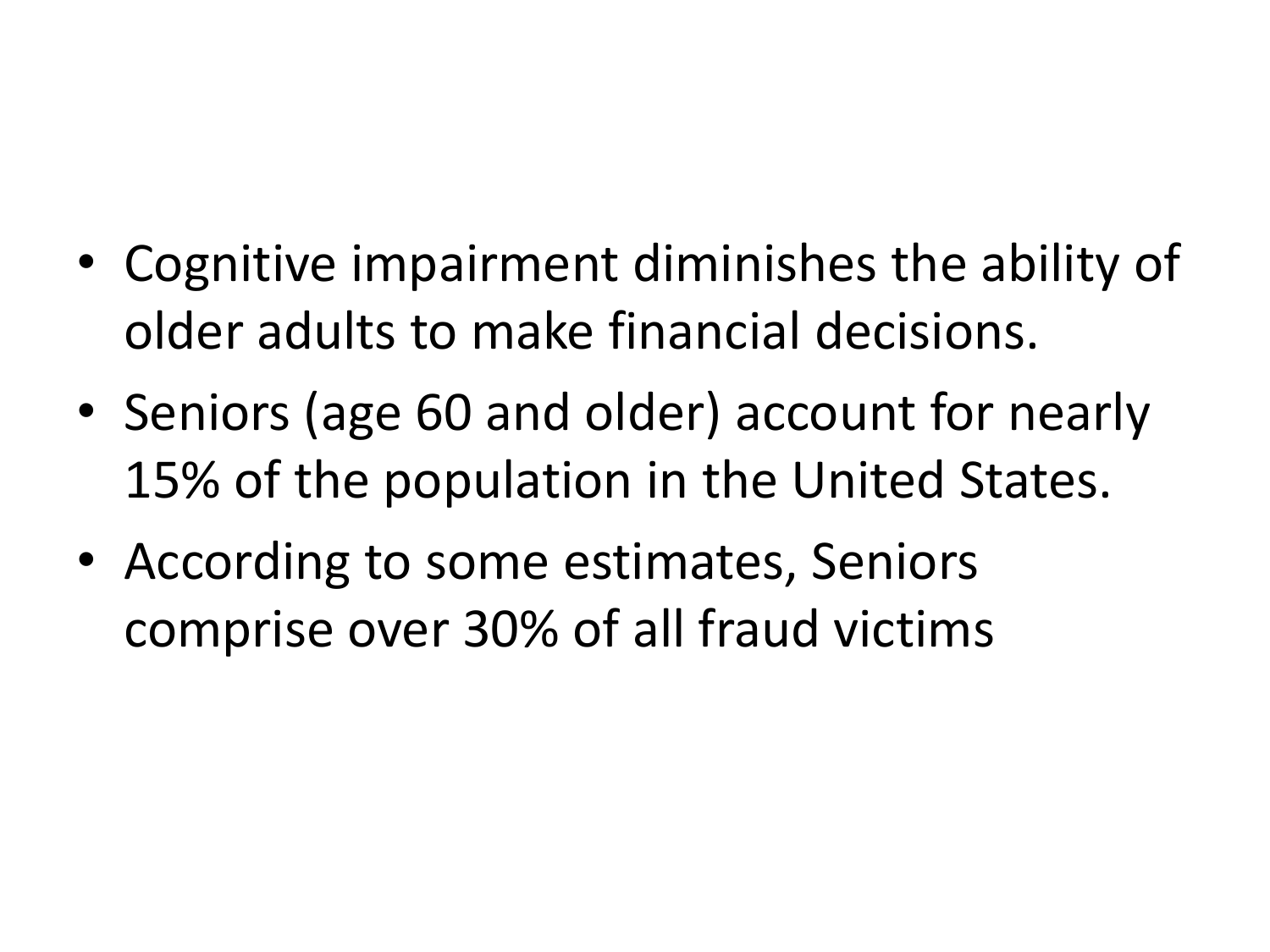- Cognitive impairment diminishes the ability of older adults to make financial decisions.
- Seniors (age 60 and older) account for nearly 15% of the population in the United States.
- According to some estimates, Seniors comprise over 30% of all fraud victims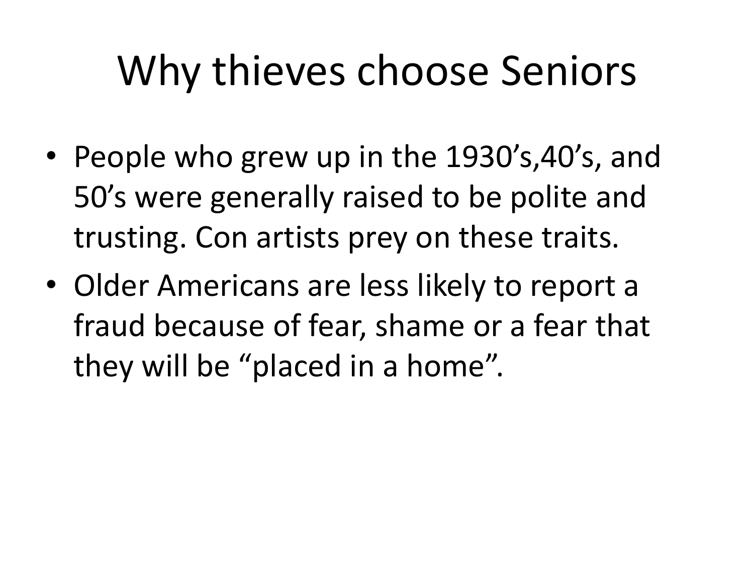# Why thieves choose Seniors

- People who grew up in the 1930's,40's, and 50's were generally raised to be polite and trusting. Con artists prey on these traits.
- Older Americans are less likely to report a fraud because of fear, shame or a fear that they will be "placed in a home".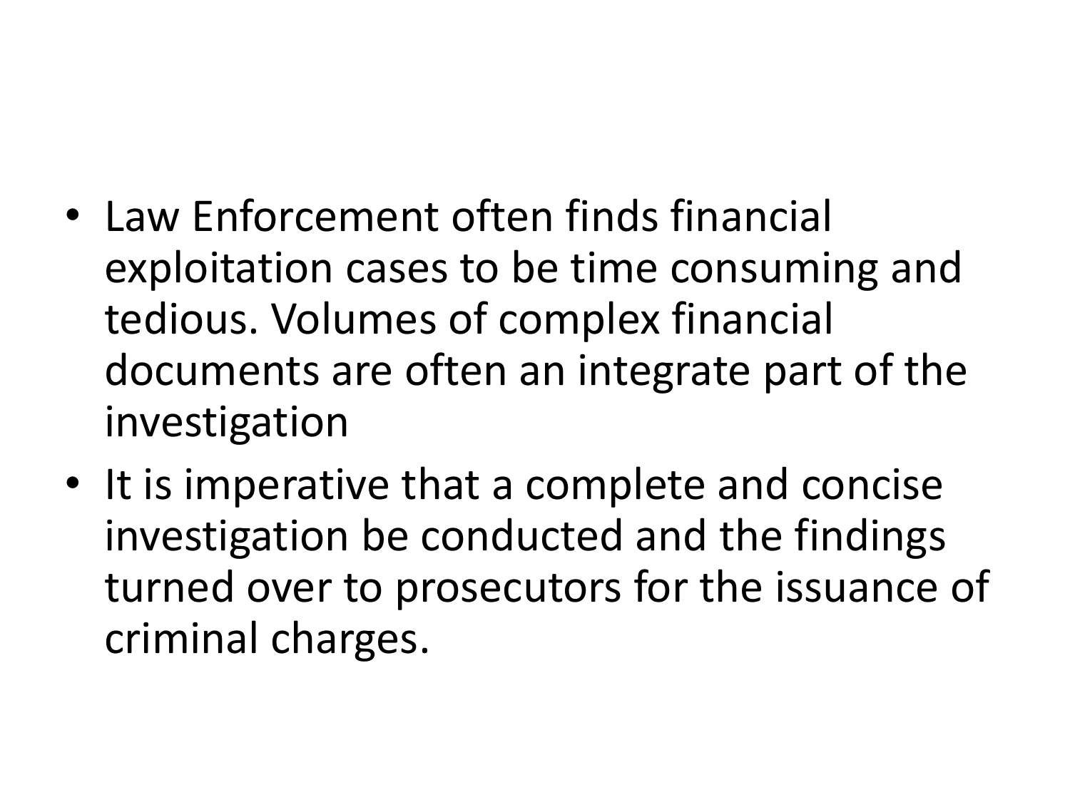- Law Enforcement often finds financial exploitation cases to be time consuming and tedious. Volumes of complex financial documents are often an integrate part of the investigation
- It is imperative that a complete and concise investigation be conducted and the findings turned over to prosecutors for the issuance of criminal charges.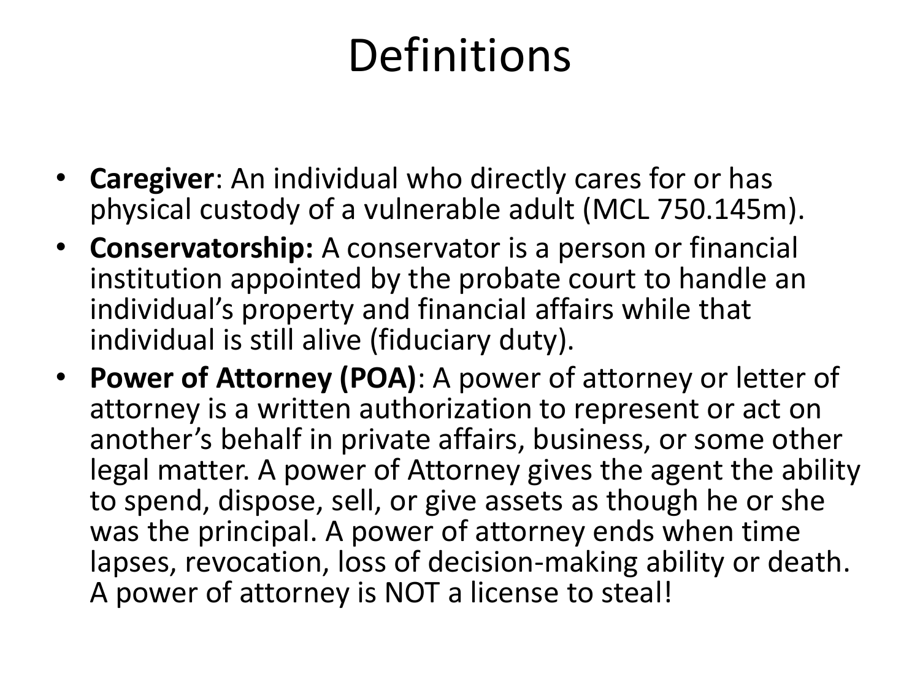# Definitions

- **Caregiver**: An individual who directly cares for or has physical custody of a vulnerable adult (MCL 750.145m).
- **Conservatorship:** A conservator is a person or financial institution appointed by the probate court to handle an individual's property and financial affairs while that individual is still alive (fiduciary duty).
- **Power of Attorney (POA)**: A power of attorney or letter of attorney is a written authorization to represent or act on another's behalf in private affairs, business, or some other legal matter. A power of Attorney gives the agent the ability to spend, dispose, sell, or give assets as though he or she was the principal. A power of attorney ends when time lapses, revocation, loss of decision-making ability or death. A power of attorney is NOT a license to steal!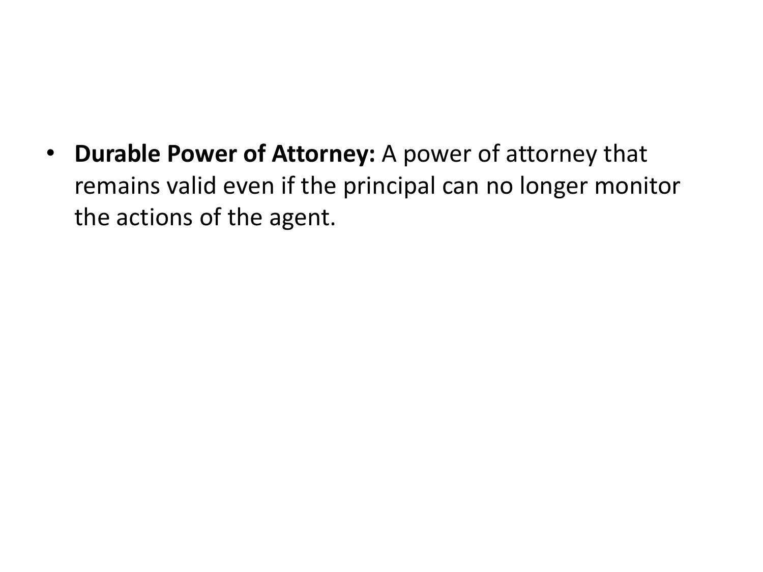- **Durable Power of Attorney:** A power of attorney that remains valid even if the principal can no longer monitor the actions of the agent.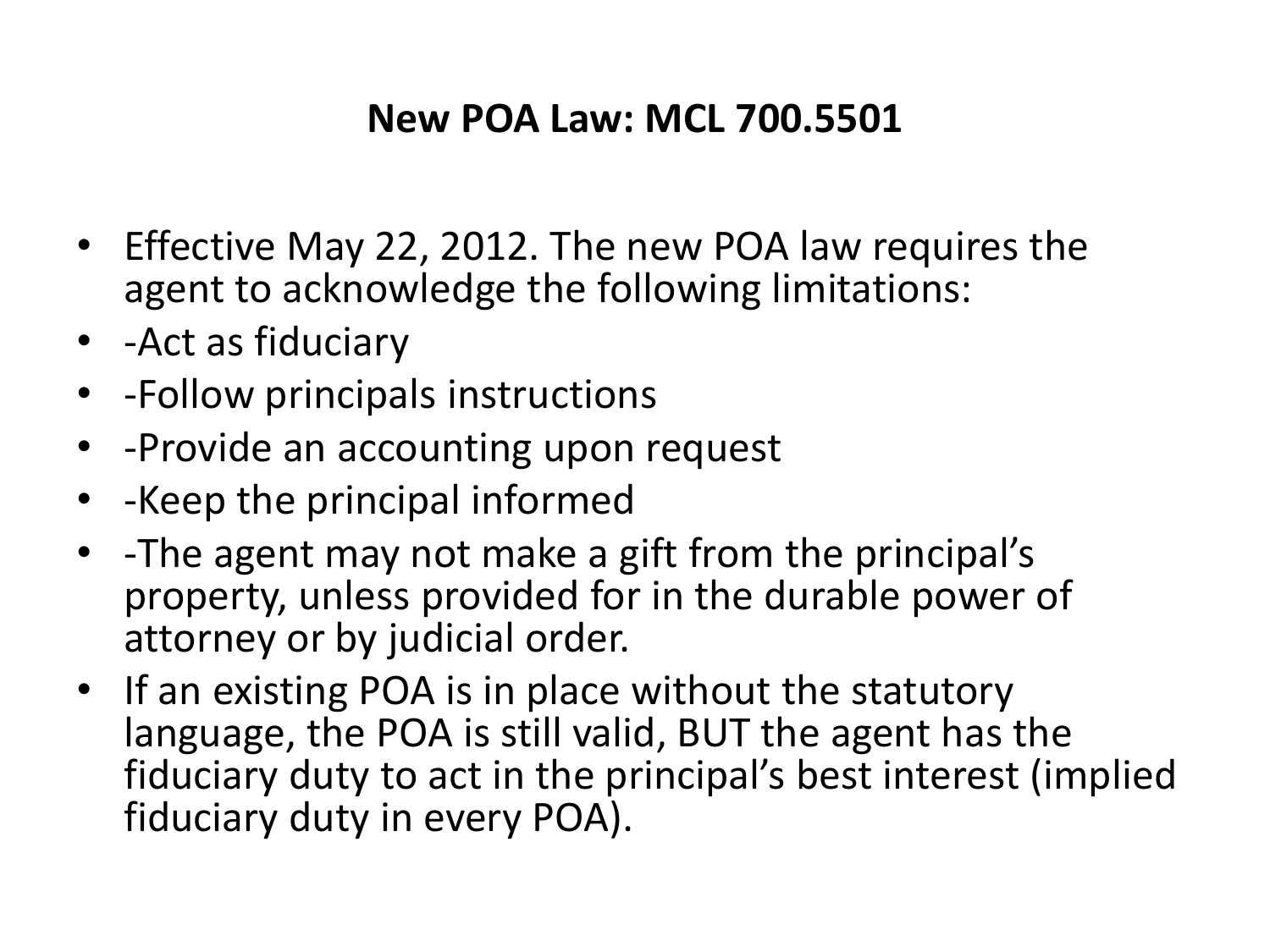# New POA Law: MCL 700.5501

- Effective May 22, 2012. The new POA law requires the agent to acknowledge the following limitations:
- -Act as fiduciary
- -Follow principals instructions
- -Provide an accounting upon request
- -Keep the principal informed
- -The agent may not make a gift from the principal's property, unless provided for in the durable power of attorney or by judicial order.
- If an existing POA is in place without the statutory language, the POA is still valid, BUT the agent has the fiduciary duty to act in the principal's best interest (implied fiduciary duty in every POA).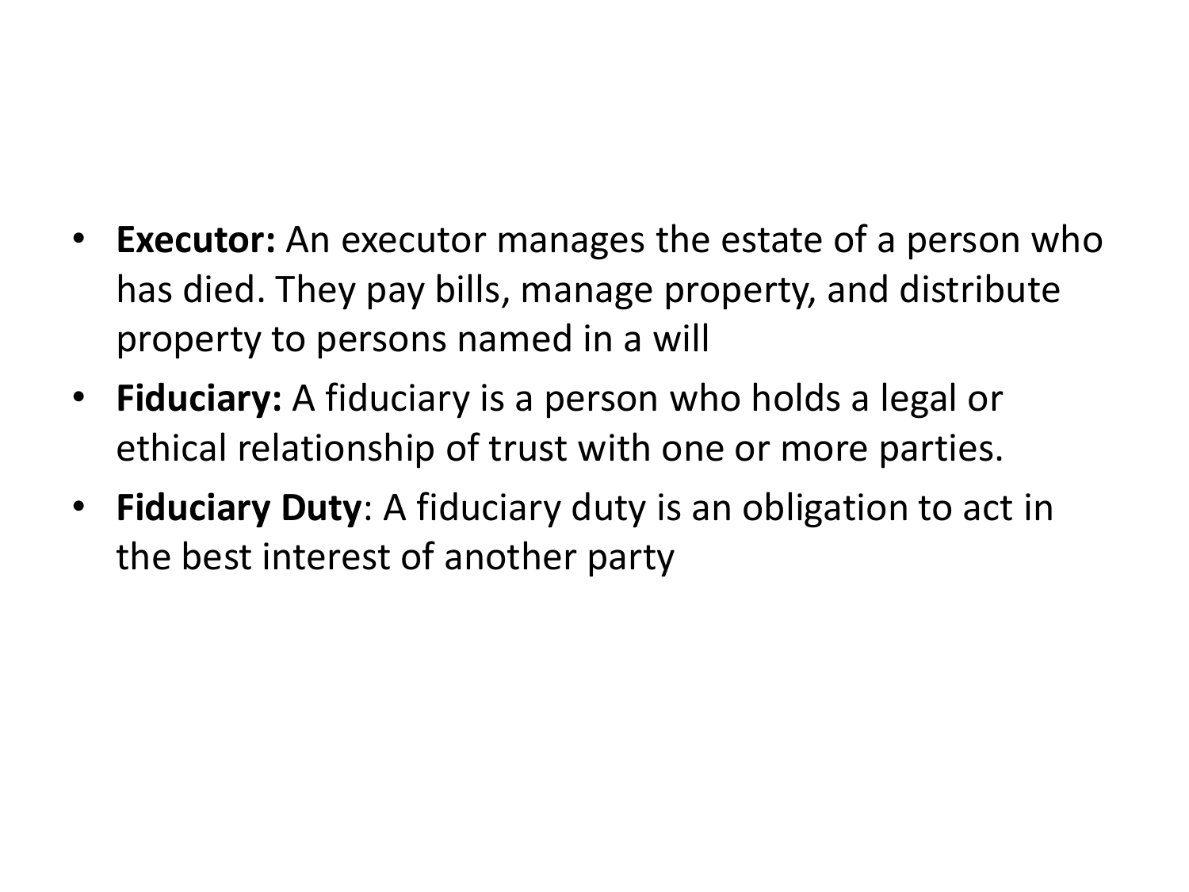- **Executor:** An executor manages the estate of a person who has died. They pay bills, manage property, and distribute property to persons named in a will
- **Fiduciary:** A fiduciary is a person who holds a legal or ethical relationship of trust with one or more parties.
- **Fiduciary Duty**: A fiduciary duty is an obligation to act in the best interest of another party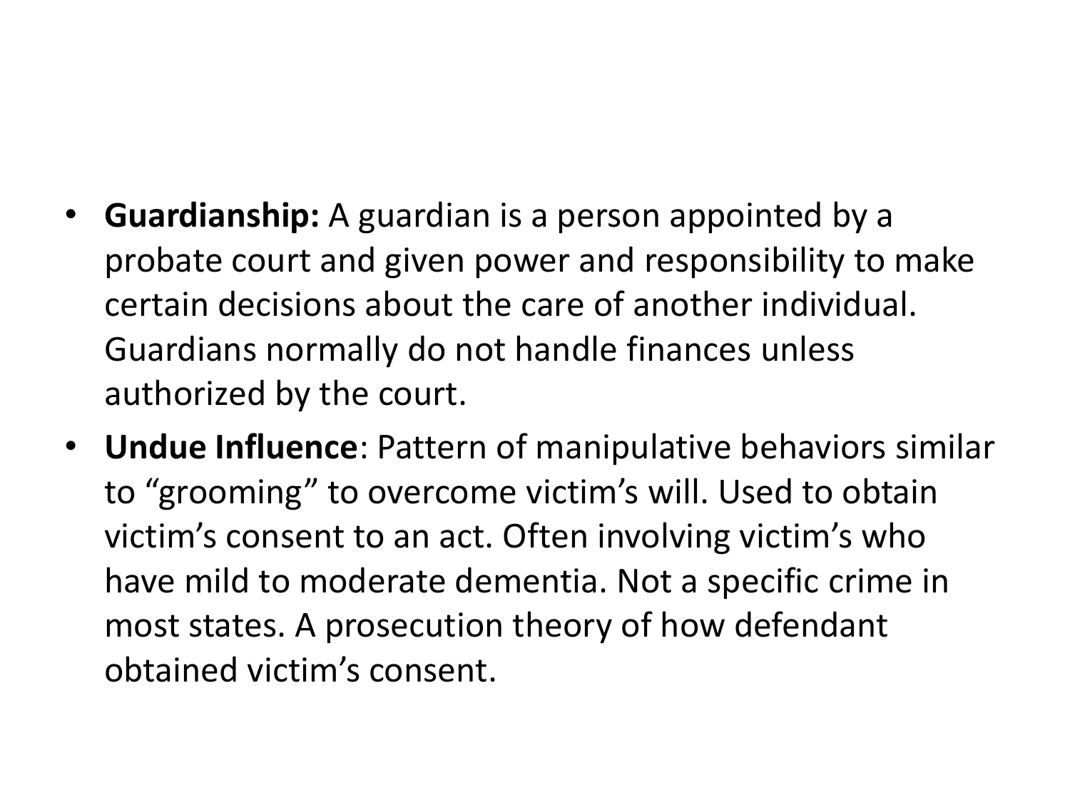- **Guardianship:** A guardian is a person appointed by a probate court and given power and responsibility to make certain decisions about the care of another individual. Guardians normally do not handle finances unless authorized by the court.
- **Undue Influence**: Pattern of manipulative behaviors similar to "grooming" to overcome victim's will. Used to obtain victim's consent to an act. Often involving victim's who have mild to moderate dementia. Not a specific crime in most states. A prosecution theory of how defendant obtained victim's consent.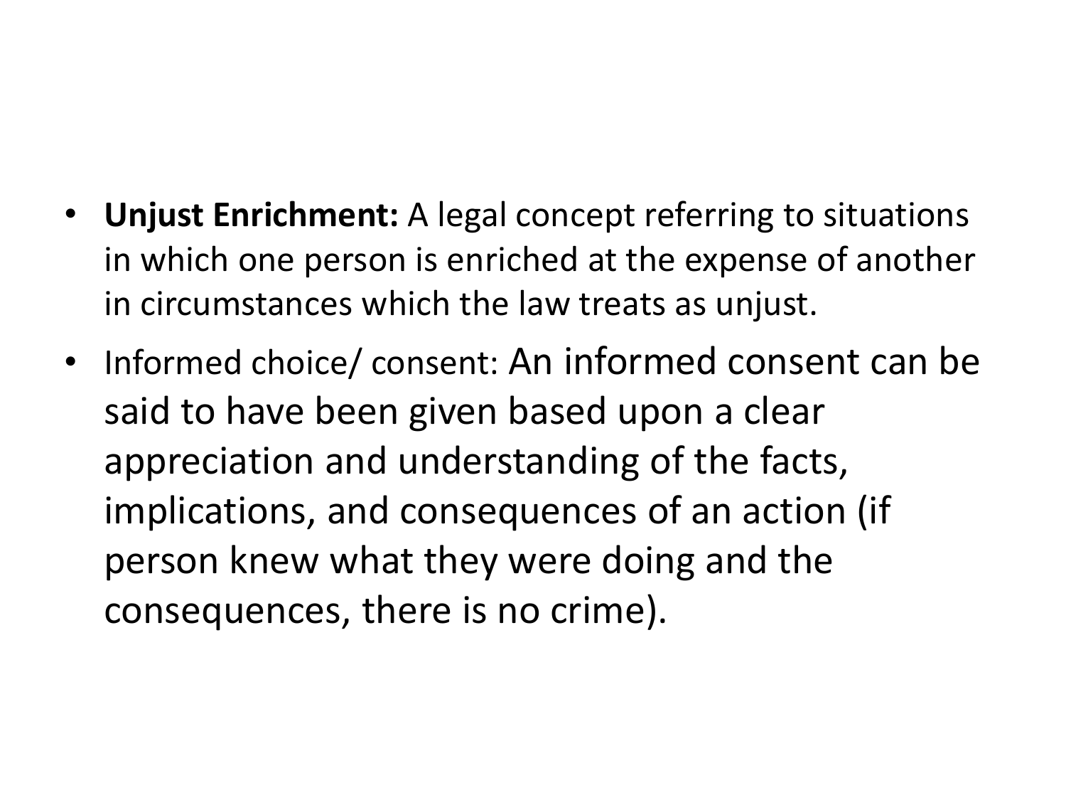- **Unjust Enrichment:** A legal concept referring to situations in which one person is enriched at the expense of another in circumstances which the law treats as unjust.
- Informed choice/ consent: An informed consent can be said to have been given based upon a clear appreciation and understanding of the facts, implications, and consequences of an action (if person knew what they were doing and the consequences, there is no crime).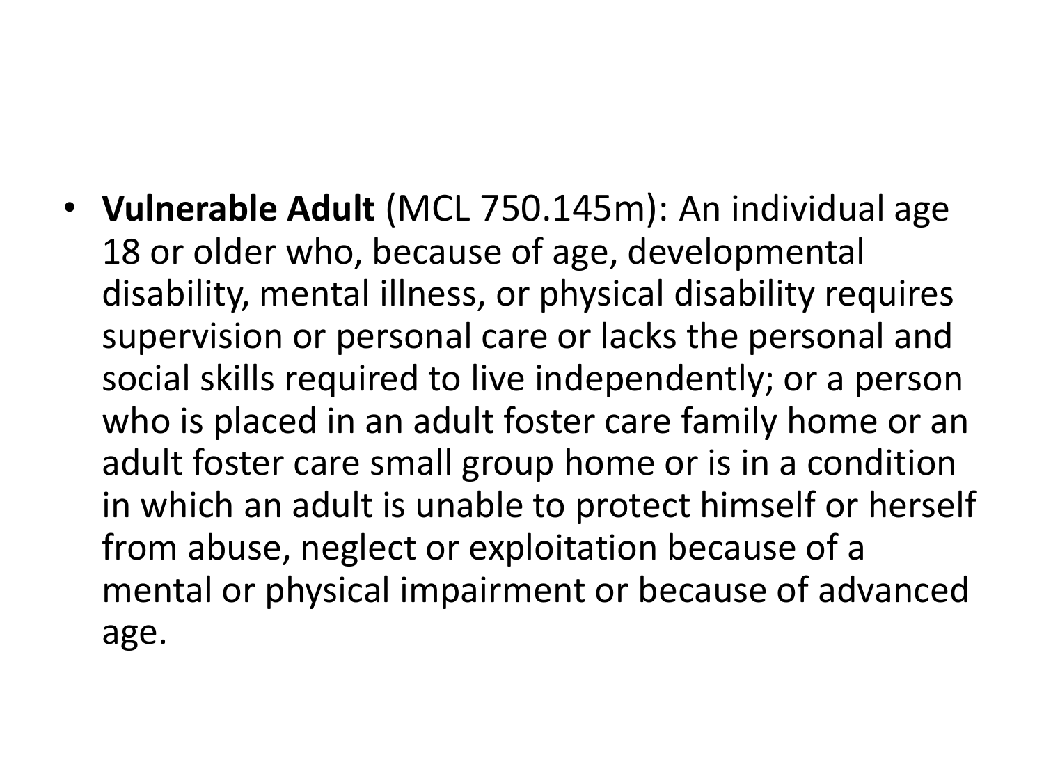- **Vulnerable Adult** (MCL 750.145m): An individual age 18 or older who, because of age, developmental disability, mental illness, or physical disability requires supervision or personal care or lacks the personal and social skills required to live independently; or a person who is placed in an adult foster care family home or an adult foster care small group home or is in a condition in which an adult is unable to protect himself or herself from abuse, neglect or exploitation because of a mental or physical impairment or because of advanced age.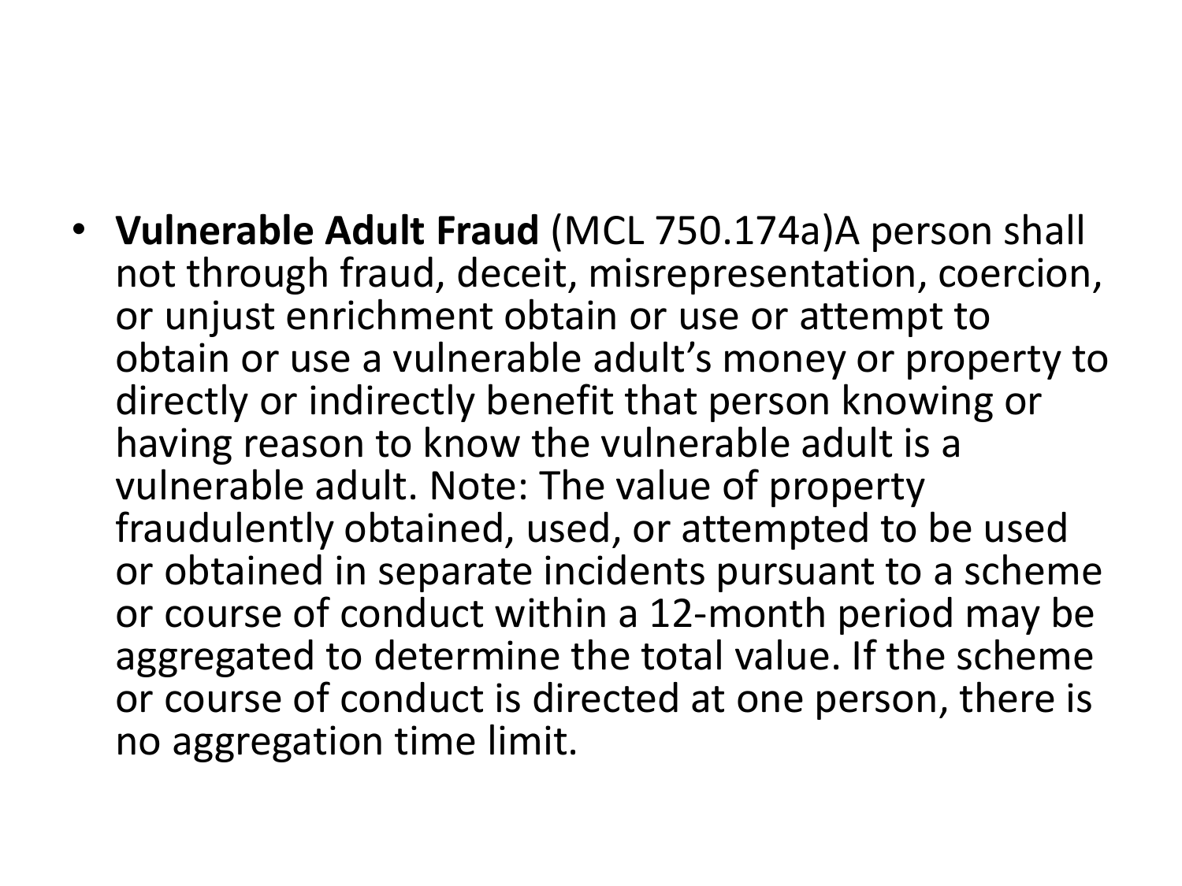- **Vulnerable Adult Fraud** (MCL 750.174a)A person shall not through fraud, deceit, misrepresentation, coercion, or unjust enrichment obtain or use or attempt to obtain or use a vulnerable adult's money or property to directly or indirectly benefit that person knowing or having reason to know the vulnerable adult is a vulnerable adult. Note: The value of property fraudulently obtained, used, or attempted to be used or obtained in separate incidents pursuant to a scheme or course of conduct within a 12-month period may be aggregated to determine the total value. If the scheme or course of conduct is directed at one person, there is no aggregation time limit.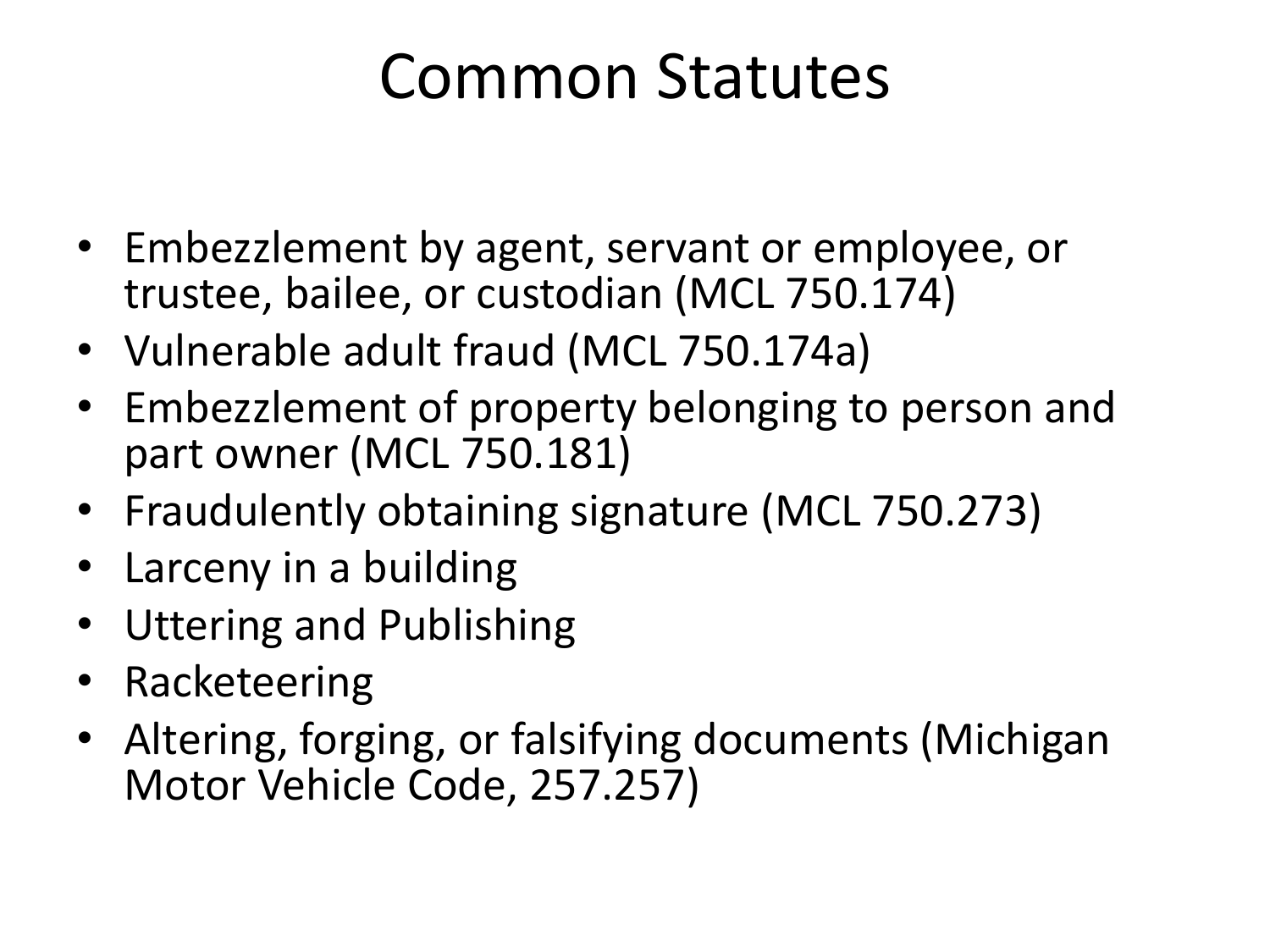# Common Statutes

- Embezzlement by agent, servant or employee, or trustee, bailee, or custodian (MCL 750.174)
- Vulnerable adult fraud (MCL 750.174a)
- Embezzlement of property belonging to person and part owner (MCL 750.181)
- Fraudulently obtaining signature (MCL 750.273)
- Larceny in a building
- Uttering and Publishing
- Racketeering
- Altering, forging, or falsifying documents (Michigan Motor Vehicle Code, 257.257)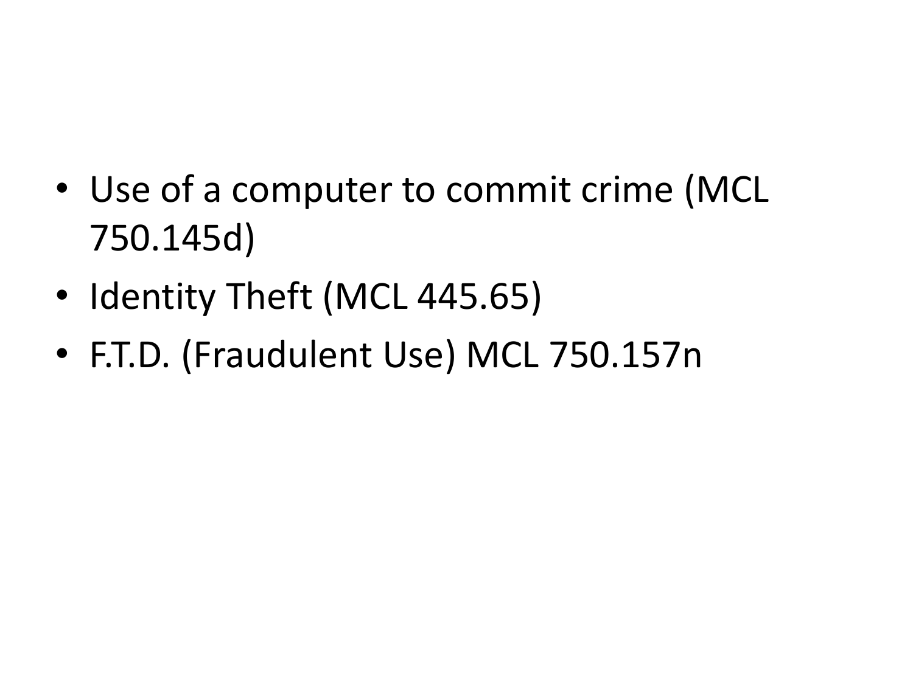- Use of a computer to commit crime (MCL 750.145d)
- Identity Theft (MCL 445.65)
- F.T.D. (Fraudulent Use) MCL 750.157n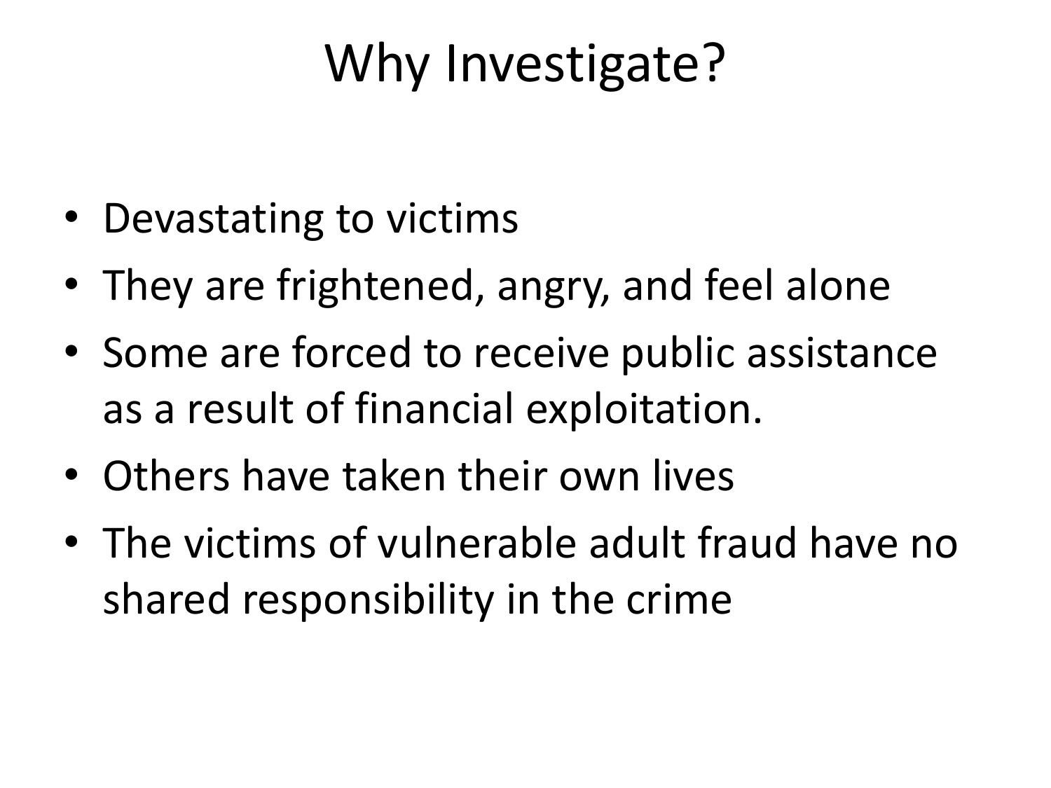# Why Investigate?

- Devastating to victims
- They are frightened, angry, and feel alone
- Some are forced to receive public assistance as a result of financial exploitation.
- Others have taken their own lives
- The victims of vulnerable adult fraud have no shared responsibility in the crime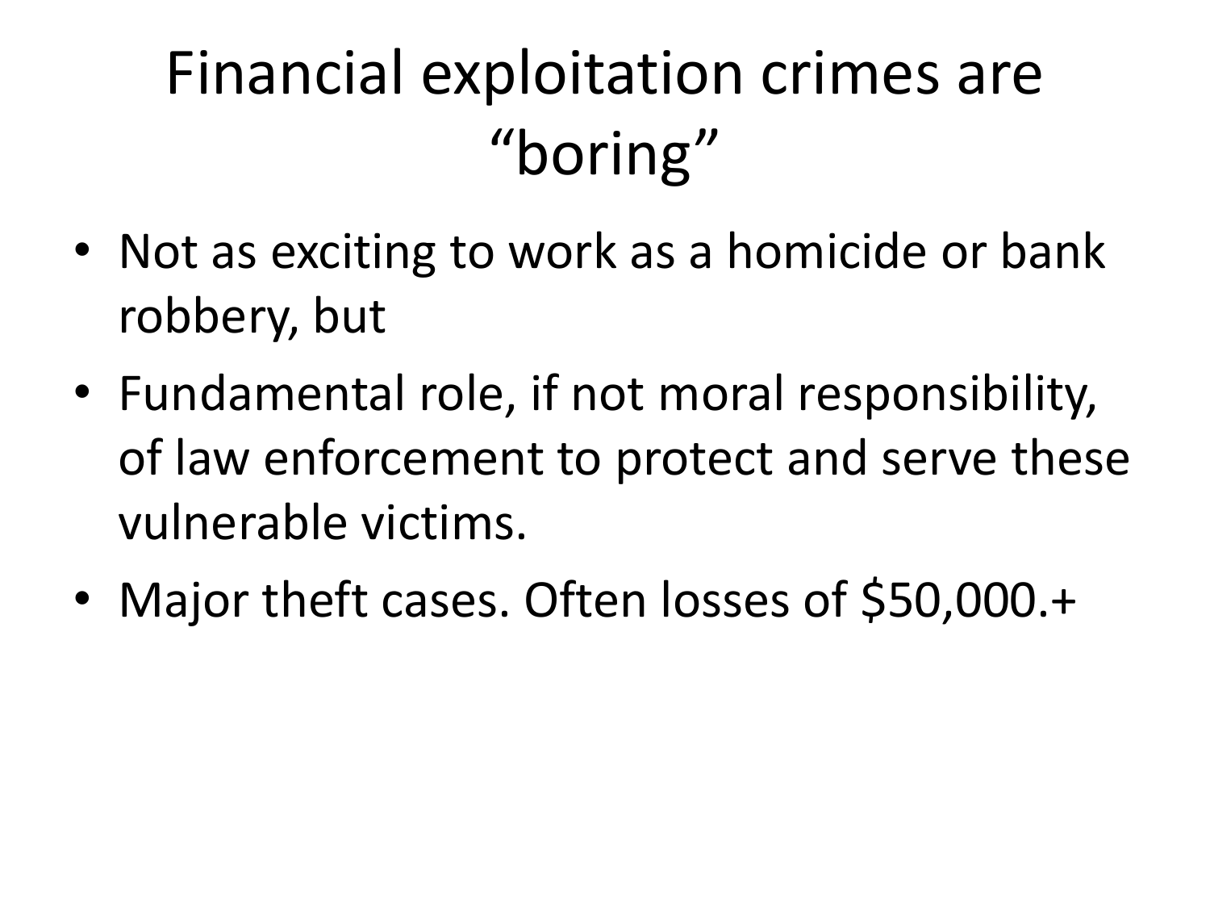# Financial exploitation crimes are "boring"

- Not as exciting to work as a homicide or bank robbery, but
- Fundamental role, if not moral responsibility, of law enforcement to protect and serve these vulnerable victims.
- Major theft cases. Often losses of $50,000.+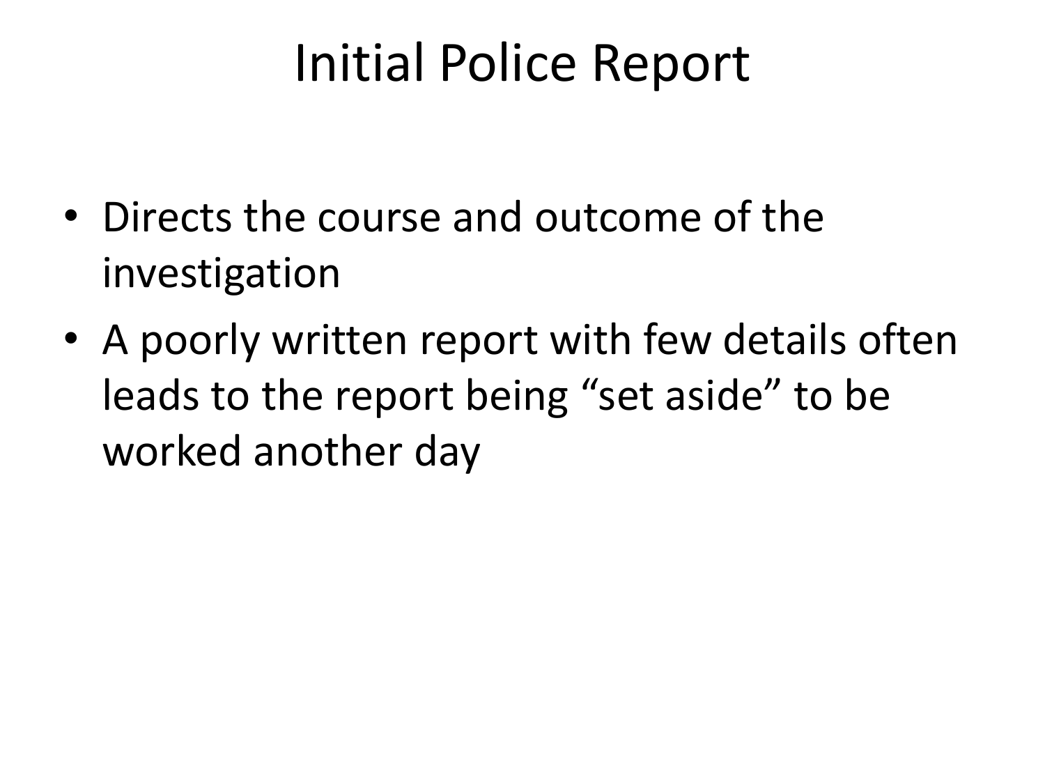# Initial Police Report

- Directs the course and outcome of the investigation
- A poorly written report with few details often leads to the report being "set aside" to be worked another day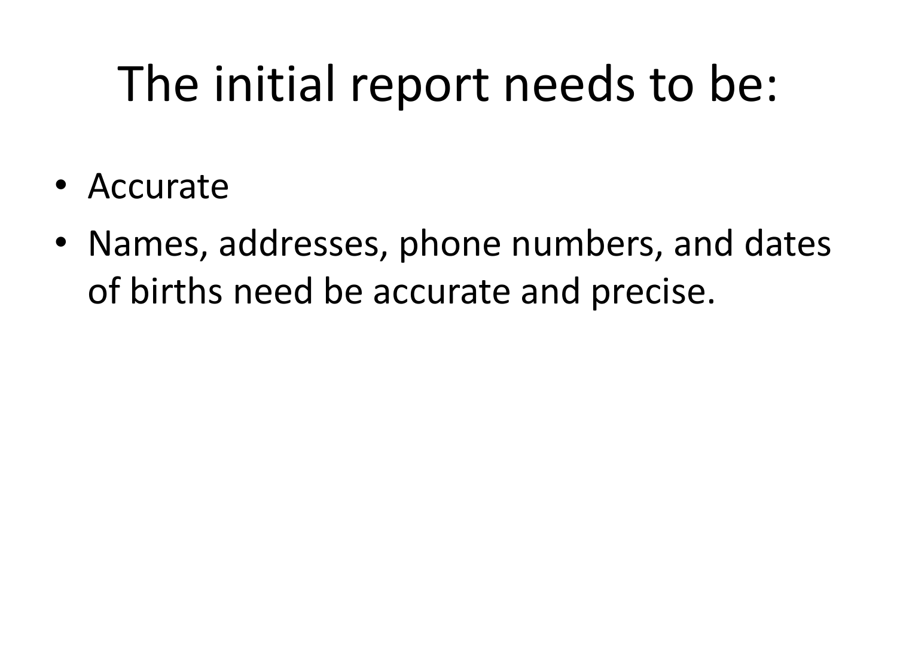# The initial report needs to be:

- Accurate
- Names, addresses, phone numbers, and dates of births need be accurate and precise.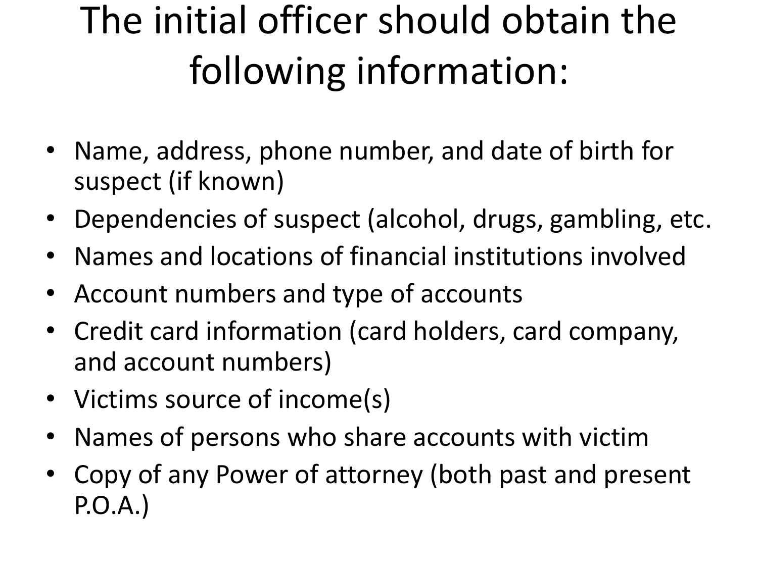# The initial officer should obtain the following information:

- Name, address, phone number, and date of birth for suspect (if known)
- Dependencies of suspect (alcohol, drugs, gambling, etc.
- Names and locations of financial institutions involved
- Account numbers and type of accounts
- Credit card information (card holders, card company, and account numbers)
- Victims source of income(s)
- Names of persons who share accounts with victim
- Copy of any Power of attorney (both past and present P.O.A.)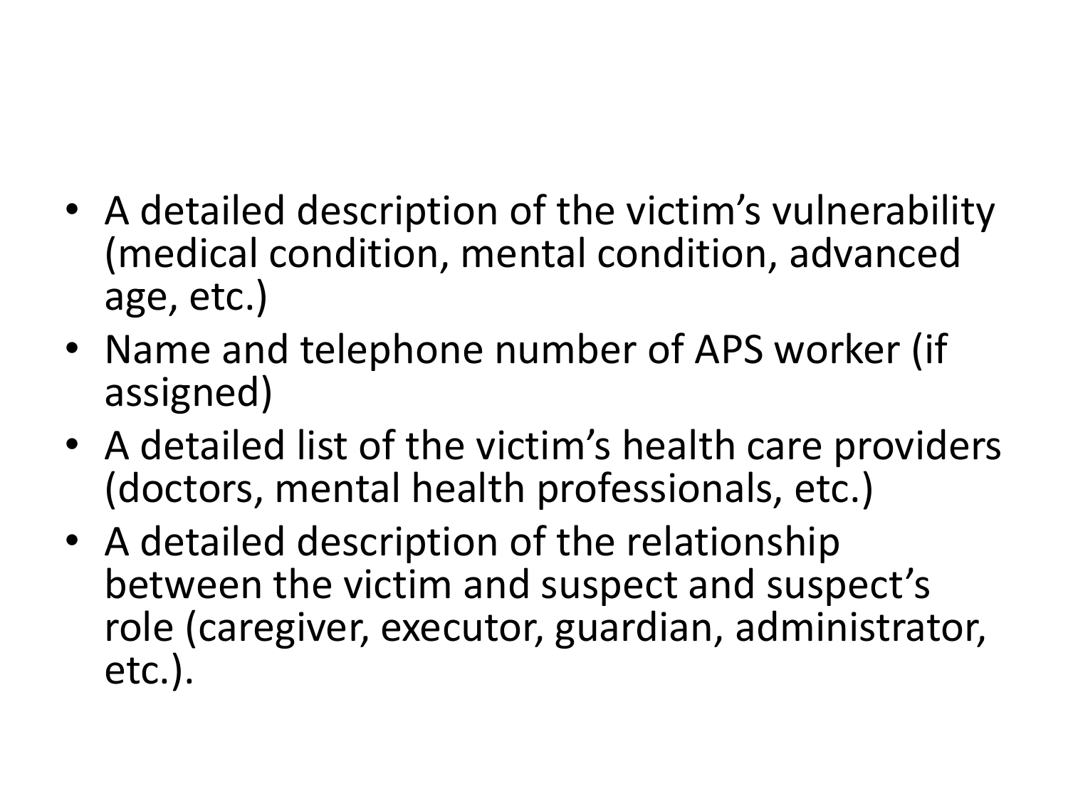- A detailed description of the victim's vulnerability (medical condition, mental condition, advanced age, etc.)
- Name and telephone number of APS worker (if assigned)
- A detailed list of the victim's health care providers (doctors, mental health professionals, etc.)
- A detailed description of the relationship between the victim and suspect and suspect's role (caregiver, executor, guardian, administrator, etc.).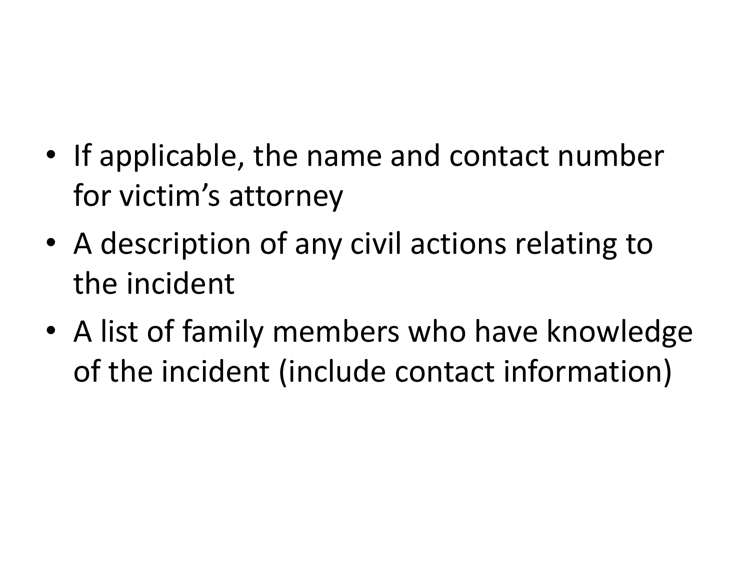- If applicable, the name and contact number for victim's attorney
- A description of any civil actions relating to the incident
- A list of family members who have knowledge of the incident (include contact information)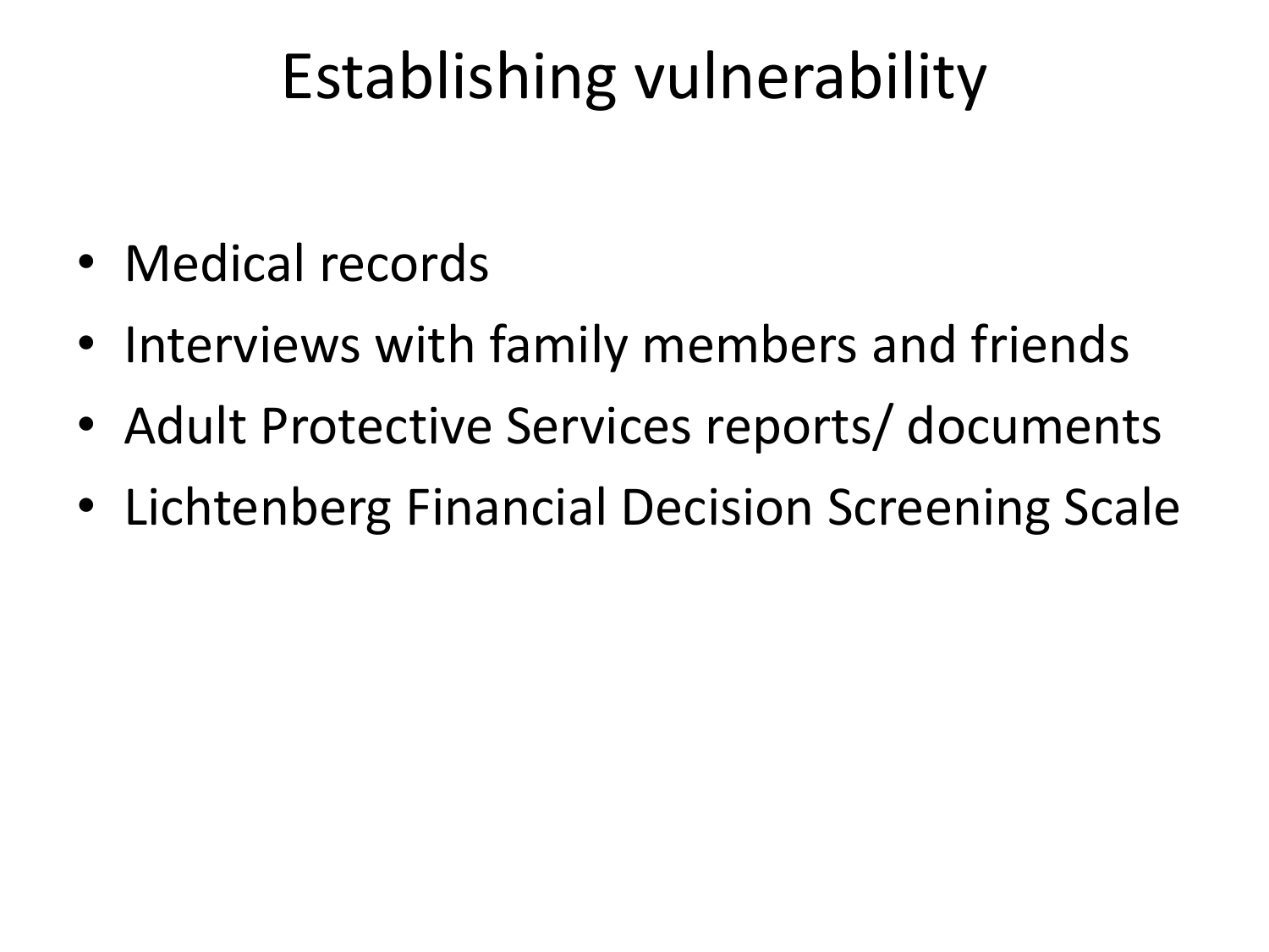# Establishing vulnerability

- Medical records
- Interviews with family members and friends
- Adult Protective Services reports/ documents
- Lichtenberg Financial Decision Screening Scale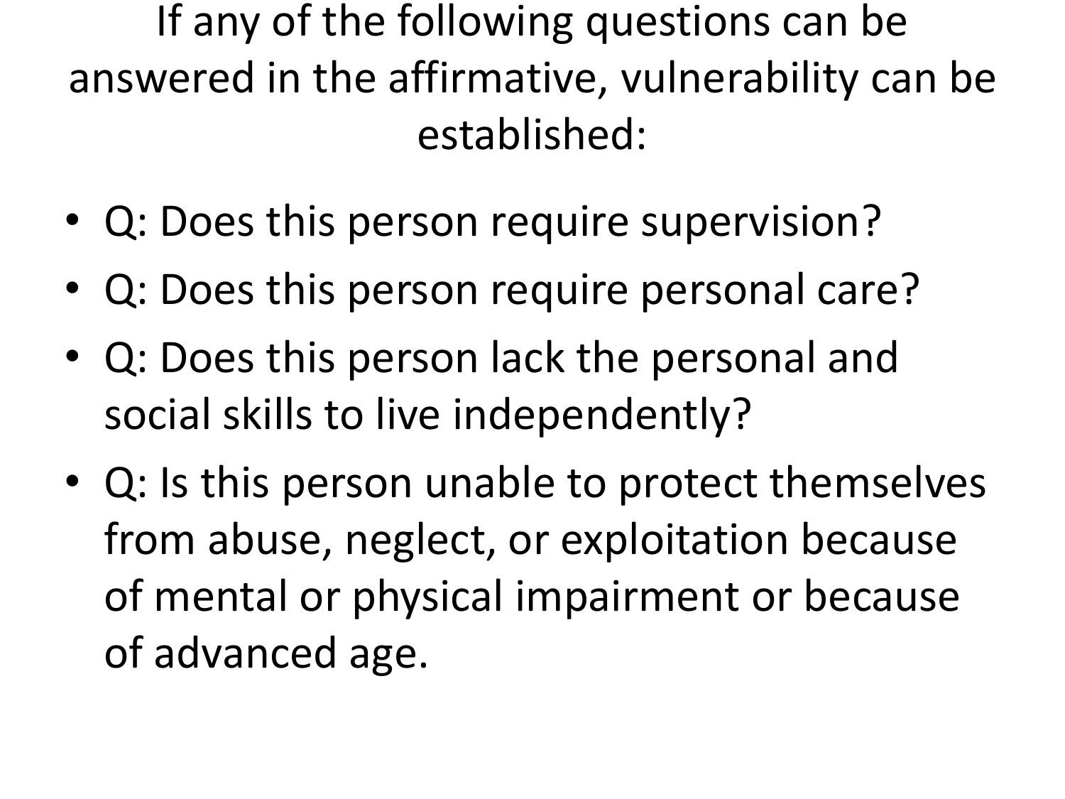# If any of the following questions can be answered in the affirmative, vulnerability can be established:

- Q: Does this person require supervision?
- Q: Does this person require personal care?
- Q: Does this person lack the personal and social skills to live independently?
- Q: Is this person unable to protect themselves from abuse, neglect, or exploitation because of mental or physical impairment or because of advanced age.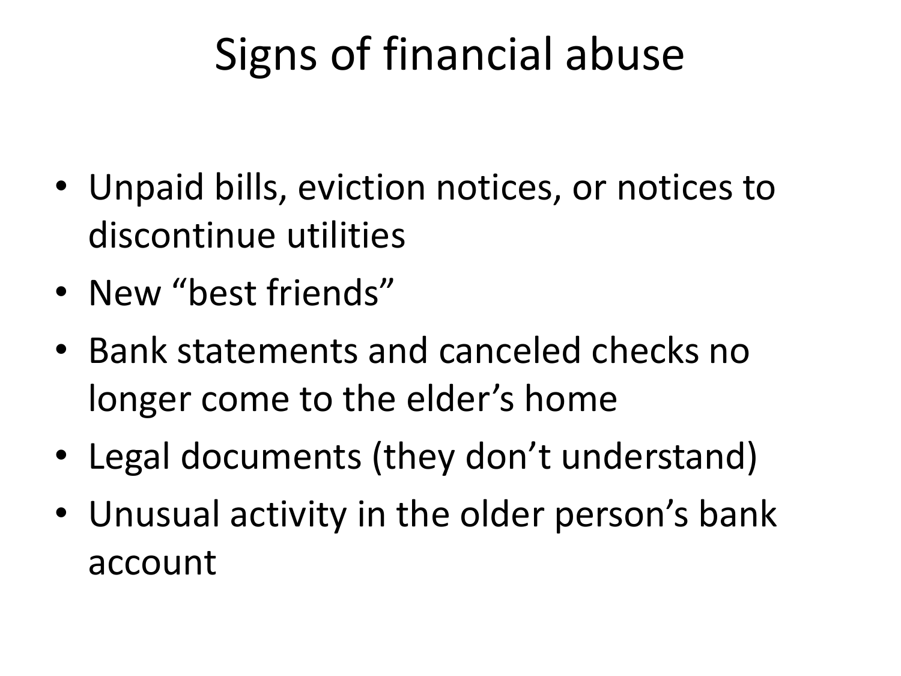# Signs of financial abuse

- Unpaid bills, eviction notices, or notices to discontinue utilities
- New “best friends”
- Bank statements and canceled checks no longer come to the elder’s home
- Legal documents (they don’t understand)
- Unusual activity in the older person’s bank account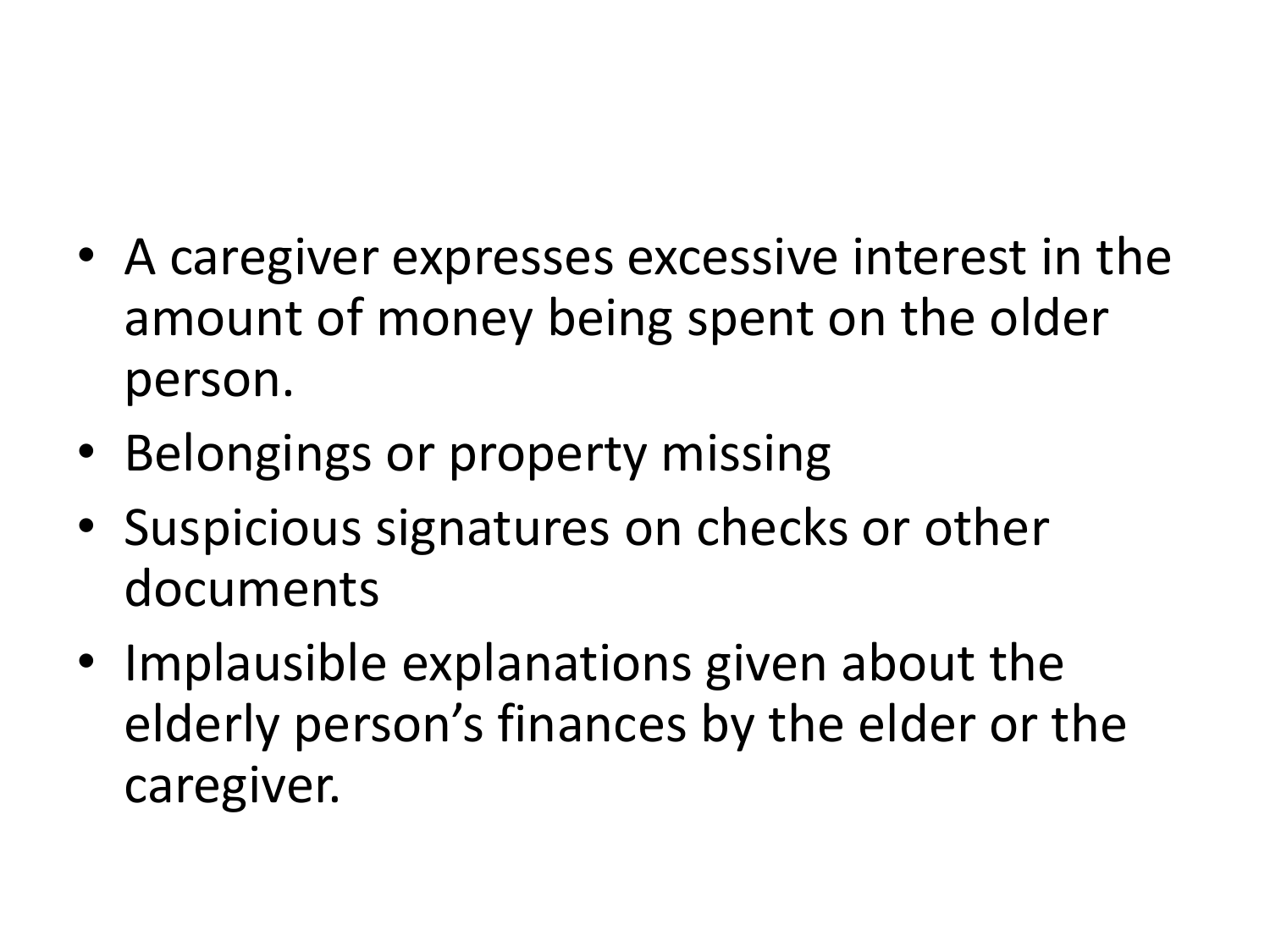- A caregiver expresses excessive interest in the amount of money being spent on the older person.
- Belongings or property missing
- Suspicious signatures on checks or other documents
- Implausible explanations given about the elderly person's finances by the elder or the caregiver.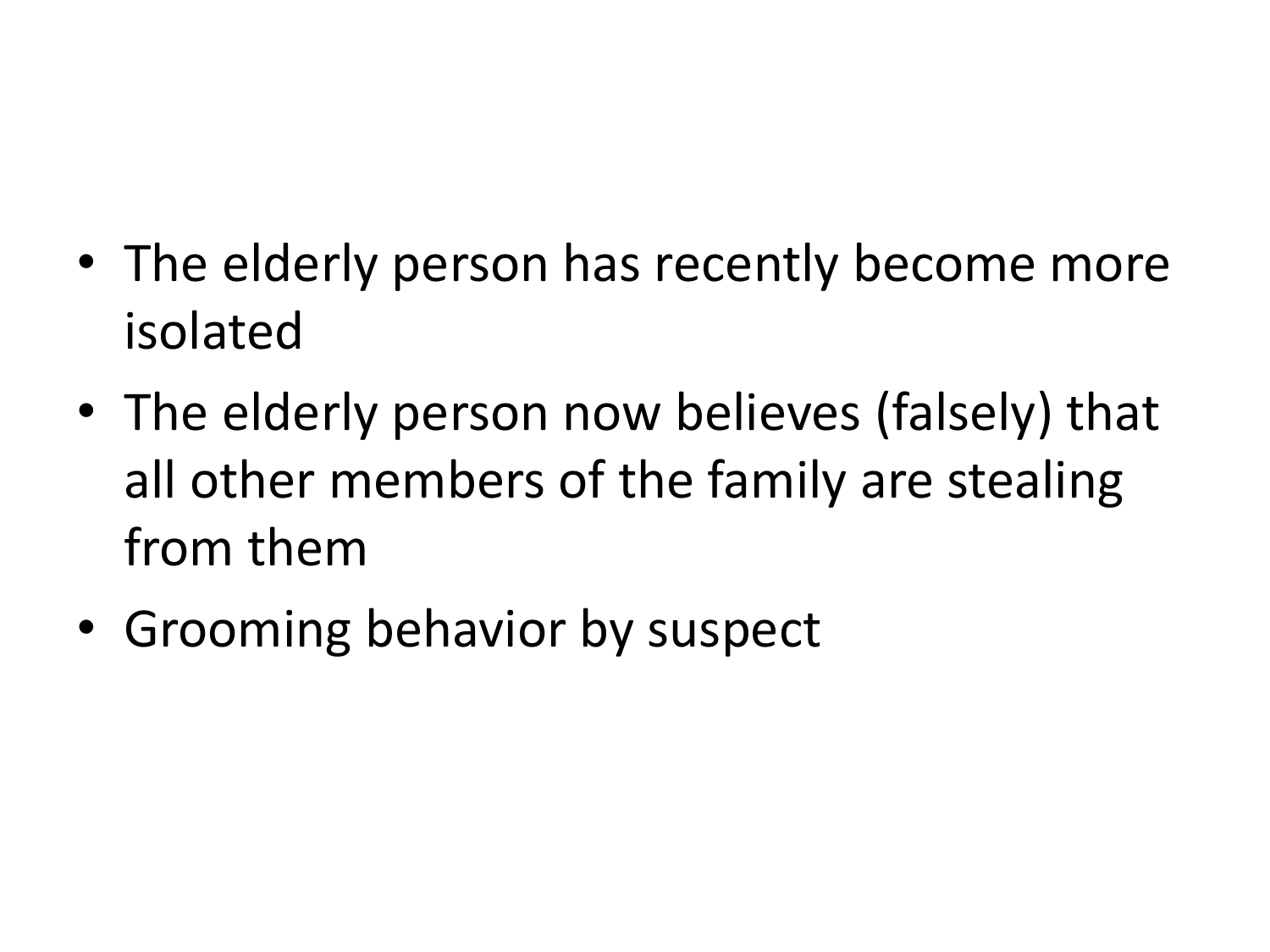- The elderly person has recently become more isolated
- The elderly person now believes (falsely) that all other members of the family are stealing from them
- Grooming behavior by suspect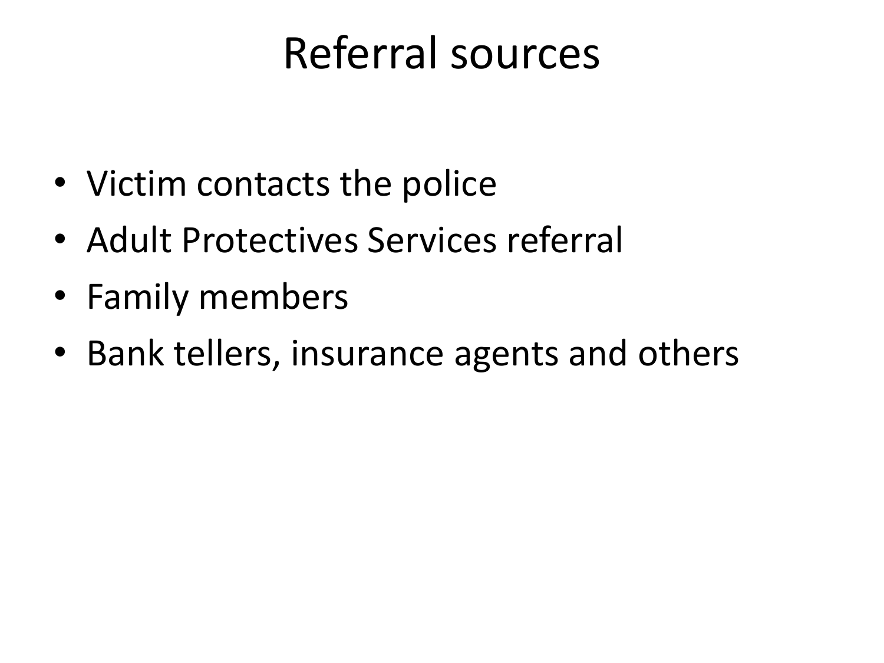# Referral sources

- Victim contacts the police
- Adult Protectives Services referral
- Family members
- Bank tellers, insurance agents and others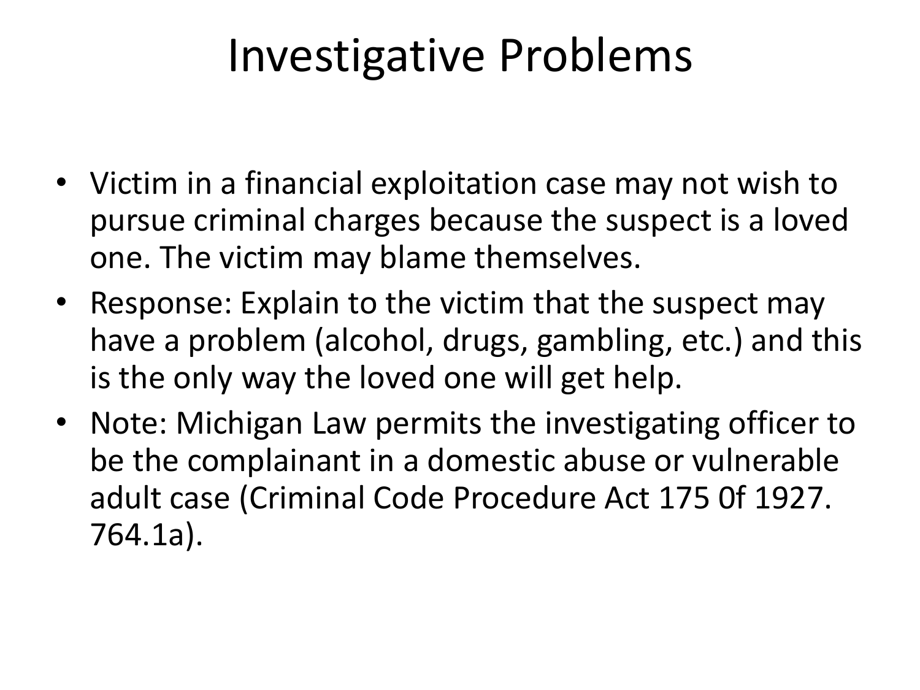# Investigative Problems

- Victim in a financial exploitation case may not wish to pursue criminal charges because the suspect is a loved one. The victim may blame themselves.
- Response: Explain to the victim that the suspect may have a problem (alcohol, drugs, gambling, etc.) and this is the only way the loved one will get help.
- Note: Michigan Law permits the investigating officer to be the complainant in a domestic abuse or vulnerable adult case (Criminal Code Procedure Act 175 0f 1927. 764.1a).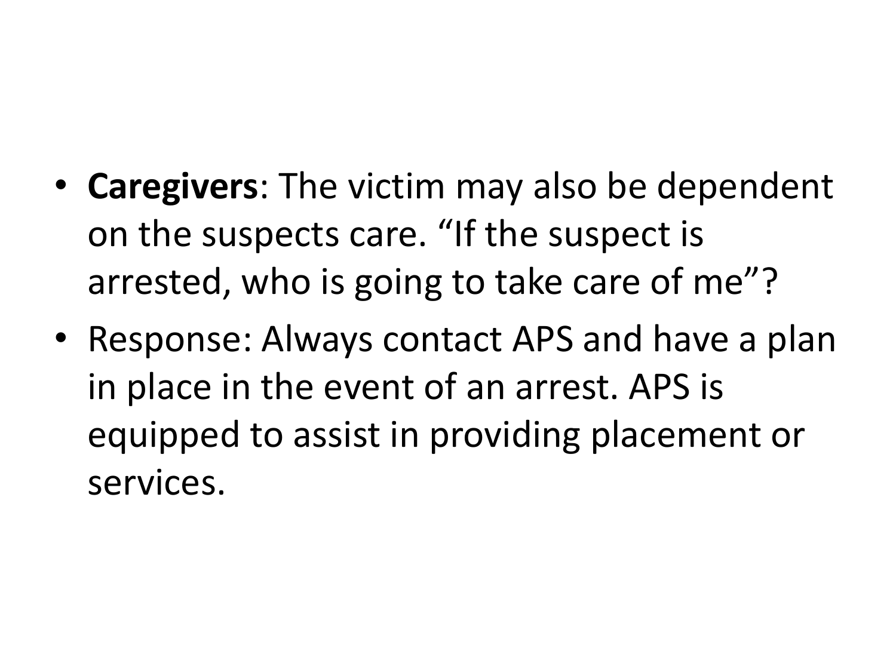- **Caregivers**: The victim may also be dependent on the suspects care. “If the suspect is arrested, who is going to take care of me”?
- Response: Always contact APS and have a plan in place in the event of an arrest. APS is equipped to assist in providing placement or services.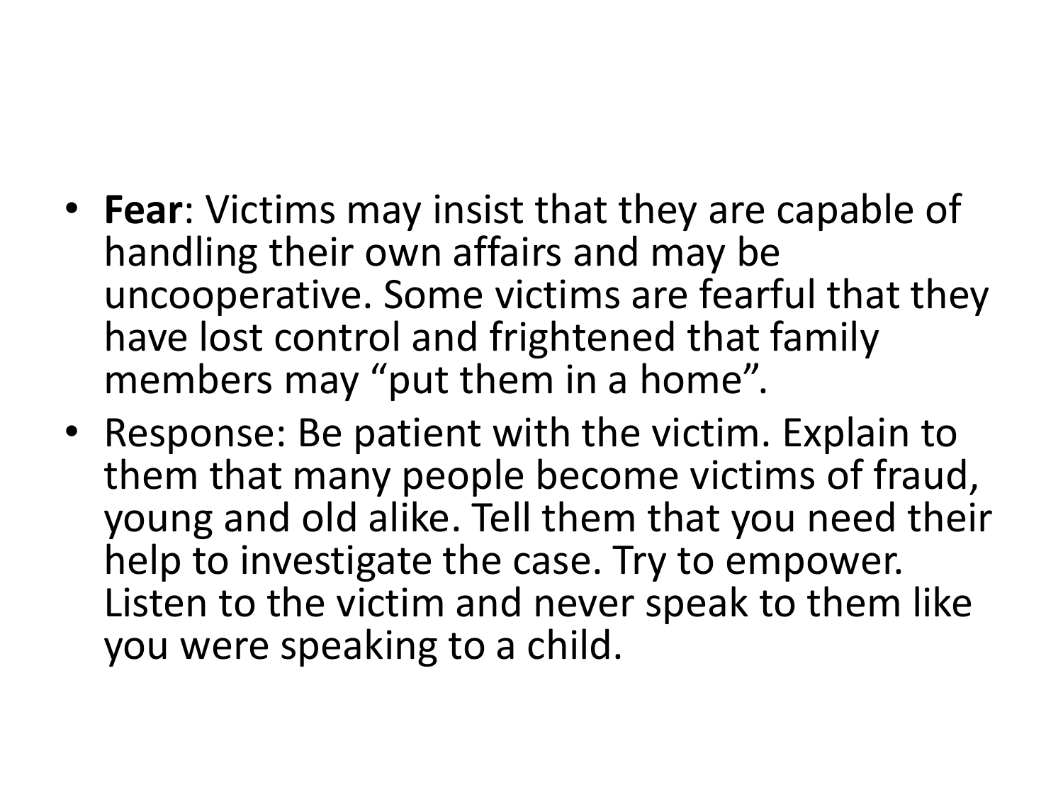- **Fear**: Victims may insist that they are capable of handling their own affairs and may be uncooperative. Some victims are fearful that they have lost control and frightened that family members may "put them in a home".
- Response: Be patient with the victim. Explain to them that many people become victims of fraud, young and old alike. Tell them that you need their help to investigate the case. Try to empower. Listen to the victim and never speak to them like you were speaking to a child.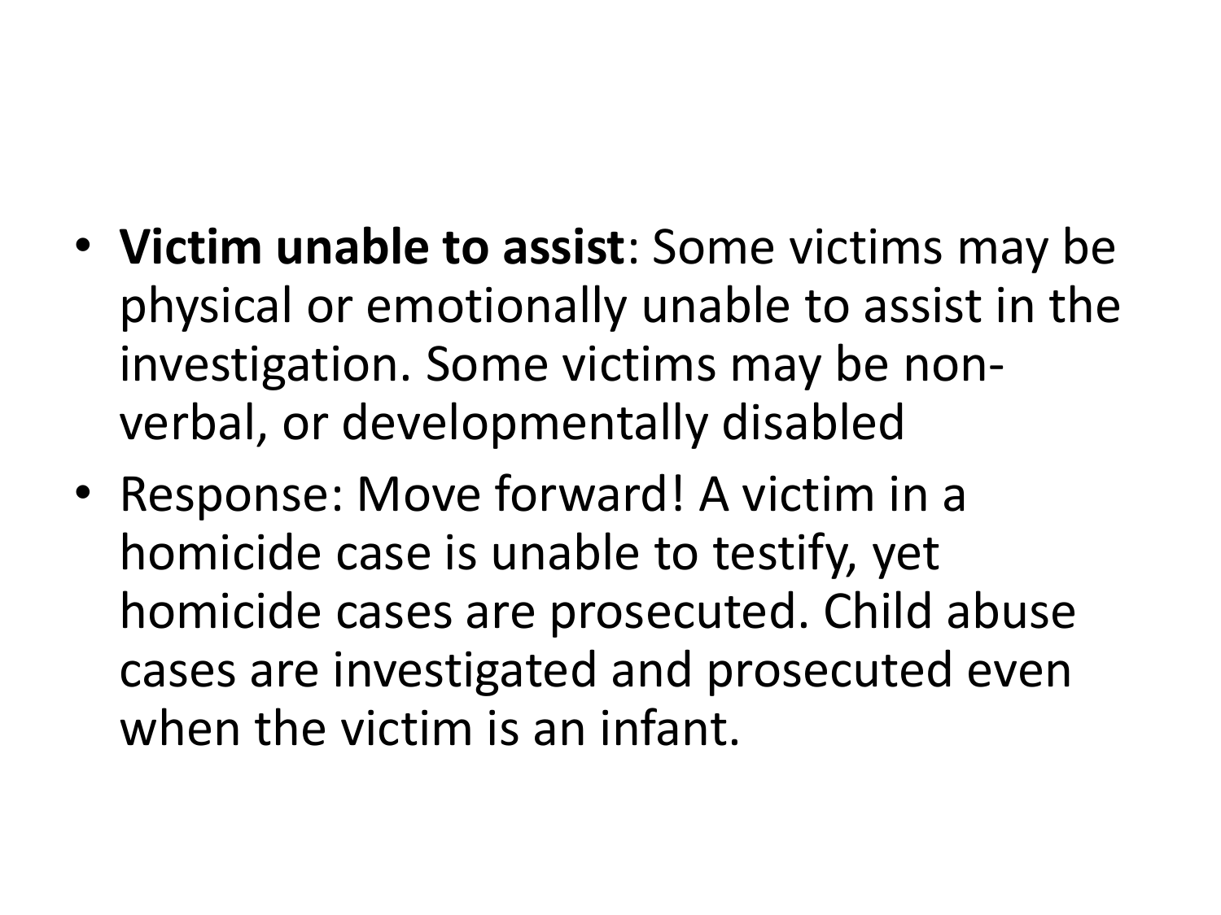- **Victim unable to assist**: Some victims may be physical or emotionally unable to assist in the investigation. Some victims may be non-verbal, or developmentally disabled
- Response: Move forward! A victim in a homicide case is unable to testify, yet homicide cases are prosecuted. Child abuse cases are investigated and prosecuted even when the victim is an infant.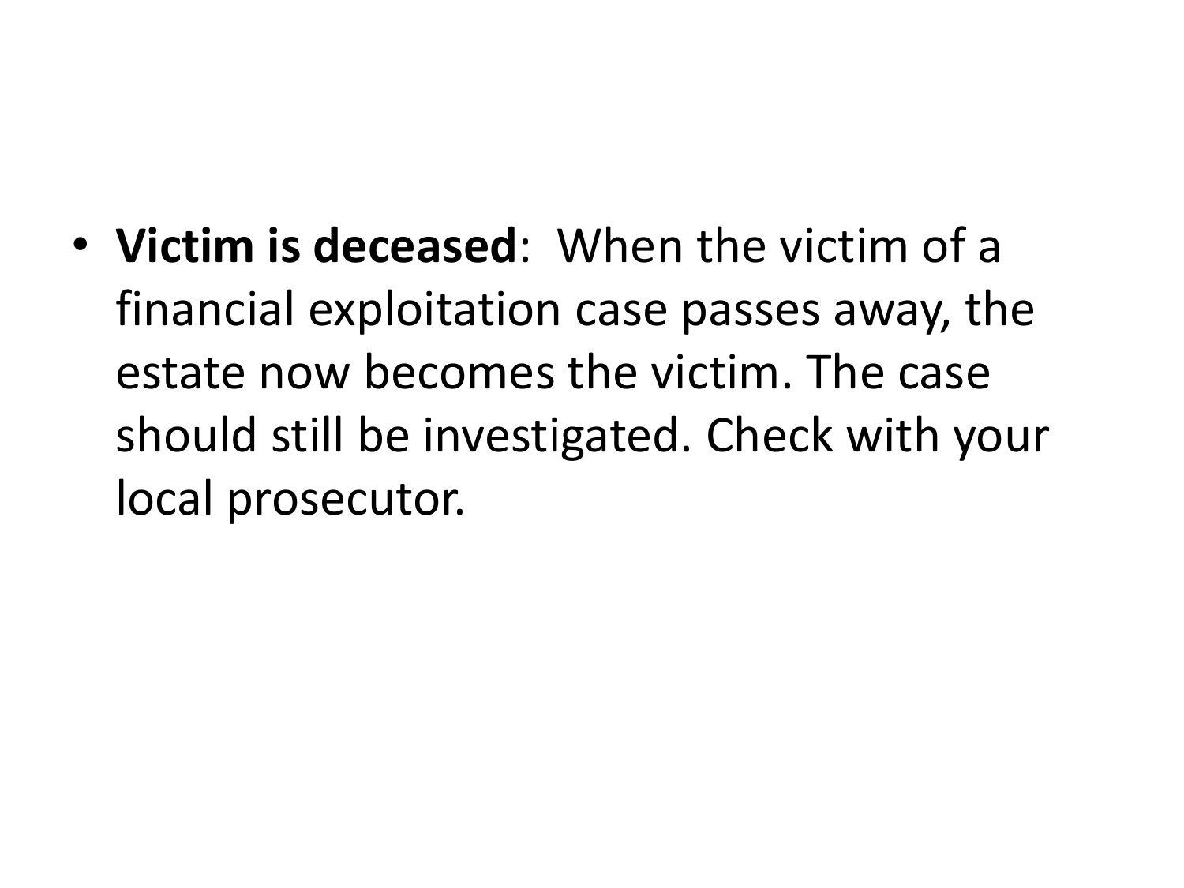- **Victim is deceased**: When the victim of a financial exploitation case passes away, the estate now becomes the victim. The case should still be investigated. Check with your local prosecutor.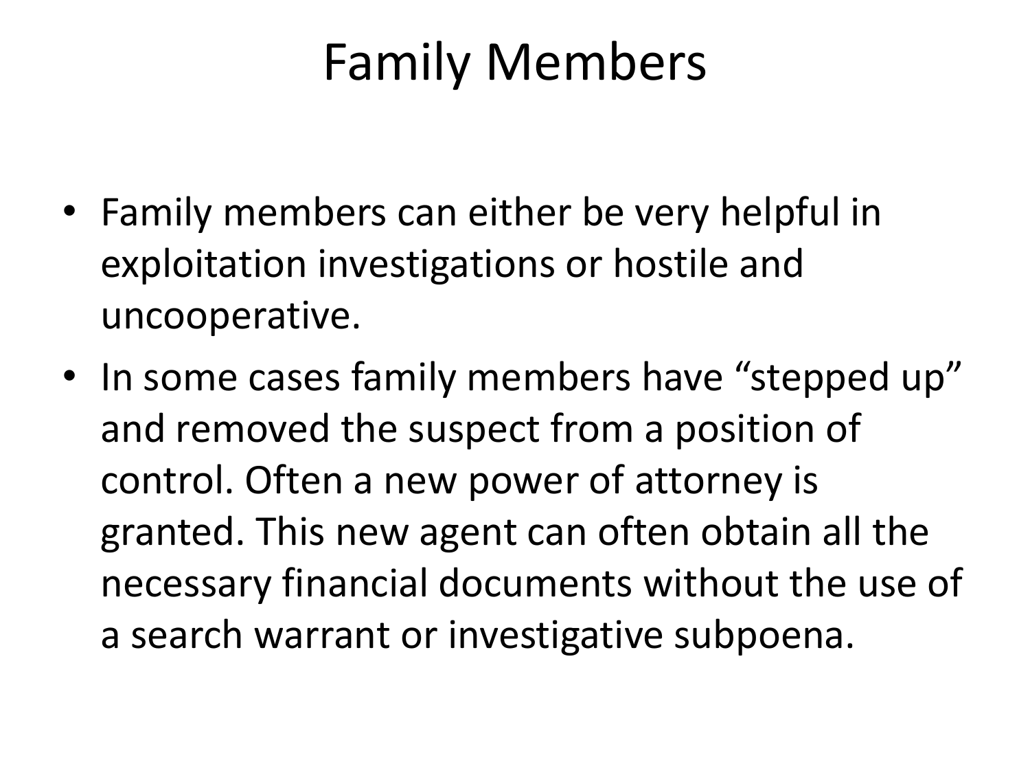# Family Members

- Family members can either be very helpful in exploitation investigations or hostile and uncooperative.
- In some cases family members have “stepped up” and removed the suspect from a position of control. Often a new power of attorney is granted. This new agent can often obtain all the necessary financial documents without the use of a search warrant or investigative subpoena.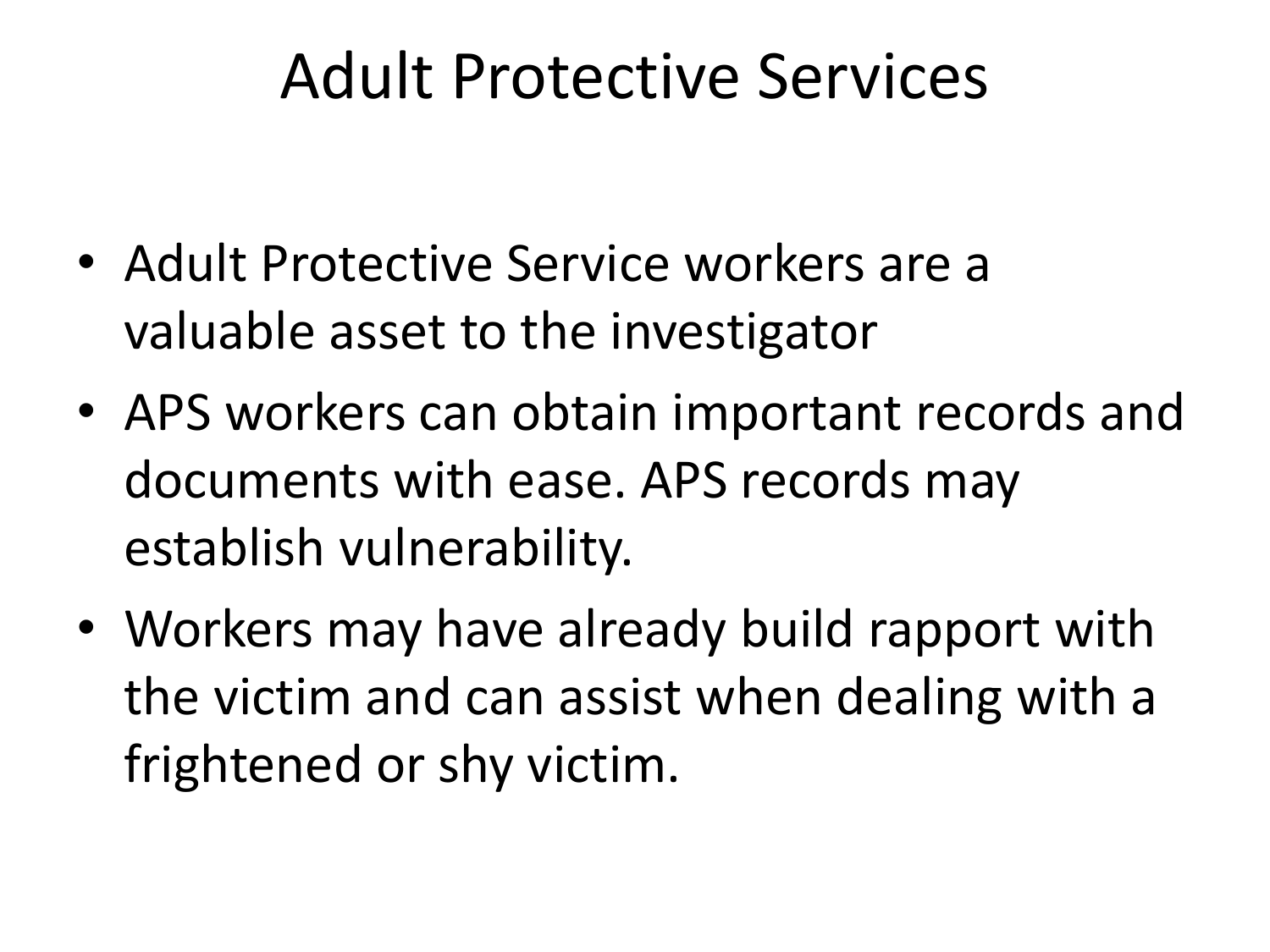# Adult Protective Services

- Adult Protective Service workers are a valuable asset to the investigator
- APS workers can obtain important records and documents with ease. APS records may establish vulnerability.
- Workers may have already build rapport with the victim and can assist when dealing with a frightened or shy victim.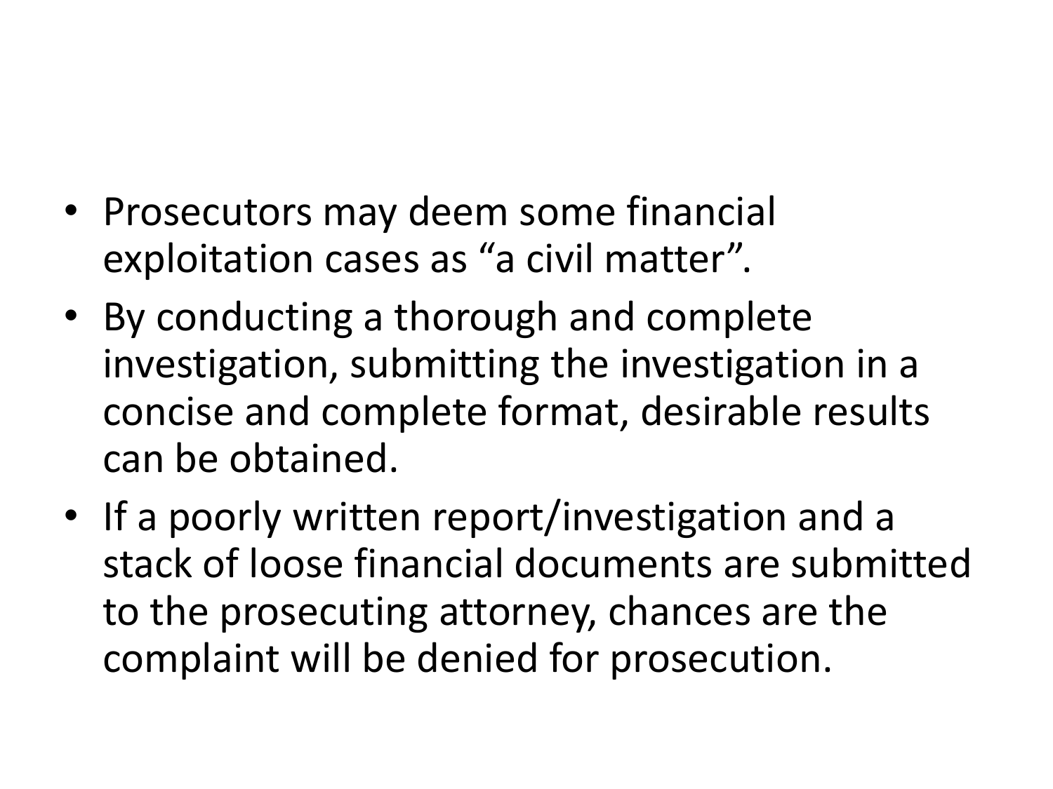- Prosecutors may deem some financial exploitation cases as “a civil matter”.
- By conducting a thorough and complete investigation, submitting the investigation in a concise and complete format, desirable results can be obtained.
- If a poorly written report/investigation and a stack of loose financial documents are submitted to the prosecuting attorney, chances are the complaint will be denied for prosecution.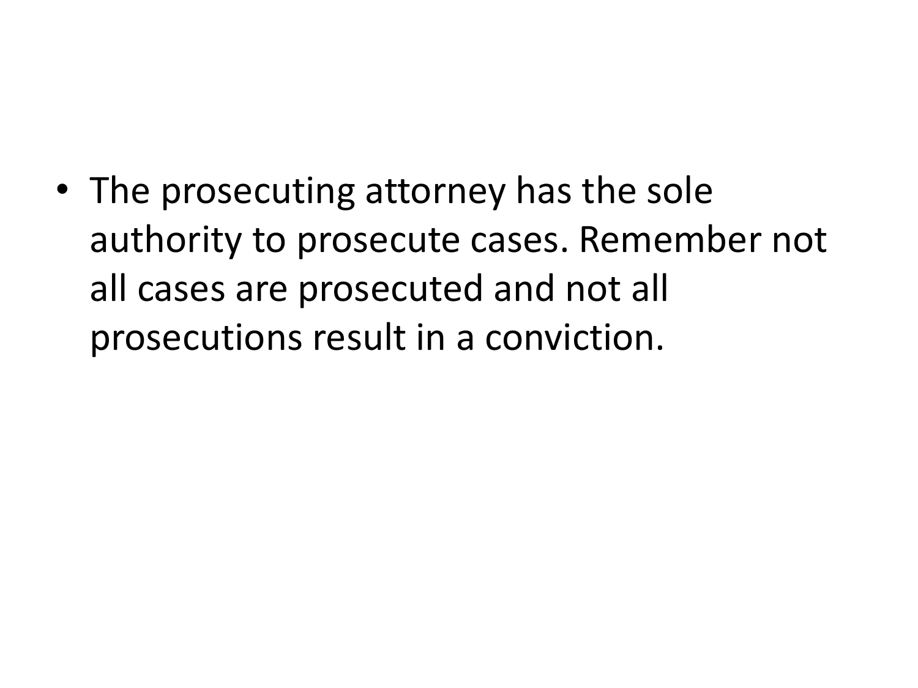- The prosecuting attorney has the sole authority to prosecute cases. Remember not all cases are prosecuted and not all prosecutions result in a conviction.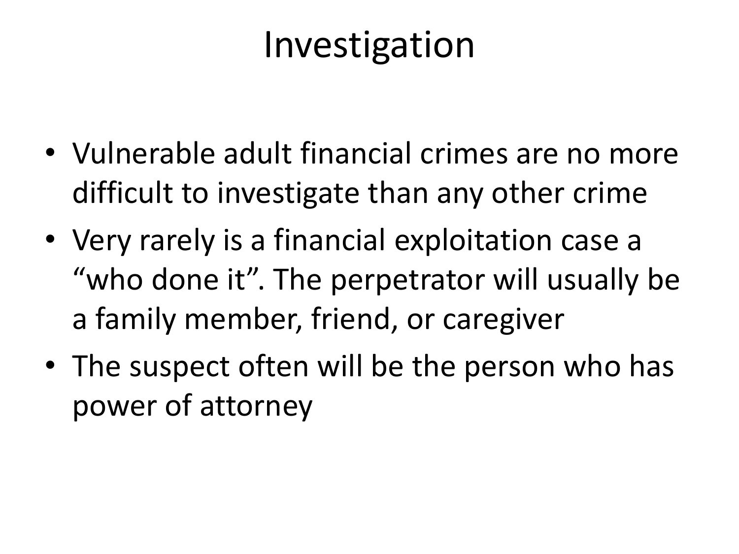# Investigation

- Vulnerable adult financial crimes are no more difficult to investigate than any other crime
- Very rarely is a financial exploitation case a "who done it". The perpetrator will usually be a family member, friend, or caregiver
- The suspect often will be the person who has power of attorney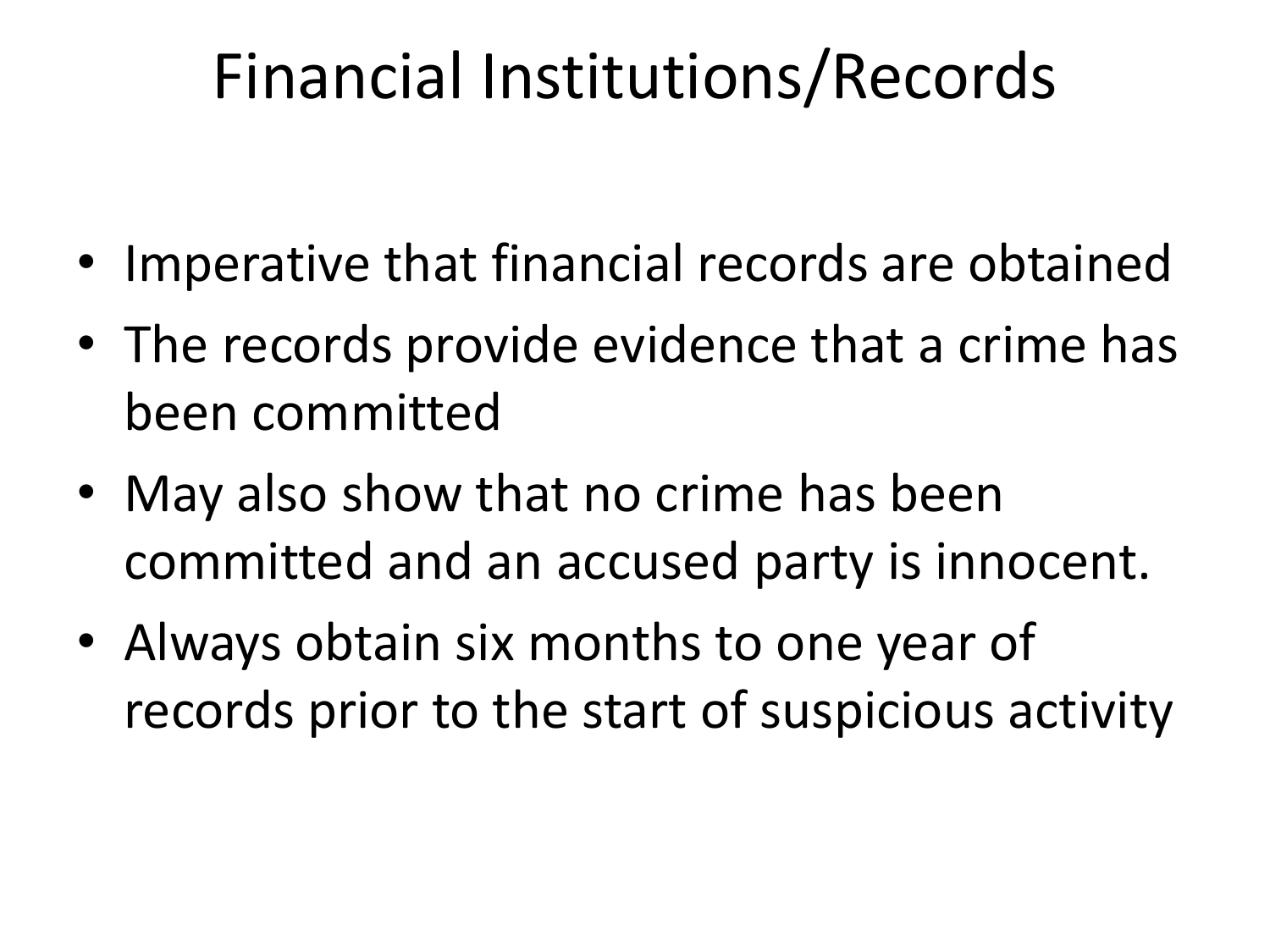# Financial Institutions/Records

- Imperative that financial records are obtained
- The records provide evidence that a crime has been committed
- May also show that no crime has been committed and an accused party is innocent.
- Always obtain six months to one year of records prior to the start of suspicious activity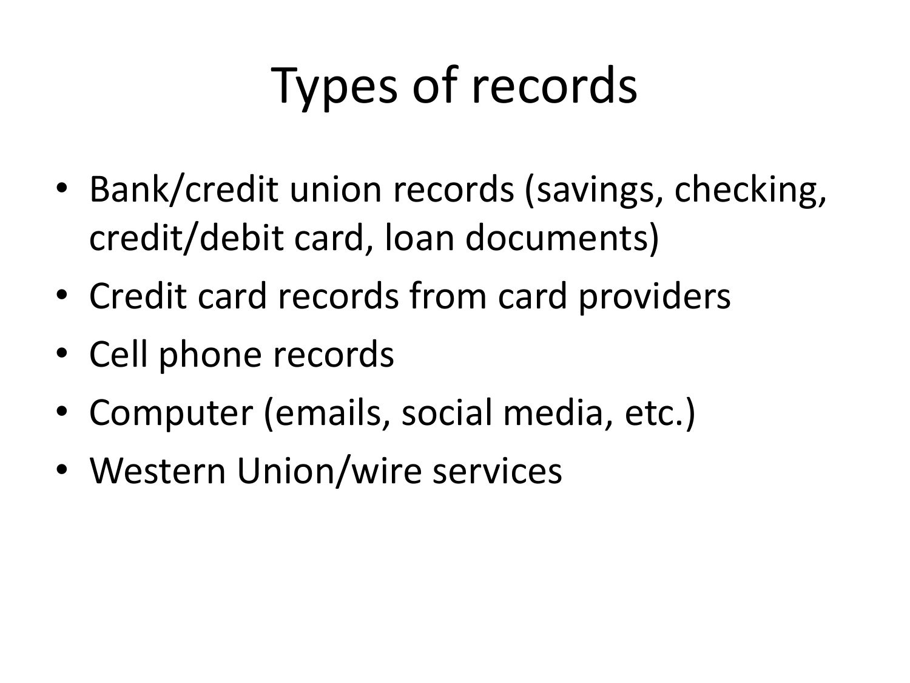# Types of records

- Bank/credit union records (savings, checking, credit/debit card, loan documents)
- Credit card records from card providers
- Cell phone records
- Computer (emails, social media, etc.)
- Western Union/wire services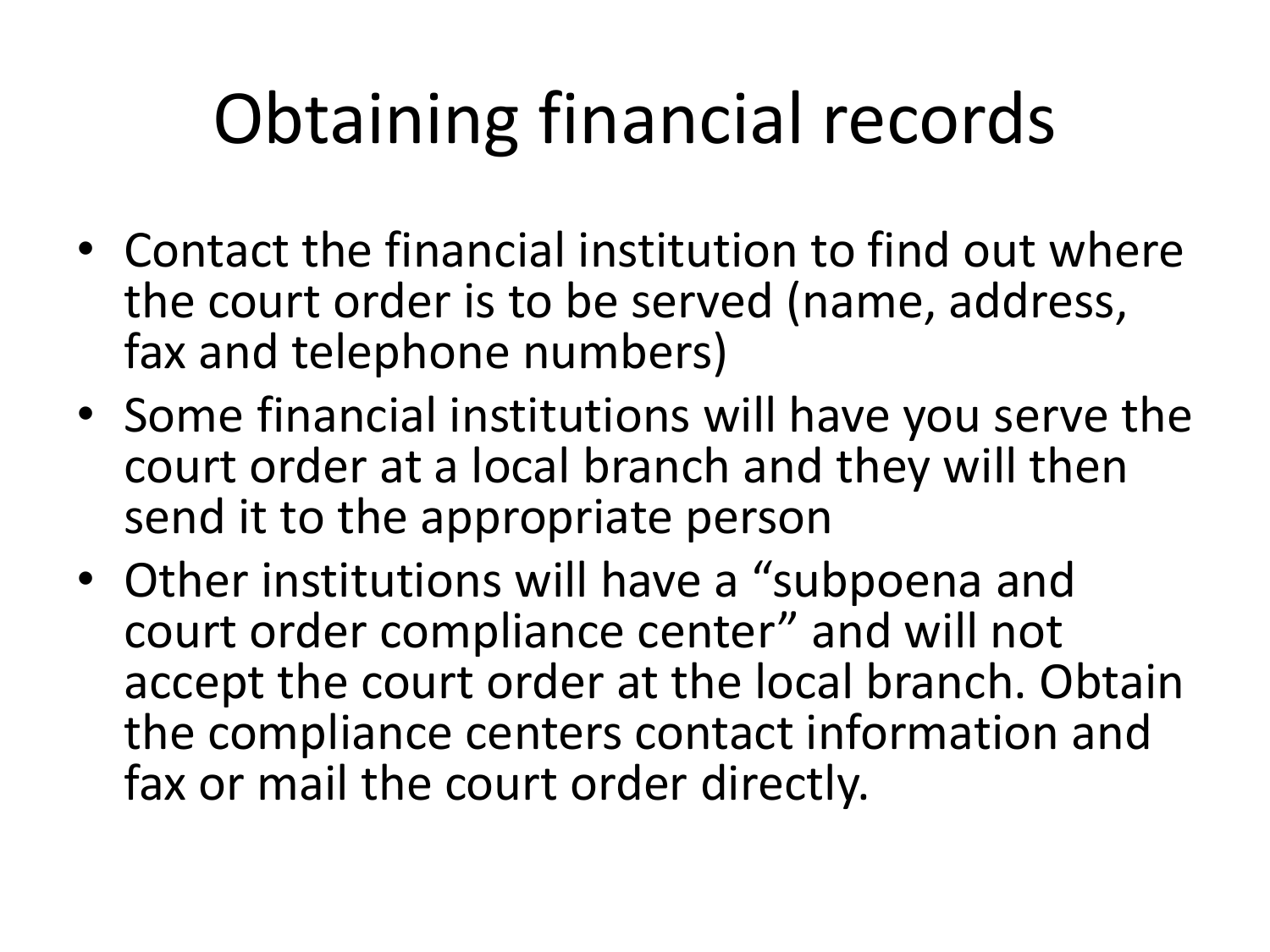# Obtaining financial records

- Contact the financial institution to find out where the court order is to be served (name, address, fax and telephone numbers)
- Some financial institutions will have you serve the court order at a local branch and they will then send it to the appropriate person
- Other institutions will have a “subpoena and court order compliance center” and will not accept the court order at the local branch. Obtain the compliance centers contact information and fax or mail the court order directly.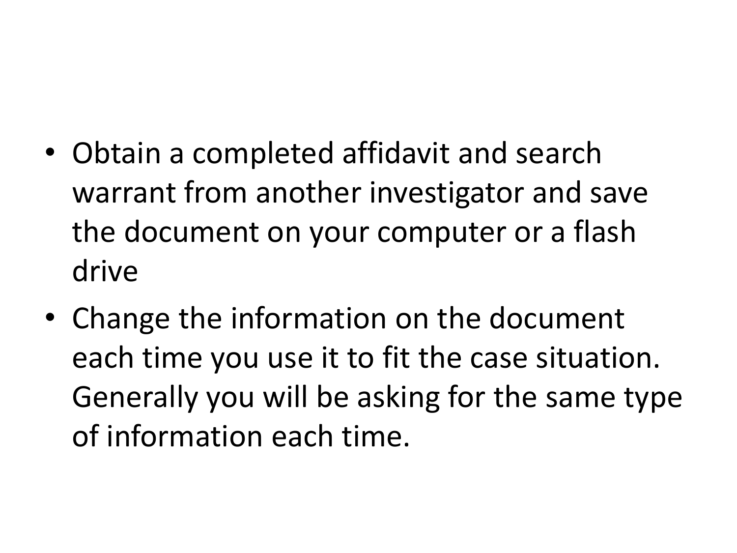- Obtain a completed affidavit and search warrant from another investigator and save the document on your computer or a flash drive
- Change the information on the document each time you use it to fit the case situation. Generally you will be asking for the same type of information each time.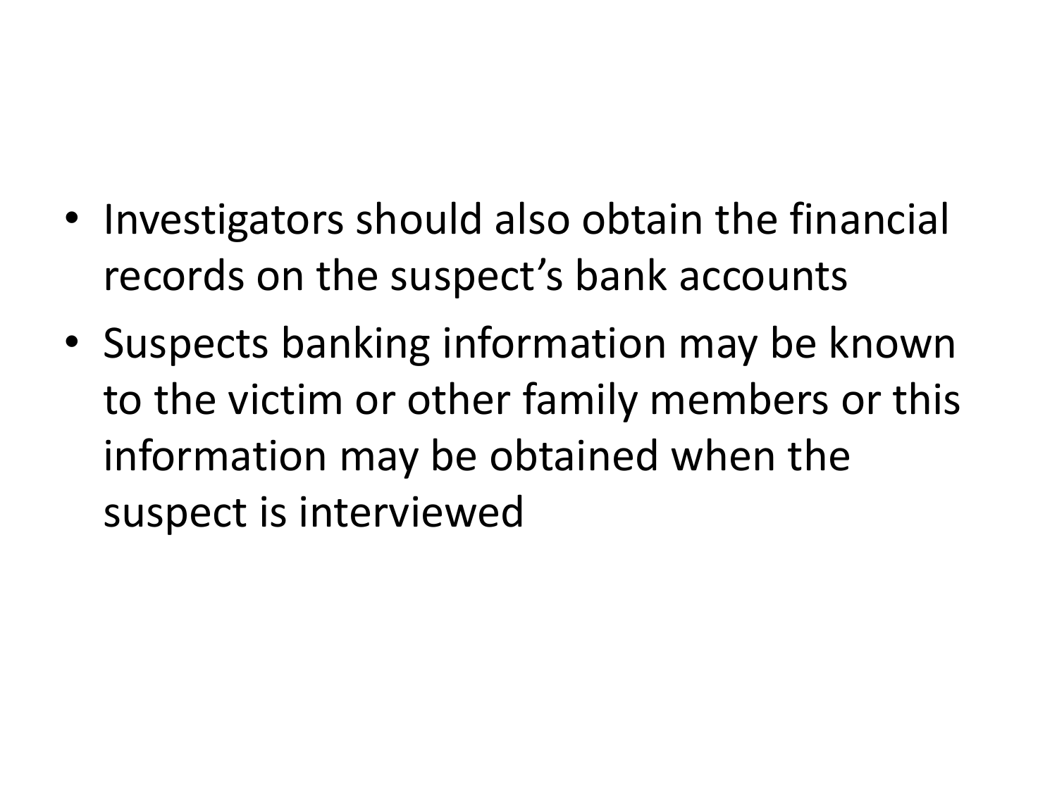- Investigators should also obtain the financial records on the suspect’s bank accounts
- Suspects banking information may be known to the victim or other family members or this information may be obtained when the suspect is interviewed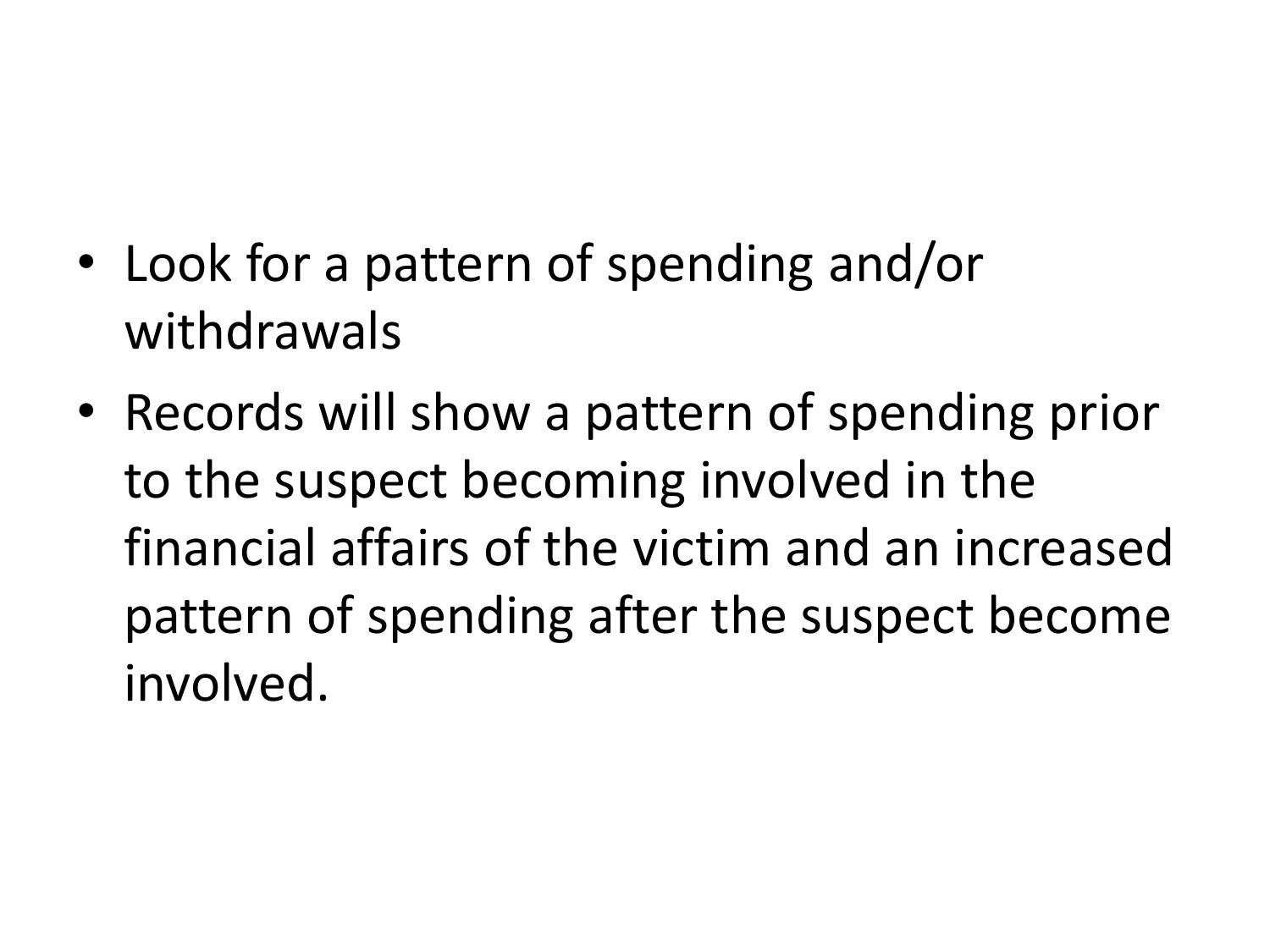- Look for a pattern of spending and/or withdrawals
- Records will show a pattern of spending prior to the suspect becoming involved in the financial affairs of the victim and an increased pattern of spending after the suspect become involved.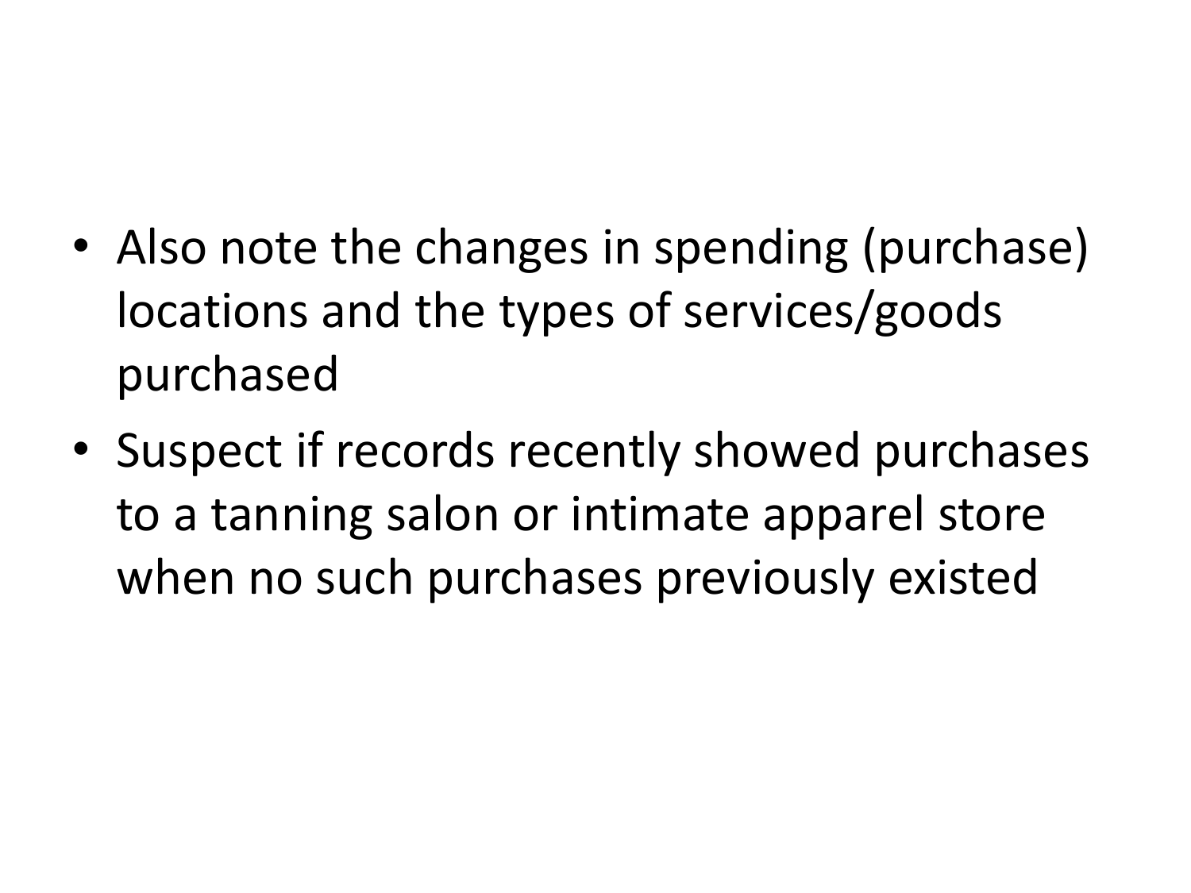- Also note the changes in spending (purchase) locations and the types of services/goods purchased
- Suspect if records recently showed purchases to a tanning salon or intimate apparel store when no such purchases previously existed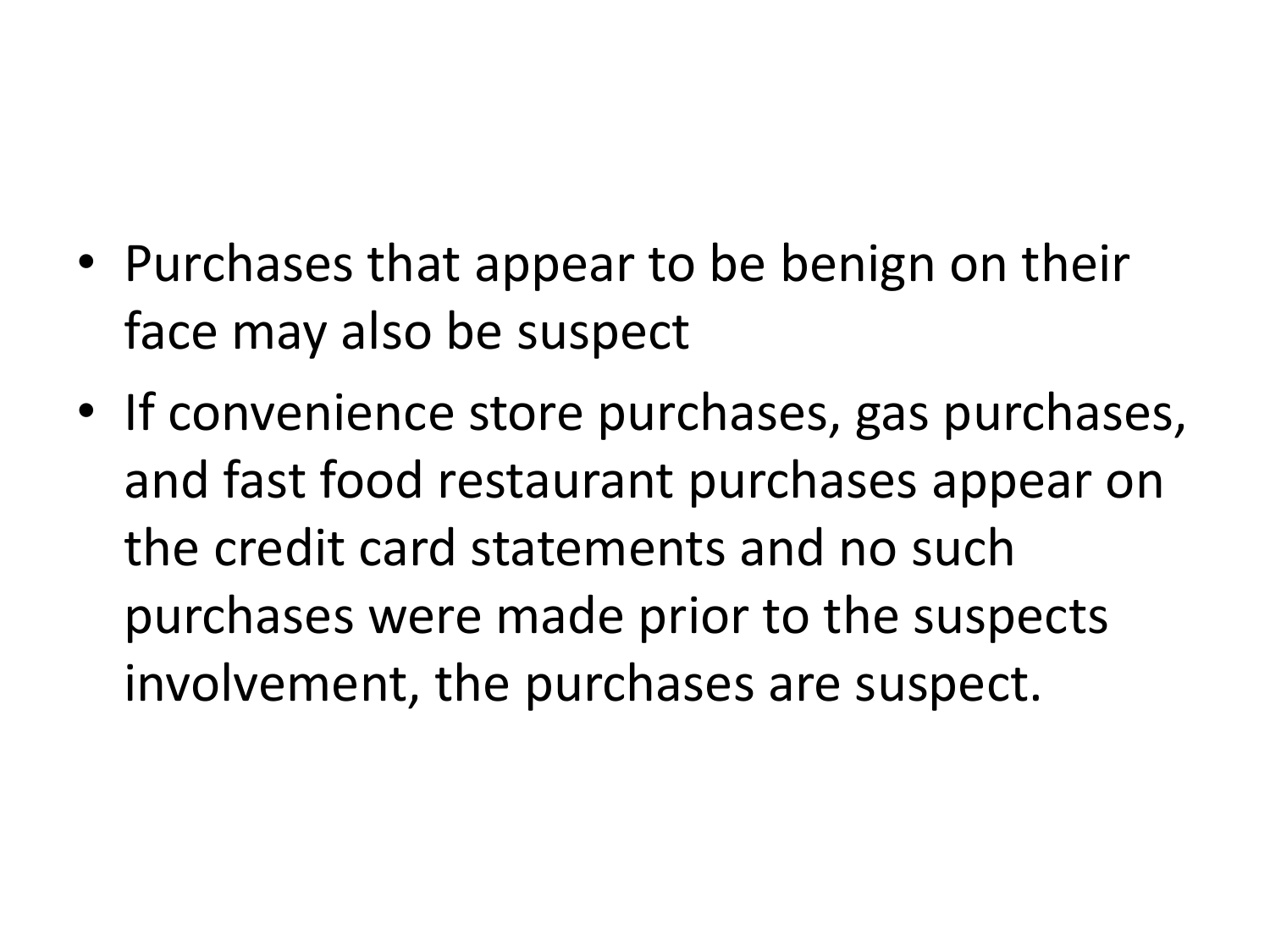- Purchases that appear to be benign on their face may also be suspect
- If convenience store purchases, gas purchases, and fast food restaurant purchases appear on the credit card statements and no such purchases were made prior to the suspects involvement, the purchases are suspect.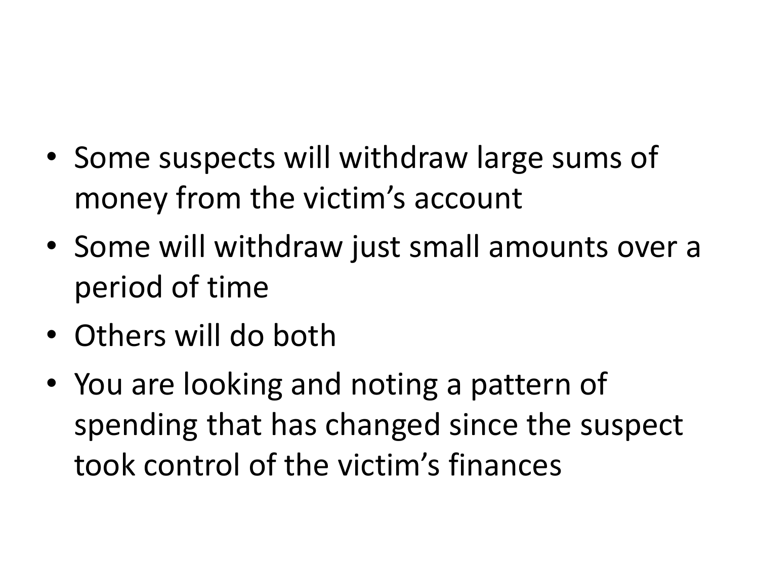- Some suspects will withdraw large sums of money from the victim's account
- Some will withdraw just small amounts over a period of time
- Others will do both
- You are looking and noting a pattern of spending that has changed since the suspect took control of the victim's finances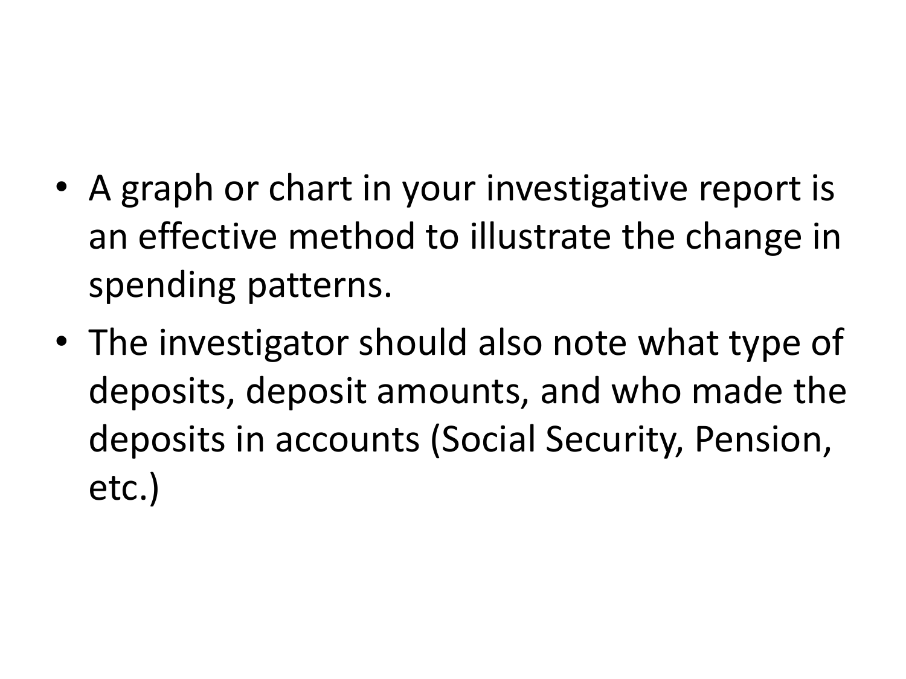- A graph or chart in your investigative report is an effective method to illustrate the change in spending patterns.
- The investigator should also note what type of deposits, deposit amounts, and who made the deposits in accounts (Social Security, Pension, etc.)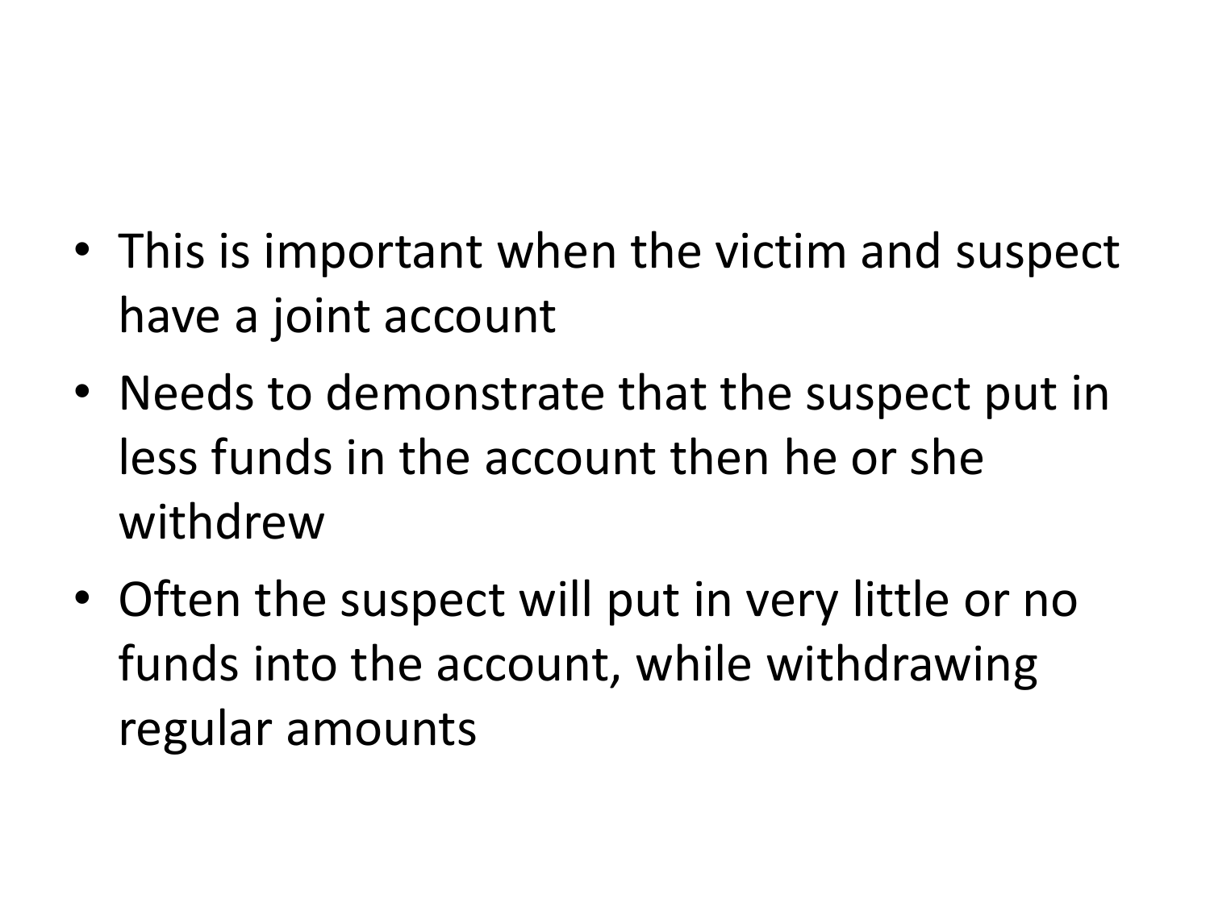- This is important when the victim and suspect have a joint account
- Needs to demonstrate that the suspect put in less funds in the account then he or she withdrew
- Often the suspect will put in very little or no funds into the account, while withdrawing regular amounts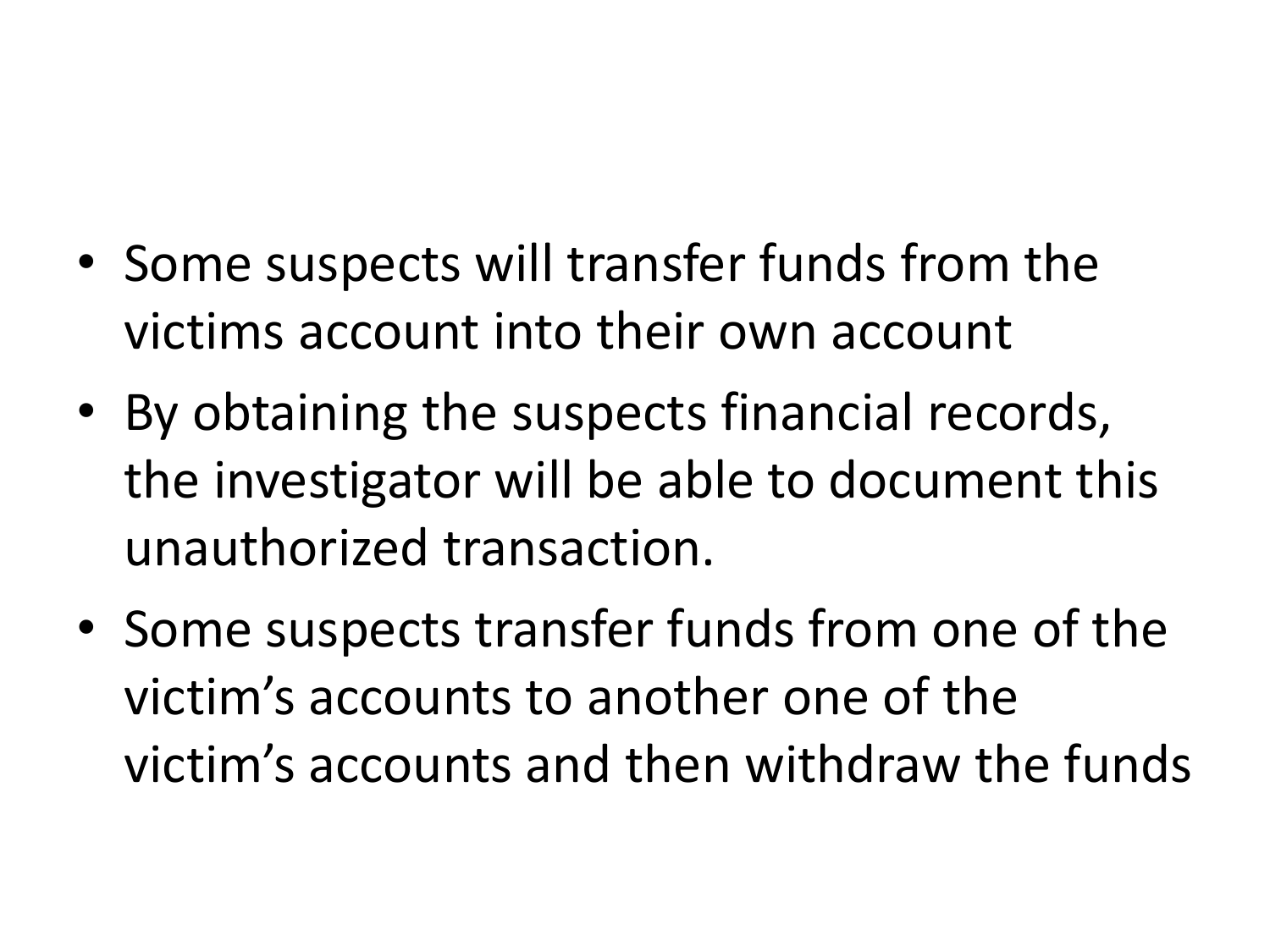- Some suspects will transfer funds from the victims account into their own account
- By obtaining the suspects financial records, the investigator will be able to document this unauthorized transaction.
- Some suspects transfer funds from one of the victim's accounts to another one of the victim's accounts and then withdraw the funds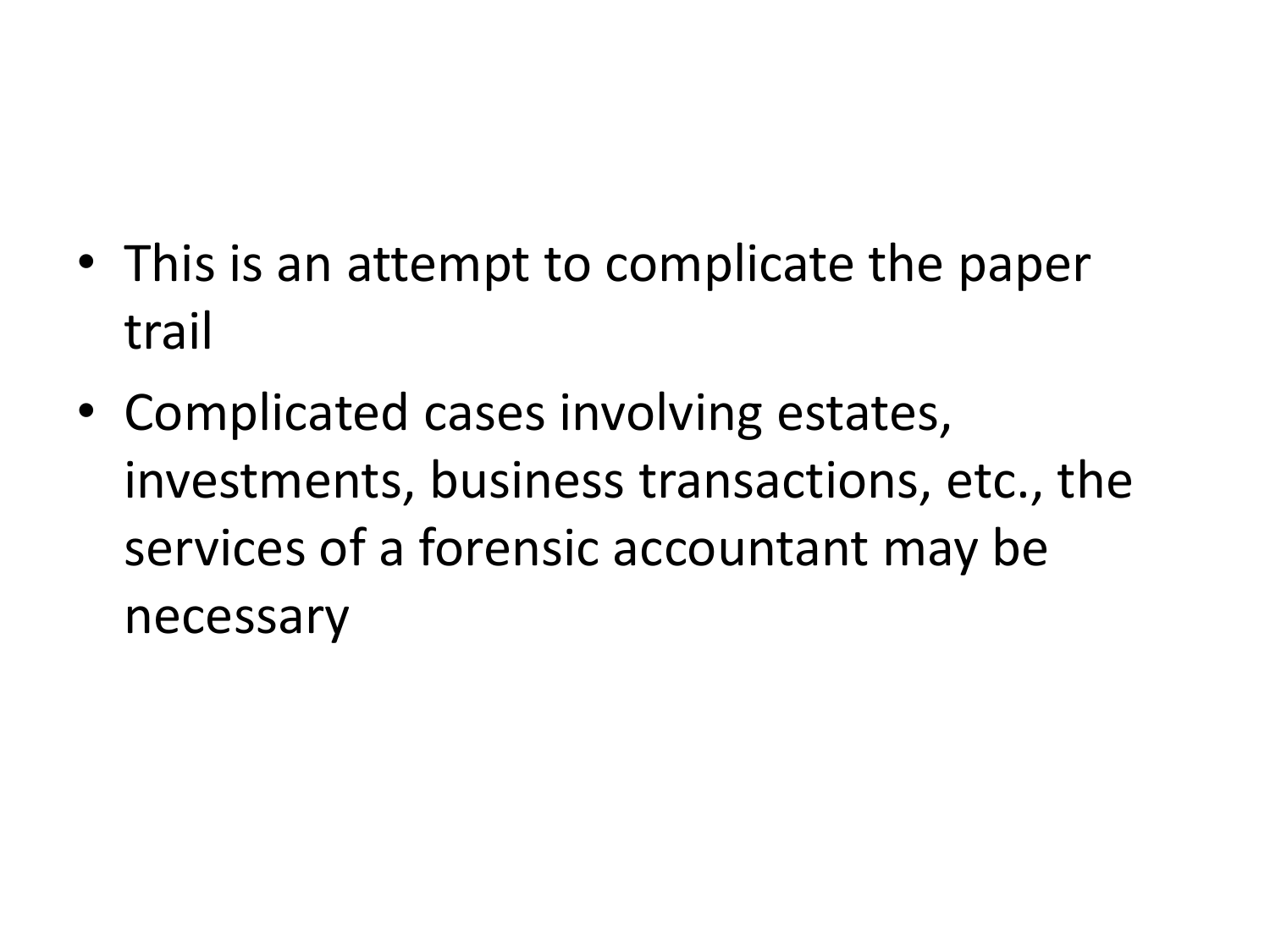- This is an attempt to complicate the paper trail
- Complicated cases involving estates, investments, business transactions, etc., the services of a forensic accountant may be necessary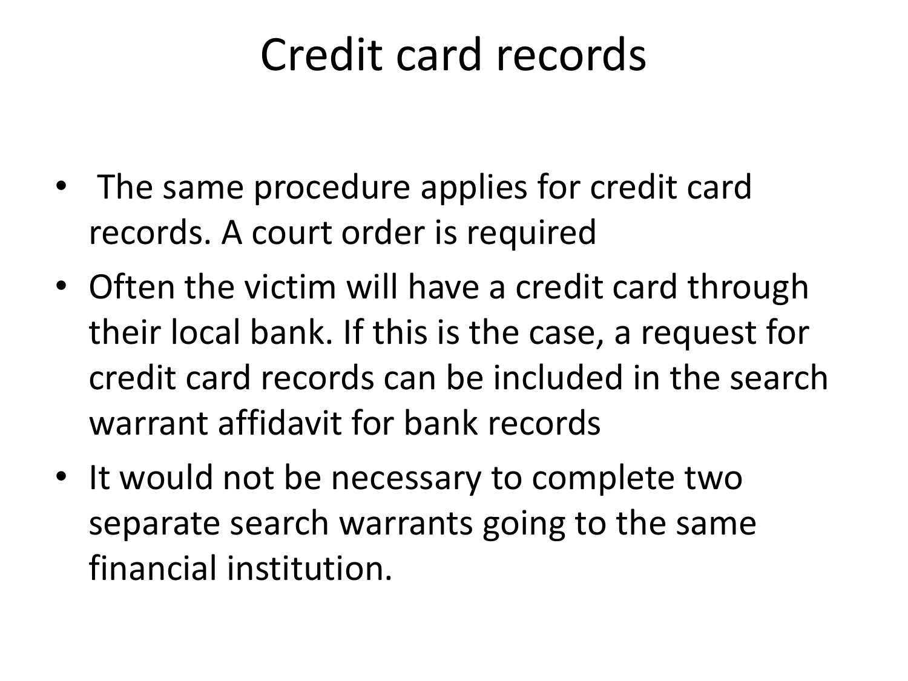# Credit card records

- The same procedure applies for credit card records. A court order is required
- Often the victim will have a credit card through their local bank. If this is the case, a request for credit card records can be included in the search warrant affidavit for bank records
- It would not be necessary to complete two separate search warrants going to the same financial institution.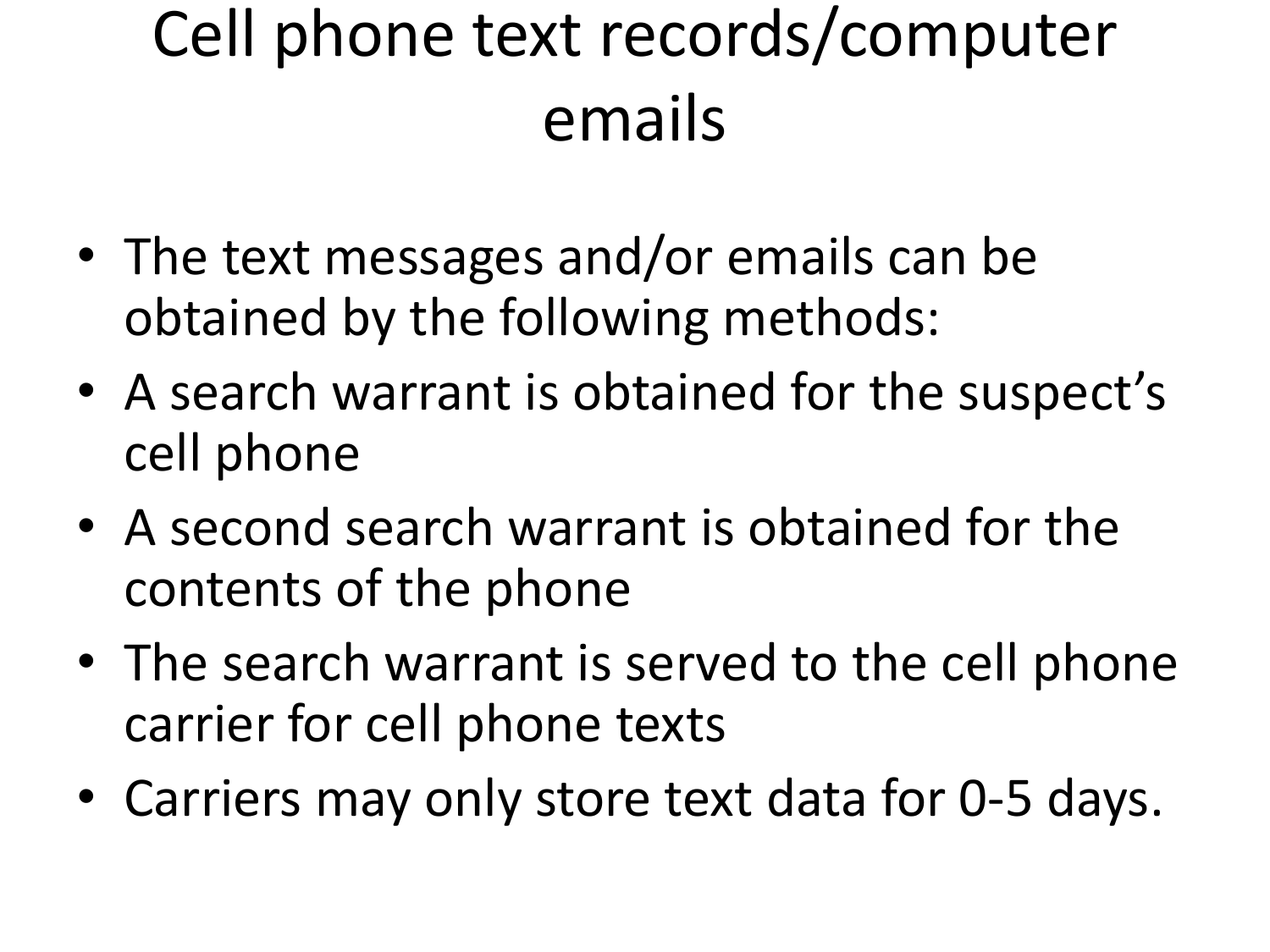# Cell phone text records/computer emails

- The text messages and/or emails can be obtained by the following methods:
- A search warrant is obtained for the suspect's cell phone
- A second search warrant is obtained for the contents of the phone
- The search warrant is served to the cell phone carrier for cell phone texts
- Carriers may only store text data for 0-5 days.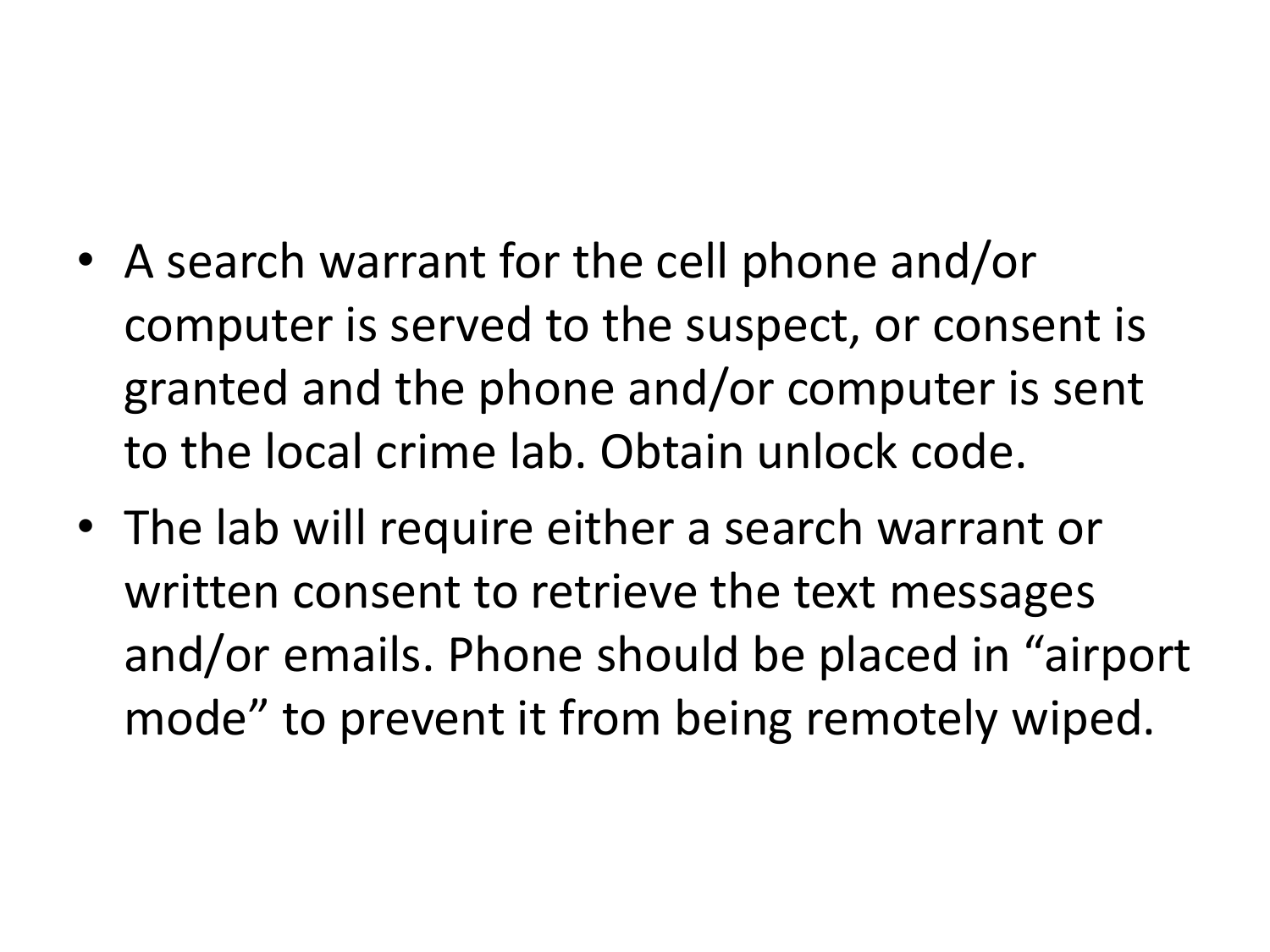- A search warrant for the cell phone and/or computer is served to the suspect, or consent is granted and the phone and/or computer is sent to the local crime lab. Obtain unlock code.
- The lab will require either a search warrant or written consent to retrieve the text messages and/or emails. Phone should be placed in “airport mode” to prevent it from being remotely wiped.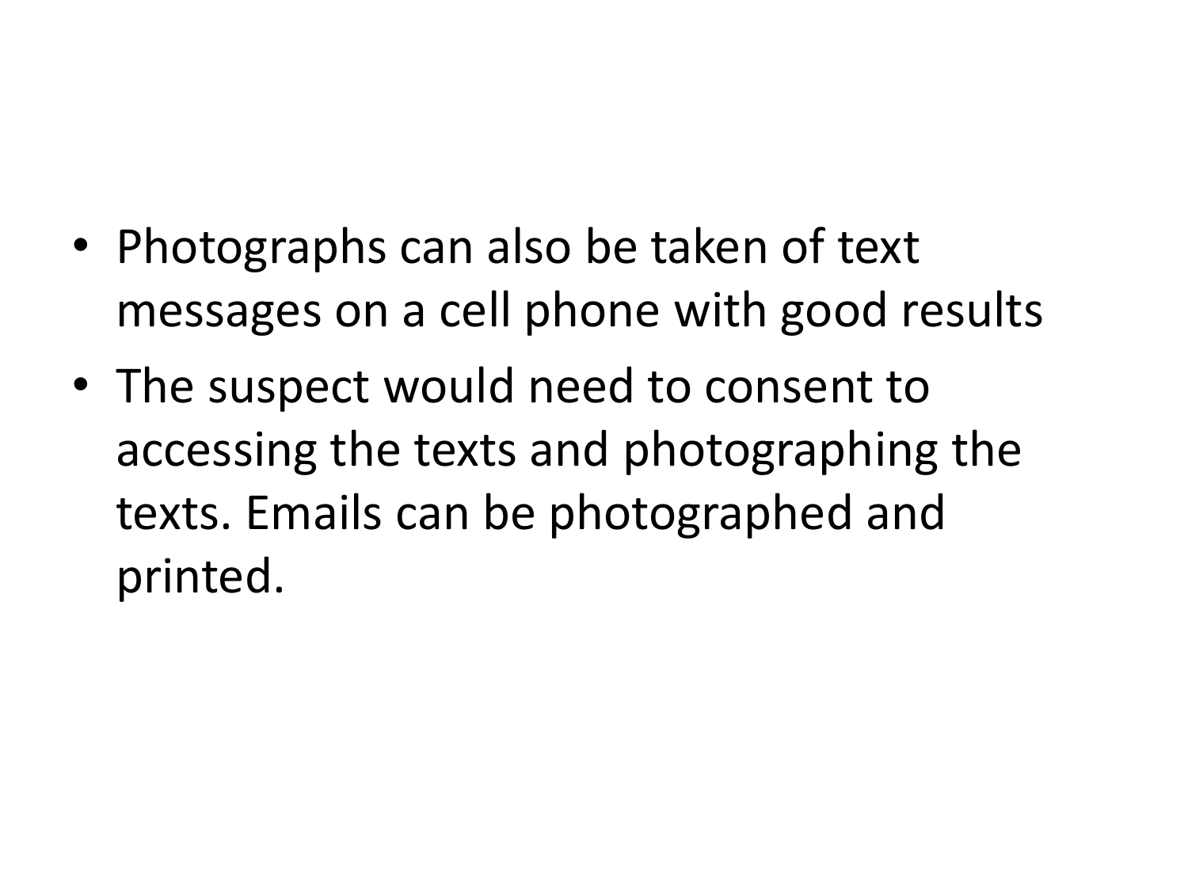- Photographs can also be taken of text messages on a cell phone with good results
- The suspect would need to consent to accessing the texts and photographing the texts. Emails can be photographed and printed.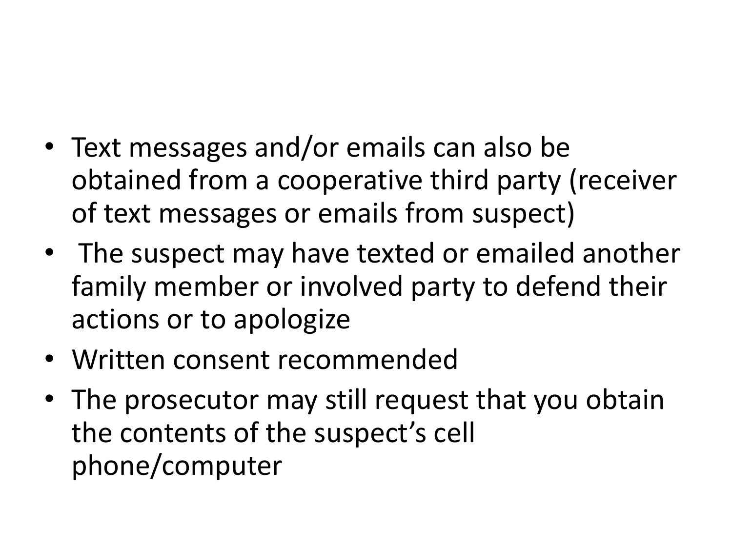- Text messages and/or emails can also be obtained from a cooperative third party (receiver of text messages or emails from suspect)
- The suspect may have texted or emailed another family member or involved party to defend their actions or to apologize
- Written consent recommended
- The prosecutor may still request that you obtain the contents of the suspect's cell phone/computer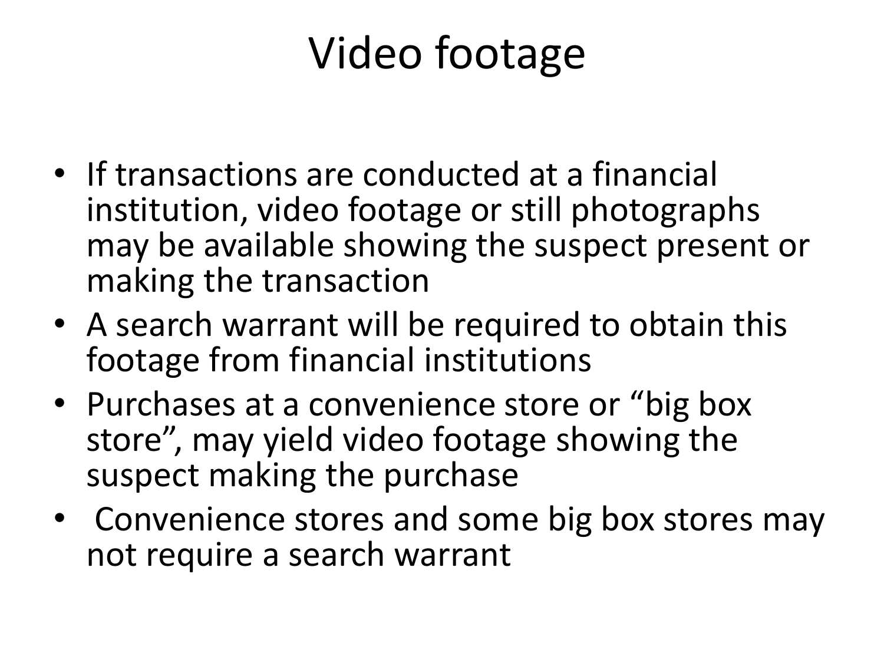# Video footage

- If transactions are conducted at a financial institution, video footage or still photographs may be available showing the suspect present or making the transaction
- A search warrant will be required to obtain this footage from financial institutions
- Purchases at a convenience store or "big box store", may yield video footage showing the suspect making the purchase
- Convenience stores and some big box stores may not require a search warrant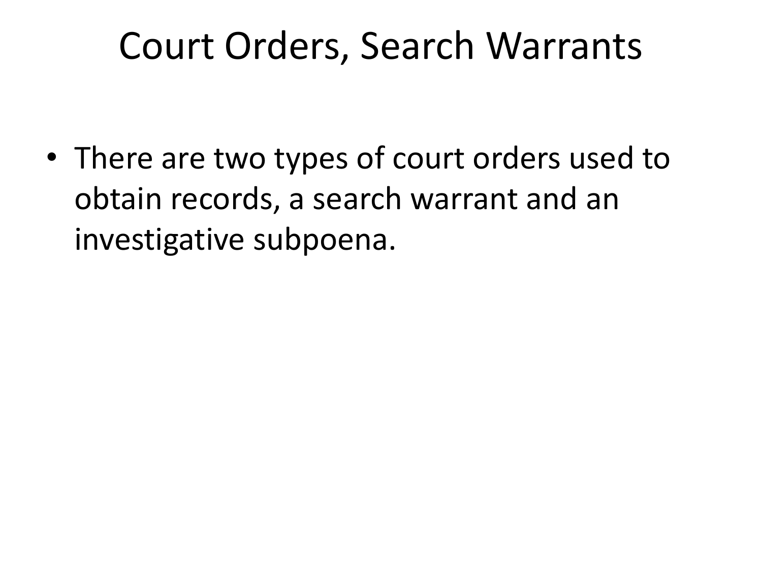# Court Orders, Search Warrants

- There are two types of court orders used to obtain records, a search warrant and an investigative subpoena.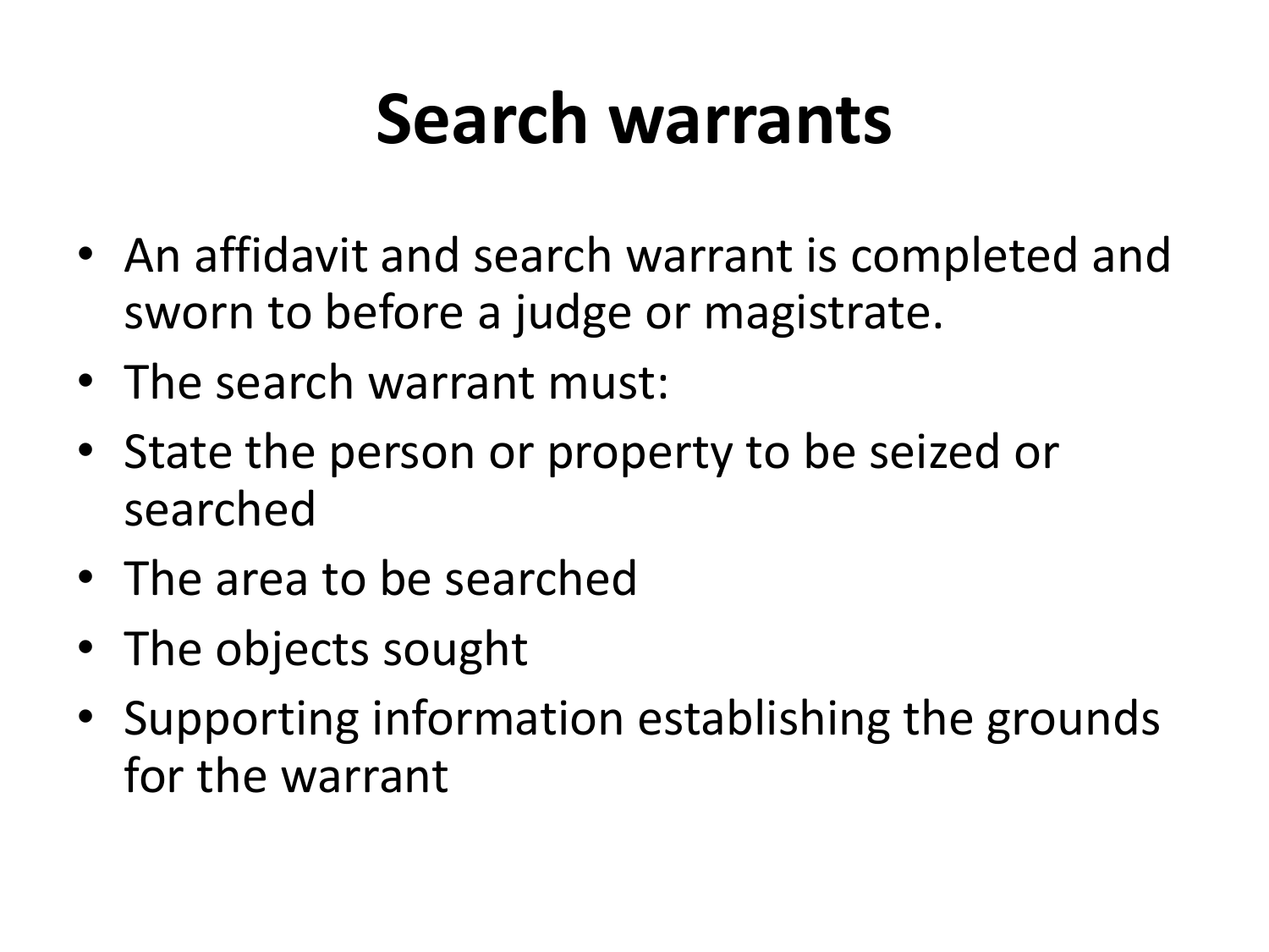# Search warrants

- An affidavit and search warrant is completed and sworn to before a judge or magistrate.
- The search warrant must:
- State the person or property to be seized or searched
- The area to be searched
- The objects sought
- Supporting information establishing the grounds for the warrant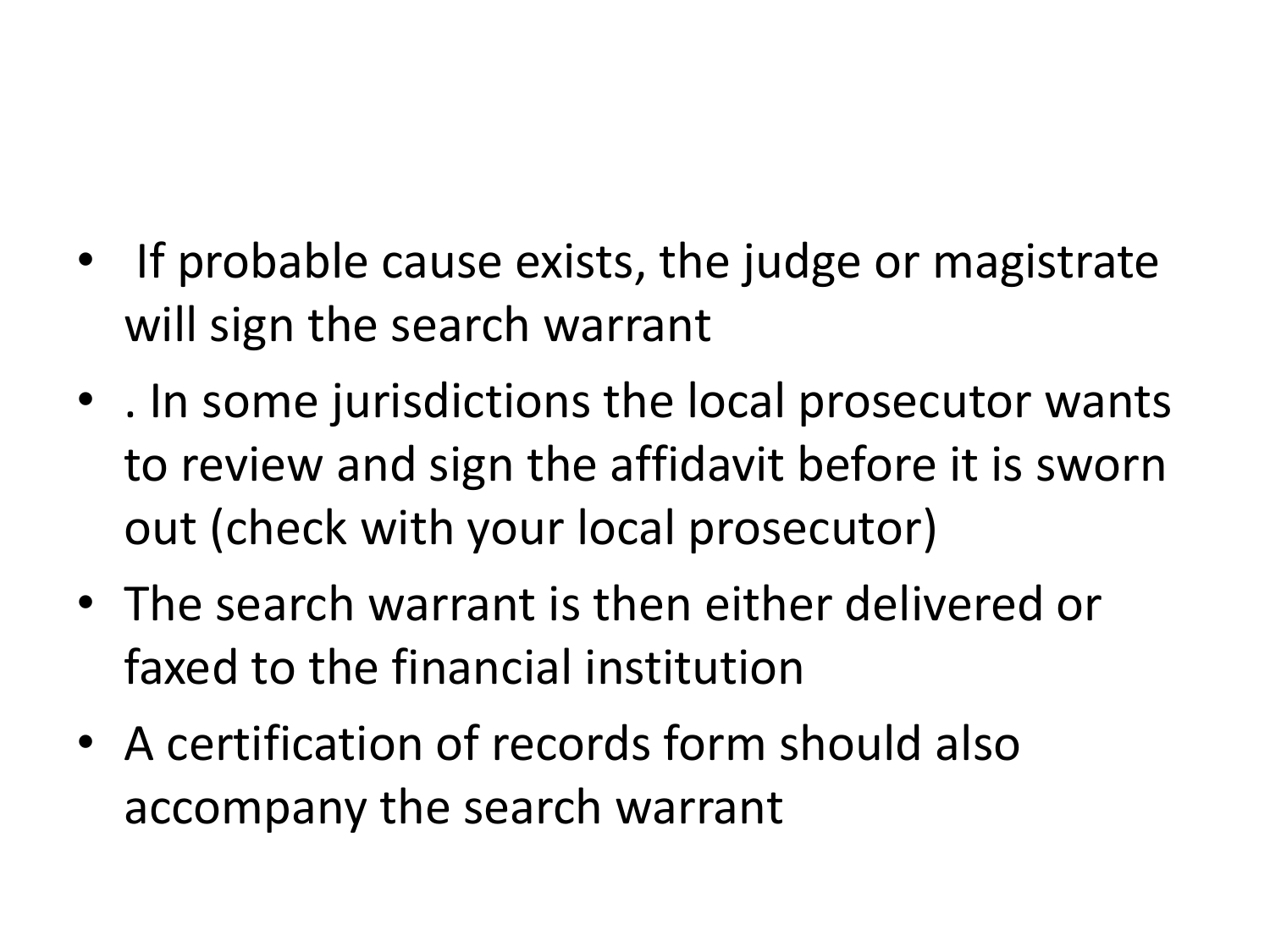- If probable cause exists, the judge or magistrate will sign the search warrant
- . In some jurisdictions the local prosecutor wants to review and sign the affidavit before it is sworn out (check with your local prosecutor)
- The search warrant is then either delivered or faxed to the financial institution
- A certification of records form should also accompany the search warrant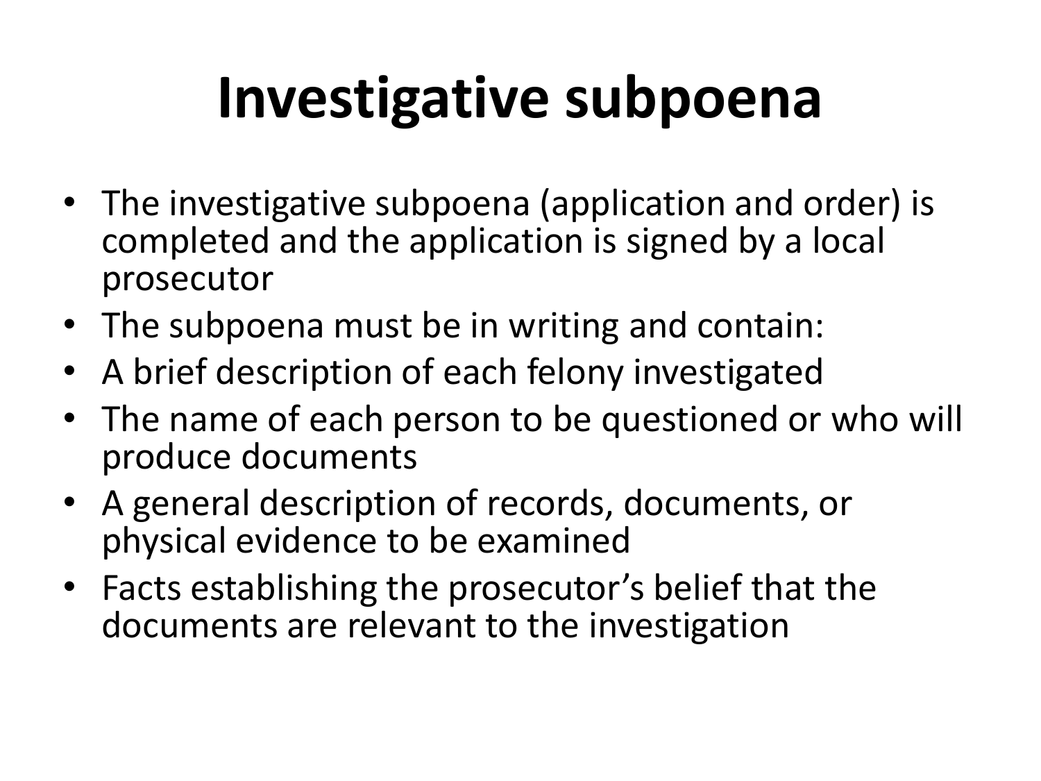# Investigative subpoena

- The investigative subpoena (application and order) is completed and the application is signed by a local prosecutor
- The subpoena must be in writing and contain:
- A brief description of each felony investigated
- The name of each person to be questioned or who will produce documents
- A general description of records, documents, or physical evidence to be examined
- Facts establishing the prosecutor's belief that the documents are relevant to the investigation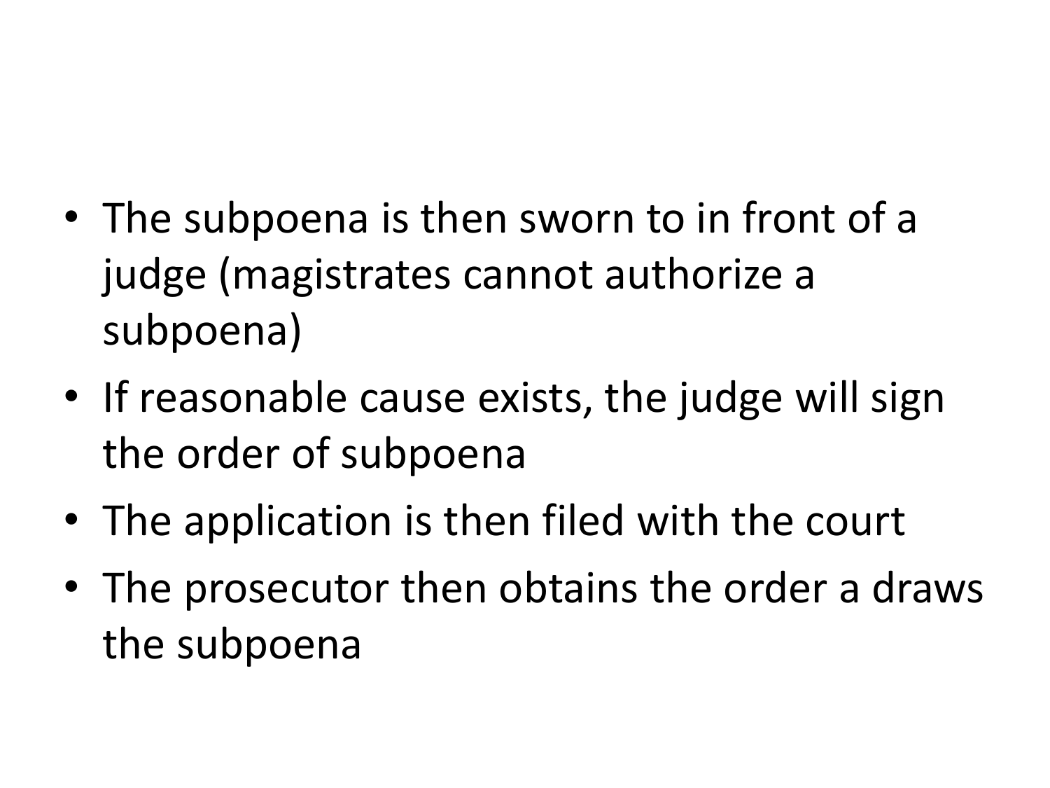- The subpoena is then sworn to in front of a judge (magistrates cannot authorize a subpoena)
- If reasonable cause exists, the judge will sign the order of subpoena
- The application is then filed with the court
- The prosecutor then obtains the order a draws the subpoena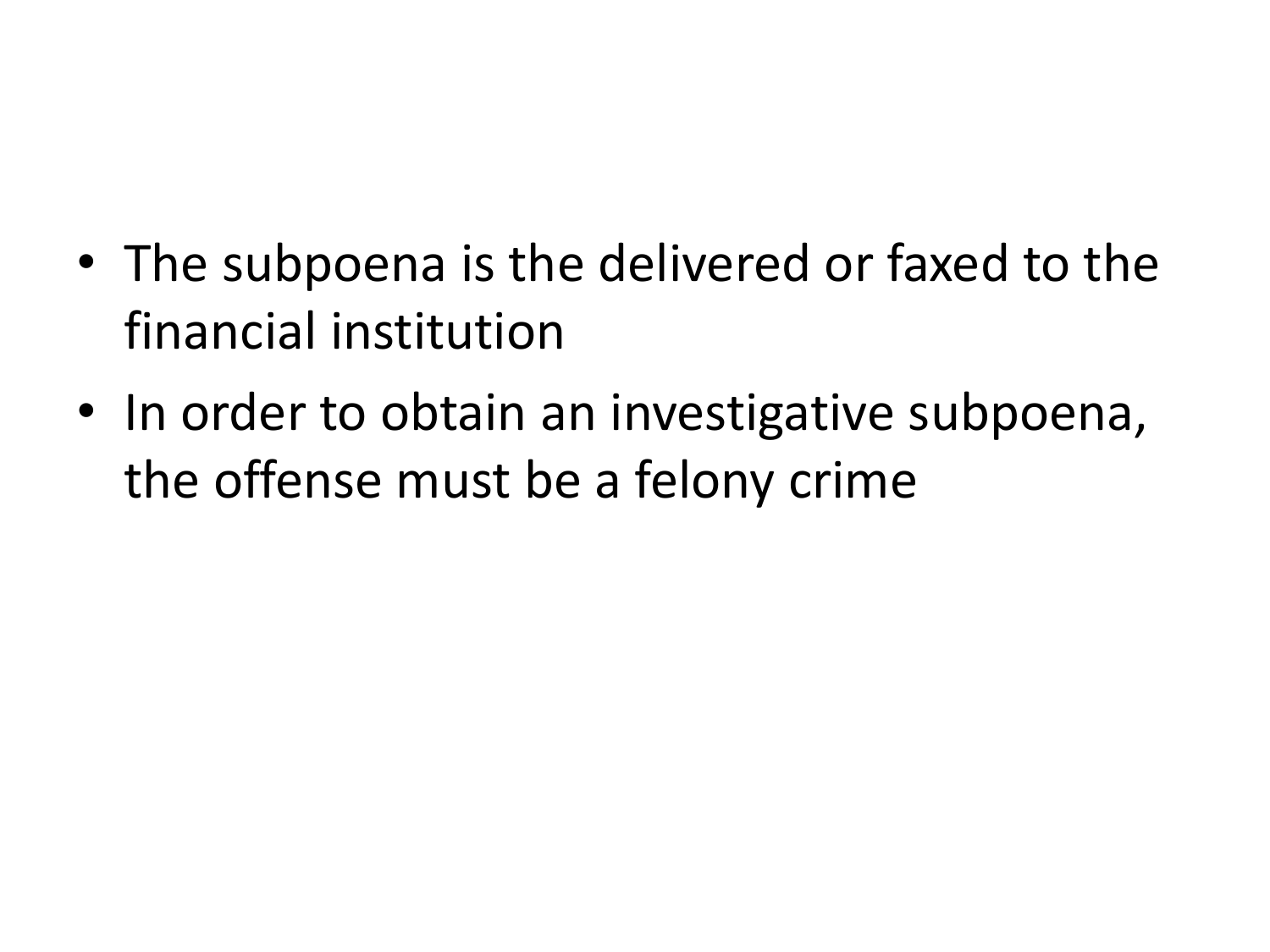- The subpoena is the delivered or faxed to the financial institution
- In order to obtain an investigative subpoena, the offense must be a felony crime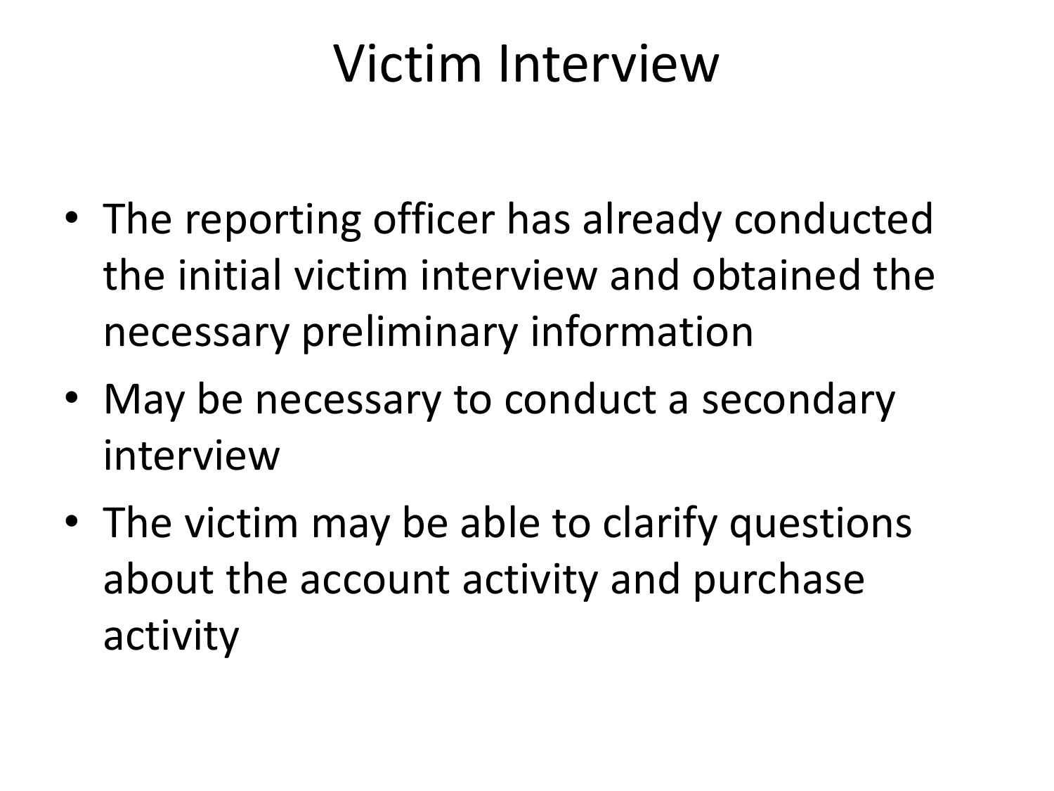# Victim Interview

- The reporting officer has already conducted the initial victim interview and obtained the necessary preliminary information
- May be necessary to conduct a secondary interview
- The victim may be able to clarify questions about the account activity and purchase activity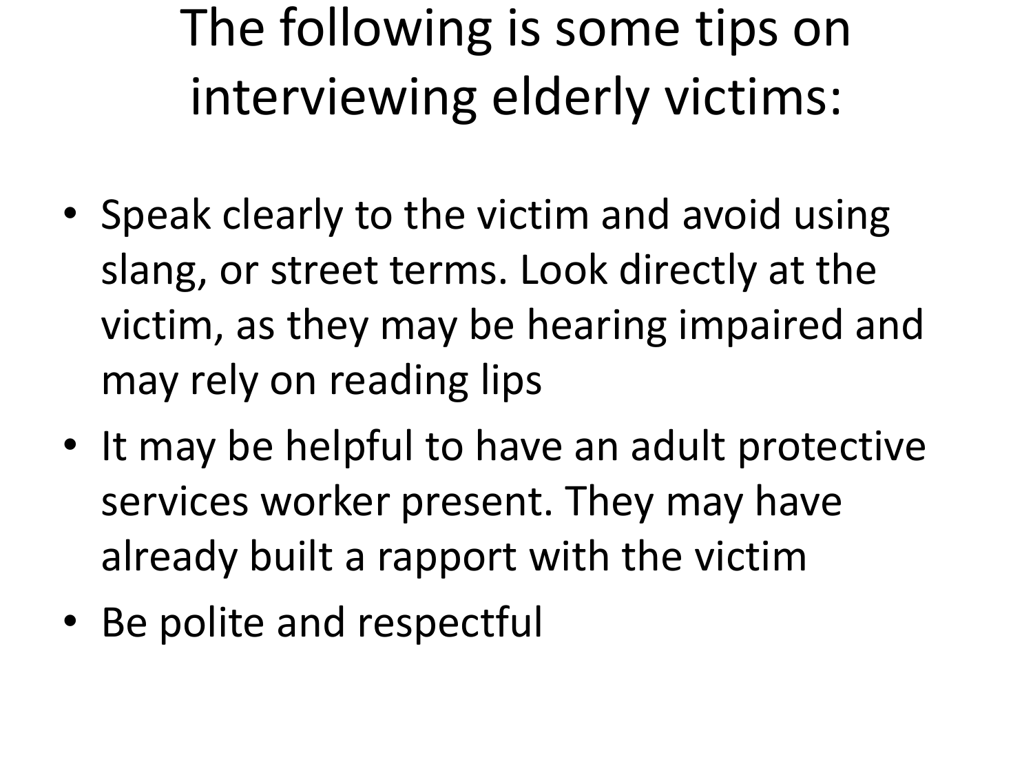# The following is some tips on interviewing elderly victims:

- Speak clearly to the victim and avoid using slang, or street terms. Look directly at the victim, as they may be hearing impaired and may rely on reading lips
- It may be helpful to have an adult protective services worker present. They may have already built a rapport with the victim
- Be polite and respectful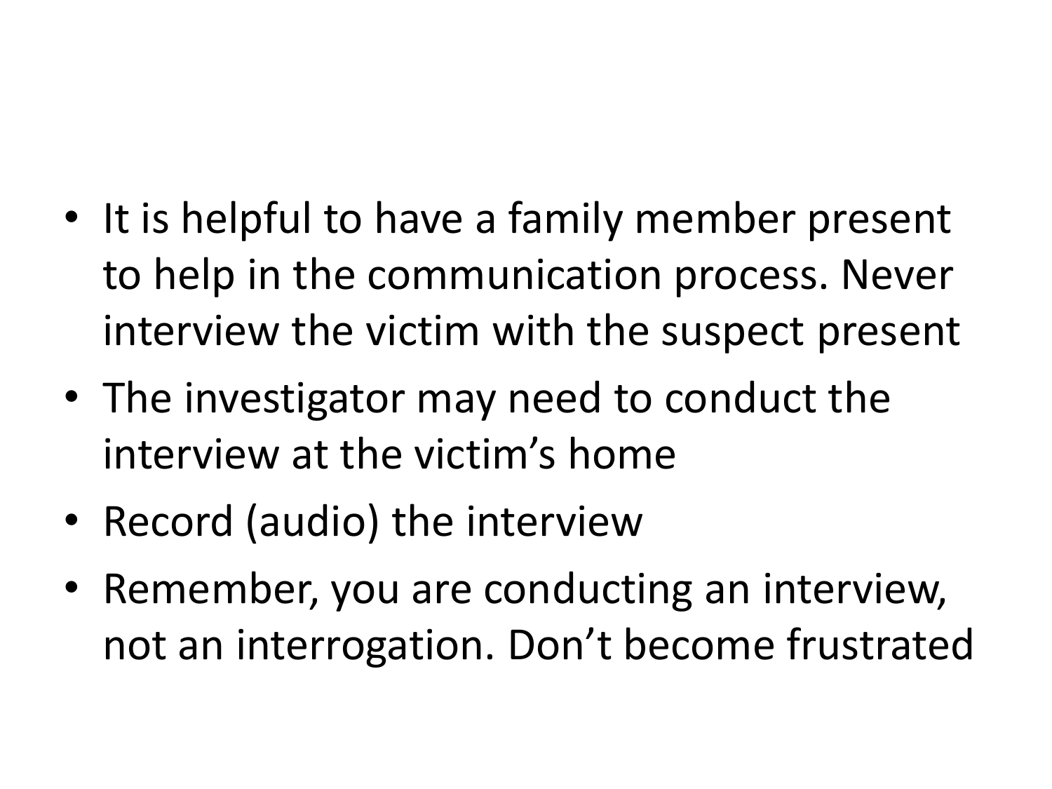- It is helpful to have a family member present to help in the communication process. Never interview the victim with the suspect present
- The investigator may need to conduct the interview at the victim's home
- Record (audio) the interview
- Remember, you are conducting an interview, not an interrogation. Don't become frustrated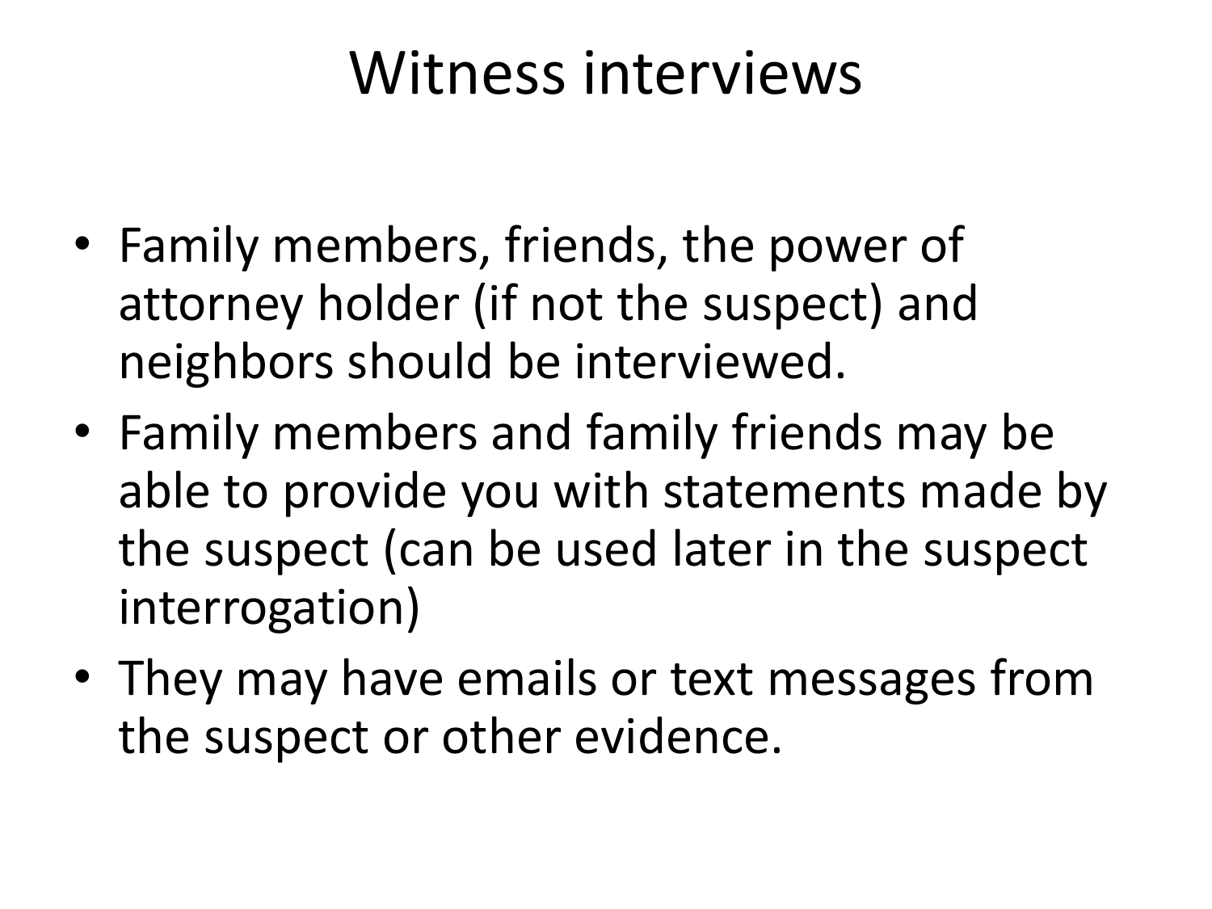# Witness interviews

- Family members, friends, the power of attorney holder (if not the suspect) and neighbors should be interviewed.
- Family members and family friends may be able to provide you with statements made by the suspect (can be used later in the suspect interrogation)
- They may have emails or text messages from the suspect or other evidence.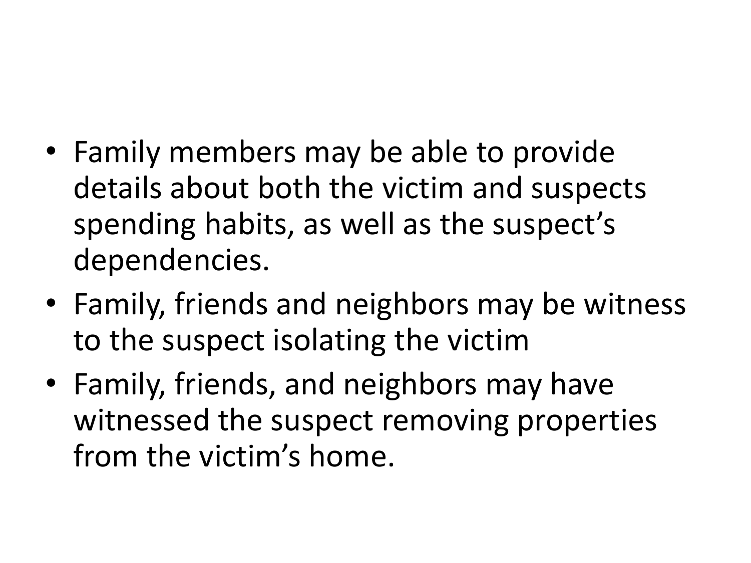- Family members may be able to provide details about both the victim and suspects spending habits, as well as the suspect's dependencies.
- Family, friends and neighbors may be witness to the suspect isolating the victim
- Family, friends, and neighbors may have witnessed the suspect removing properties from the victim's home.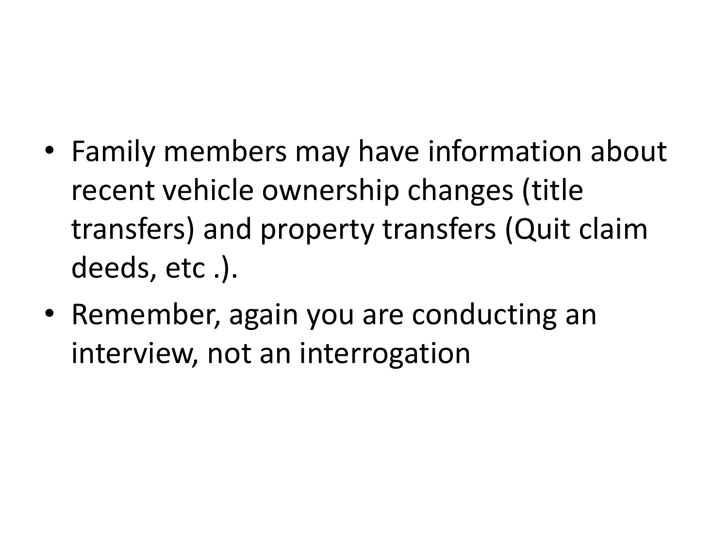- Family members may have information about recent vehicle ownership changes (title transfers) and property transfers (Quit claim deeds, etc .).
- Remember, again you are conducting an interview, not an interrogation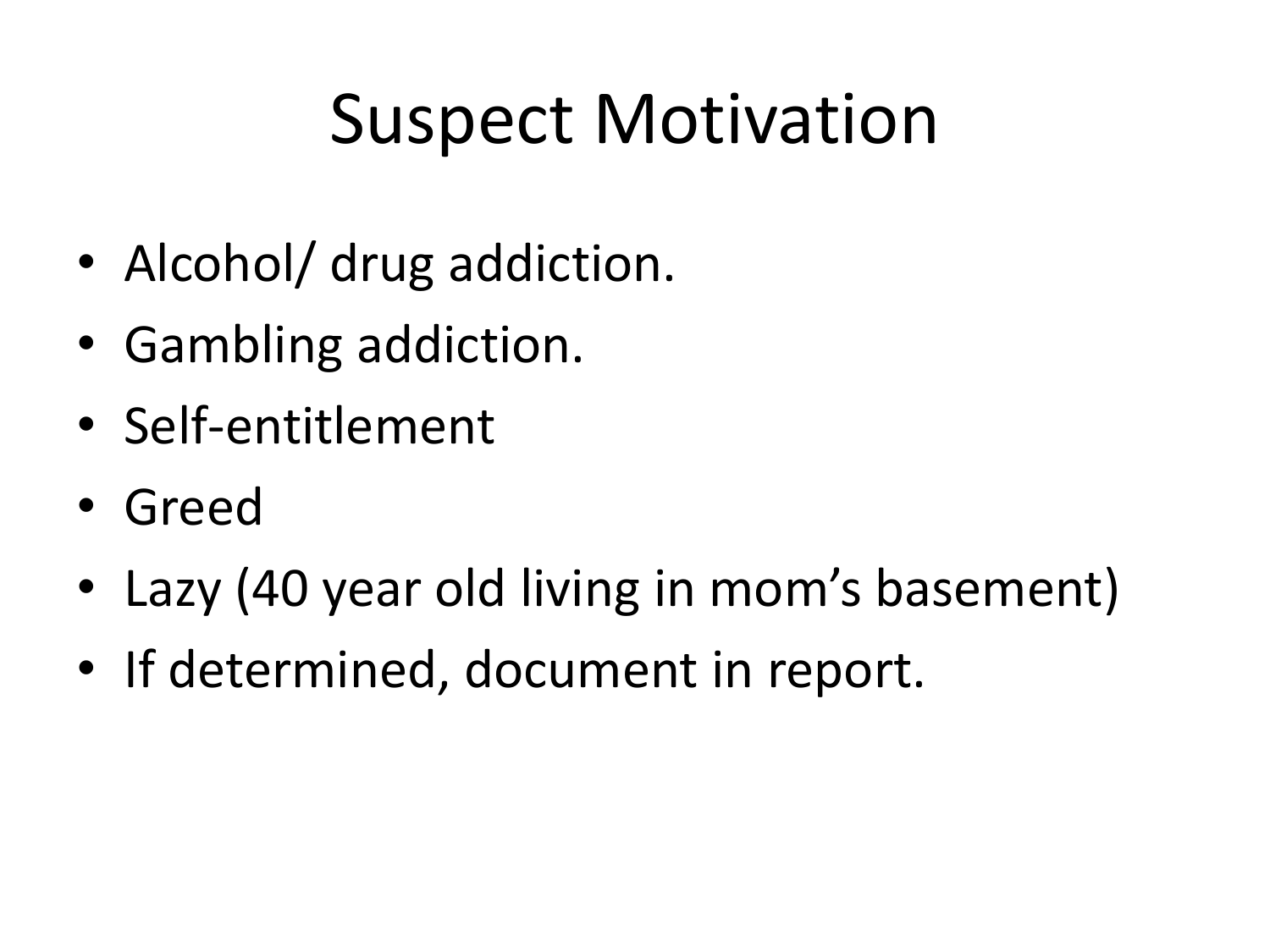# Suspect Motivation

- Alcohol/ drug addiction.
- Gambling addiction.
- Self-entitlement
- Greed
- Lazy (40 year old living in mom's basement)
- If determined, document in report.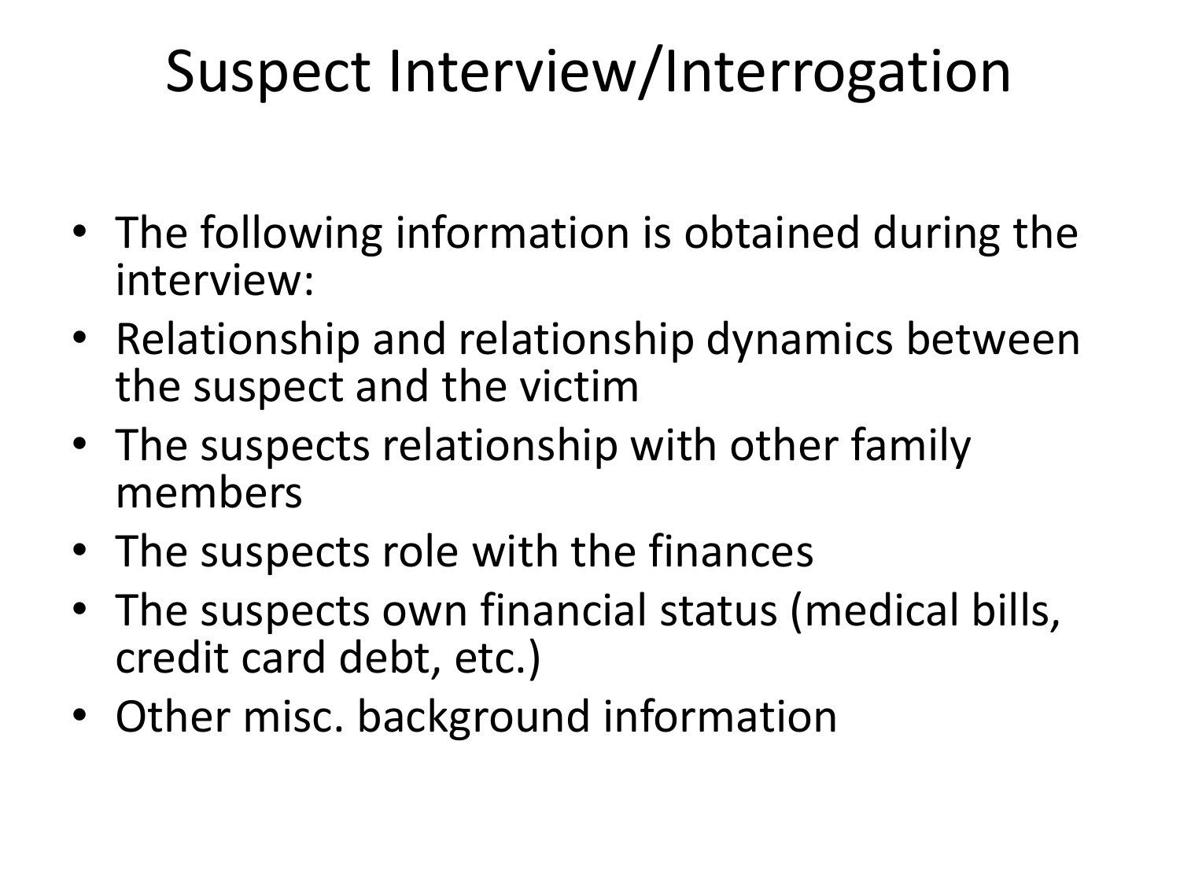# Suspect Interview/Interrogation

- The following information is obtained during the interview:
- Relationship and relationship dynamics between the suspect and the victim
- The suspects relationship with other family members
- The suspects role with the finances
- The suspects own financial status (medical bills, credit card debt, etc.)
- Other misc. background information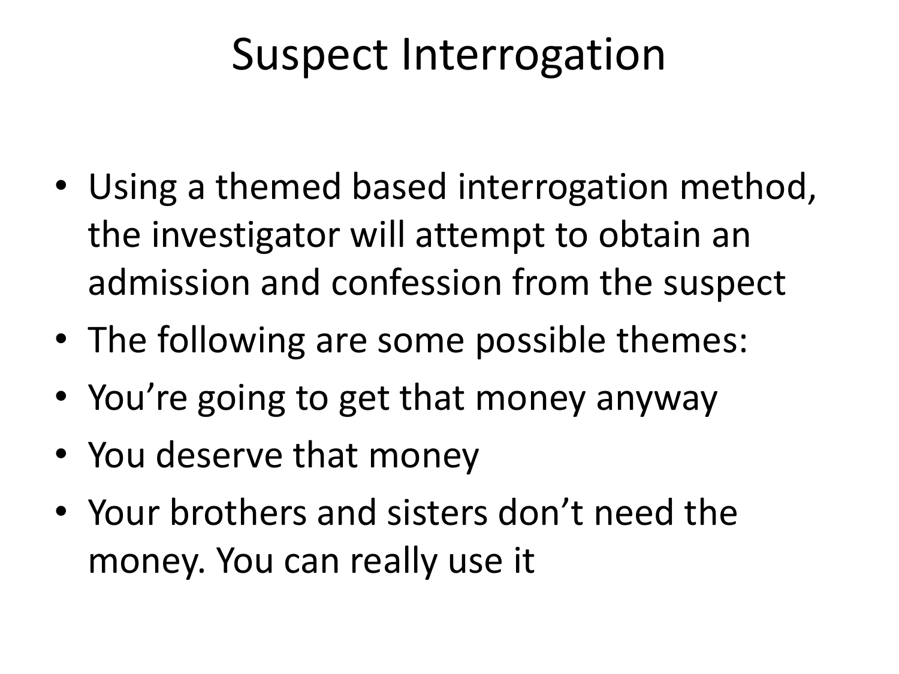# Suspect Interrogation

- Using a themed based interrogation method, the investigator will attempt to obtain an admission and confession from the suspect
- The following are some possible themes:
- You're going to get that money anyway
- You deserve that money
- Your brothers and sisters don't need the money. You can really use it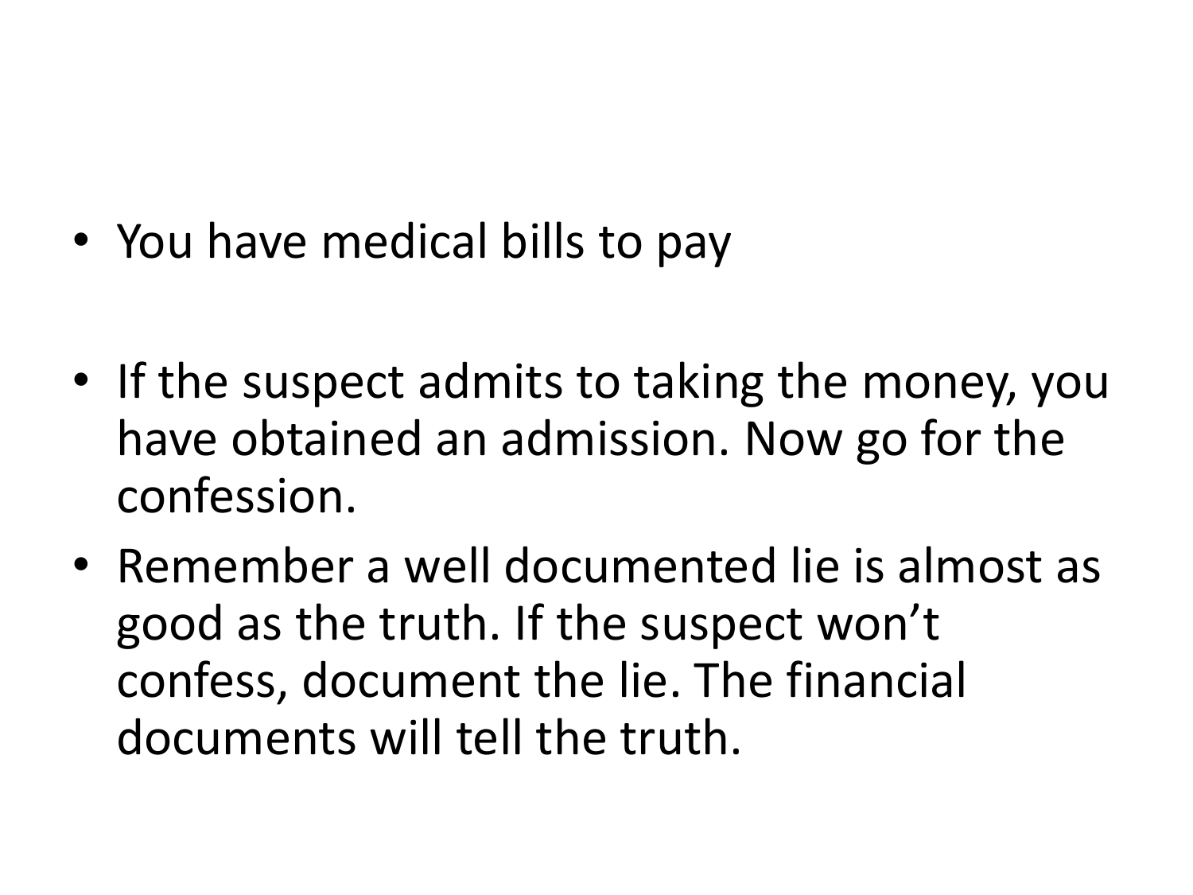- You have medical bills to pay

- If the suspect admits to taking the money, you have obtained an admission. Now go for the confession.
- Remember a well documented lie is almost as good as the truth. If the suspect won't confess, document the lie. The financial documents will tell the truth.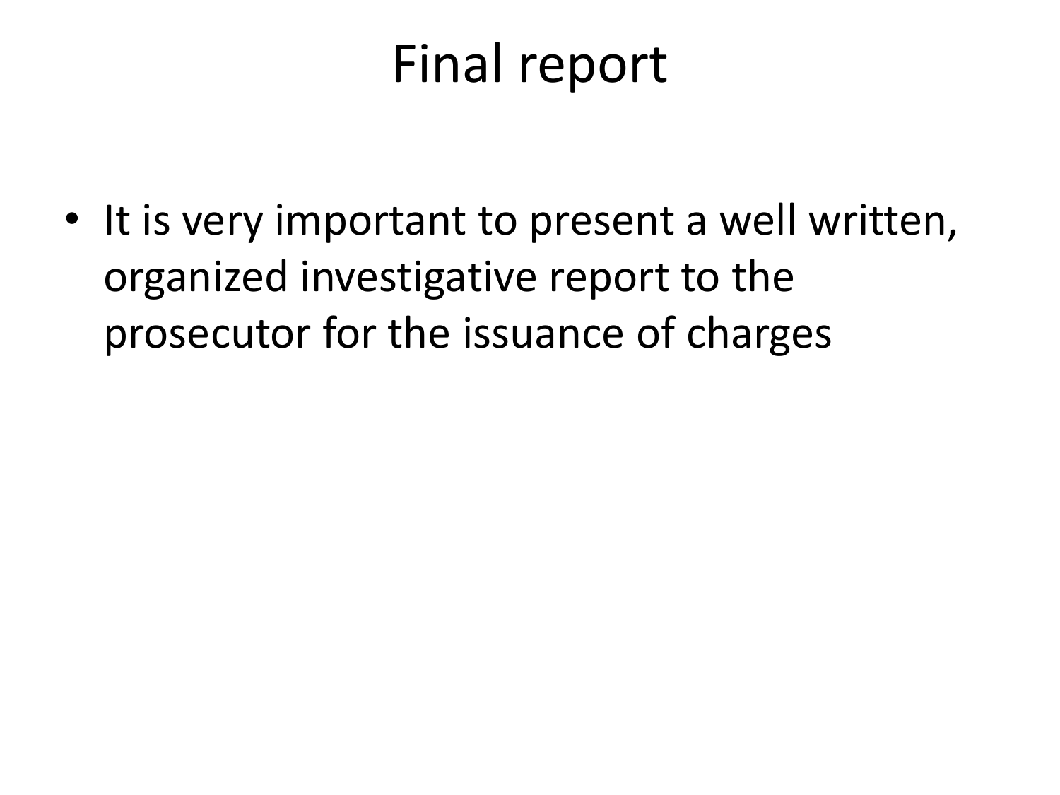# Final report

- It is very important to present a well written, organized investigative report to the prosecutor for the issuance of charges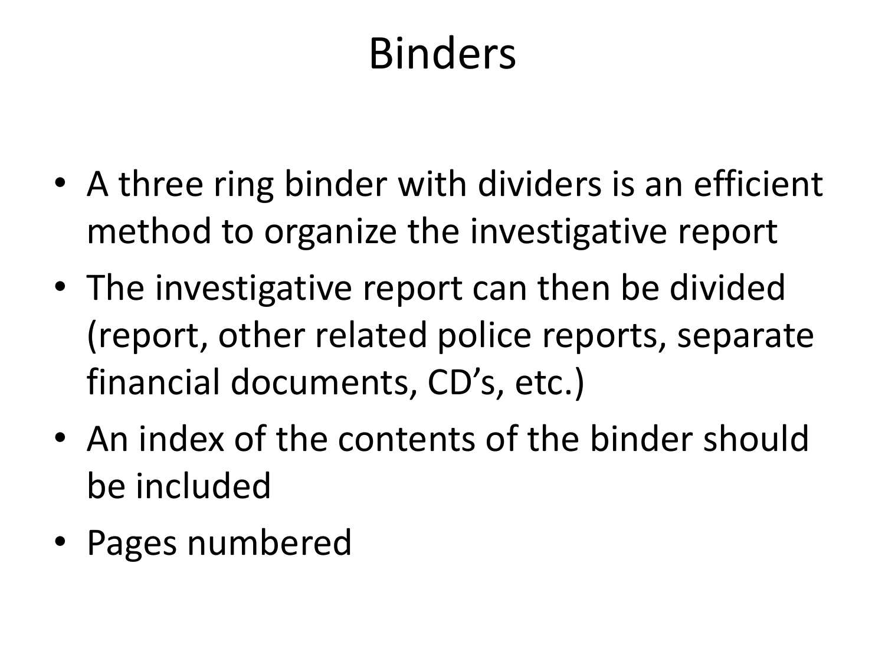# Binders

- A three ring binder with dividers is an efficient method to organize the investigative report
- The investigative report can then be divided (report, other related police reports, separate financial documents, CD's, etc.)
- An index of the contents of the binder should be included
- Pages numbered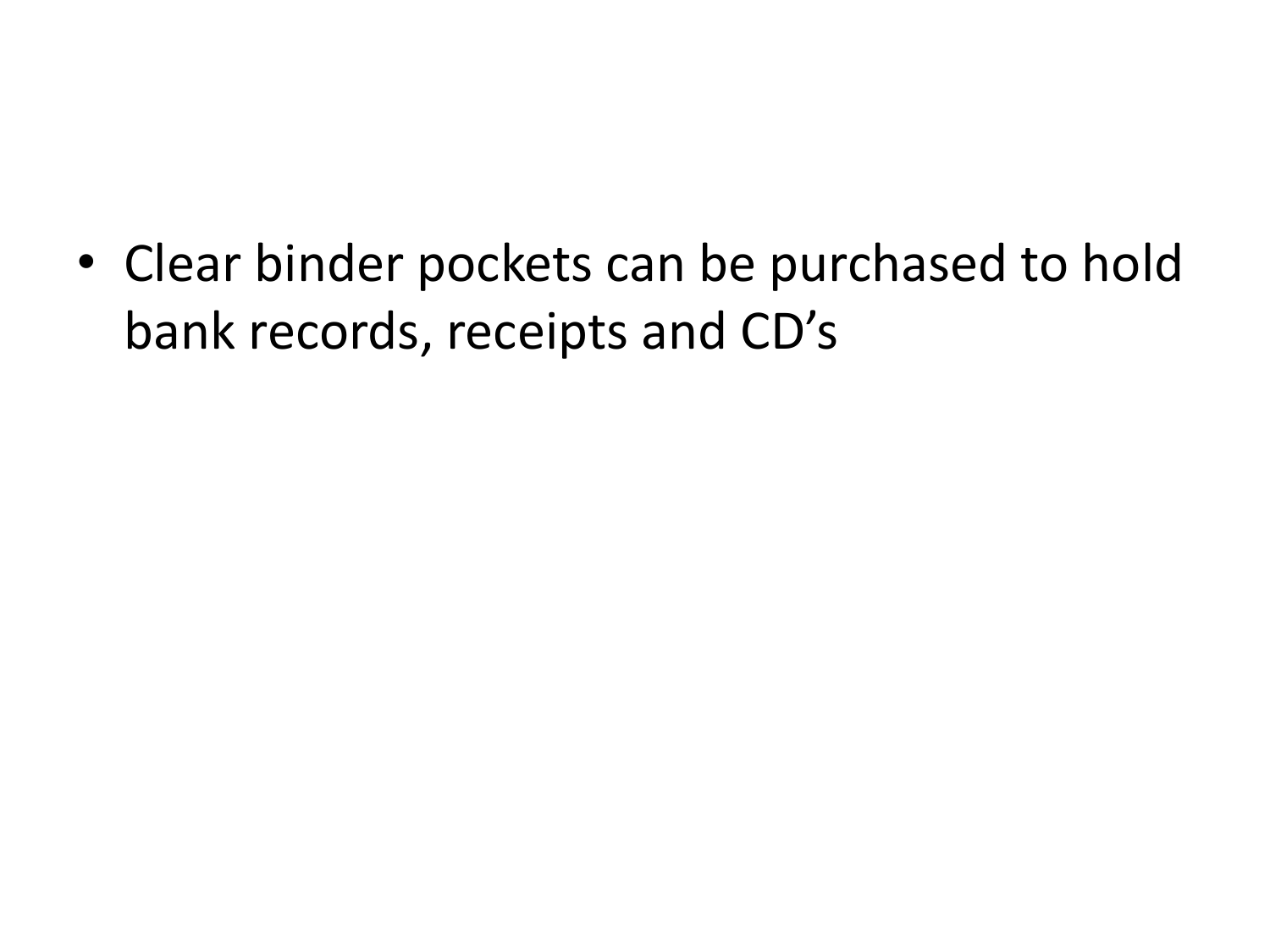- Clear binder pockets can be purchased to hold bank records, receipts and CD’s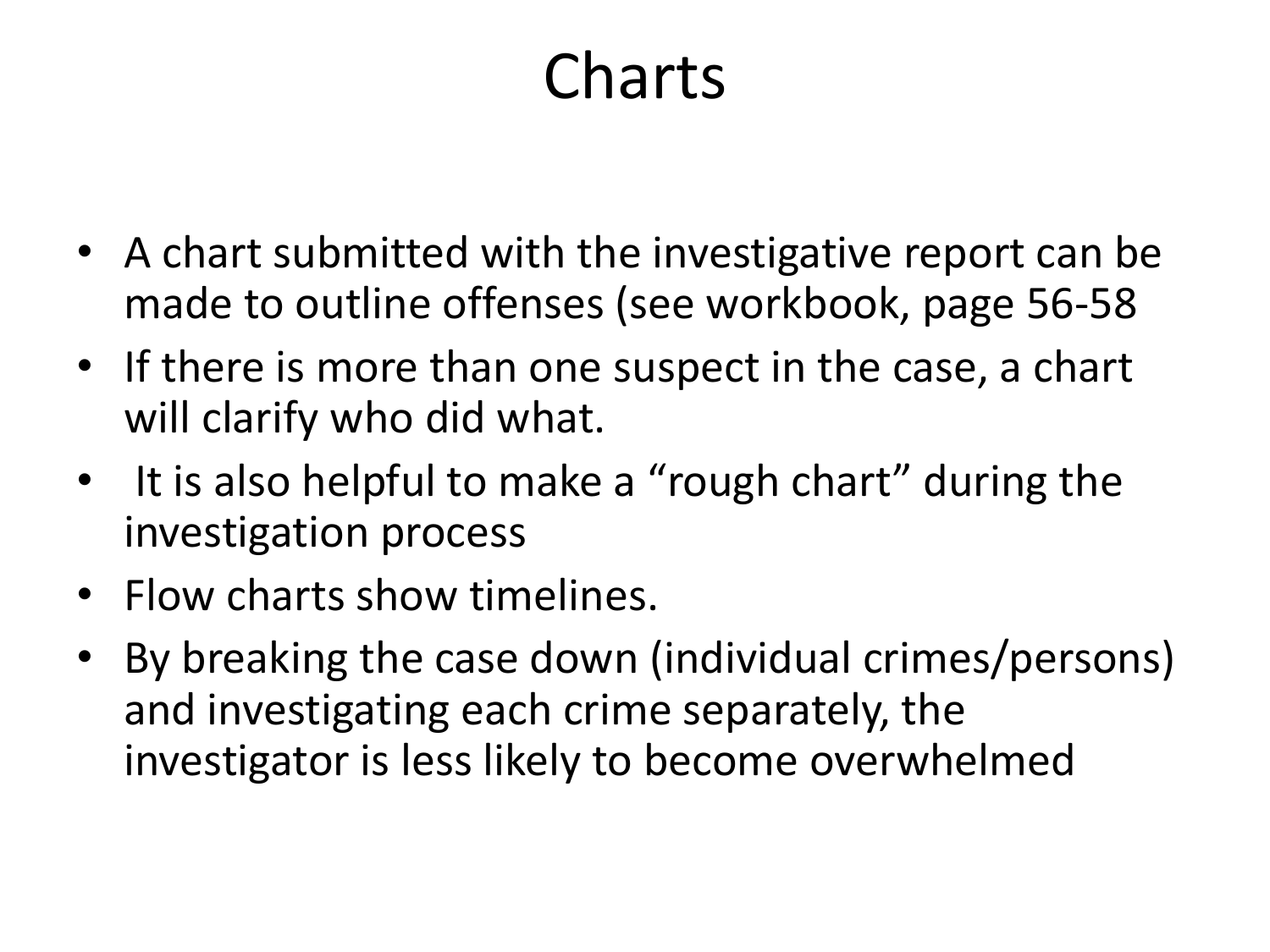# Charts

- A chart submitted with the investigative report can be made to outline offenses (see workbook, page 56-58
- If there is more than one suspect in the case, a chart will clarify who did what.
- It is also helpful to make a “rough chart” during the investigation process
- Flow charts show timelines.
- By breaking the case down (individual crimes/persons) and investigating each crime separately, the investigator is less likely to become overwhelmed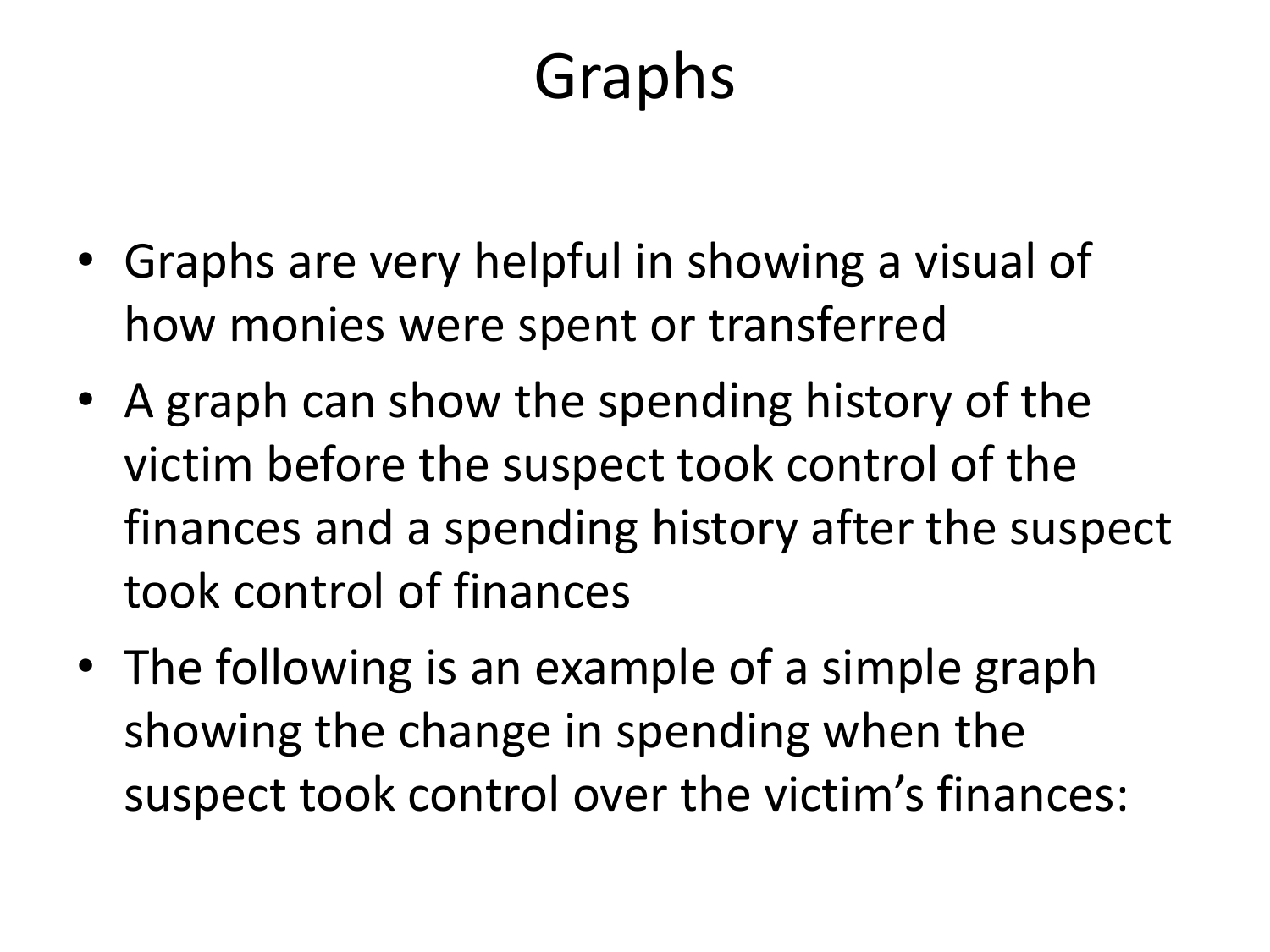# Graphs

- Graphs are very helpful in showing a visual of how monies were spent or transferred
- A graph can show the spending history of the victim before the suspect took control of the finances and a spending history after the suspect took control of finances
- The following is an example of a simple graph showing the change in spending when the suspect took control over the victim's finances: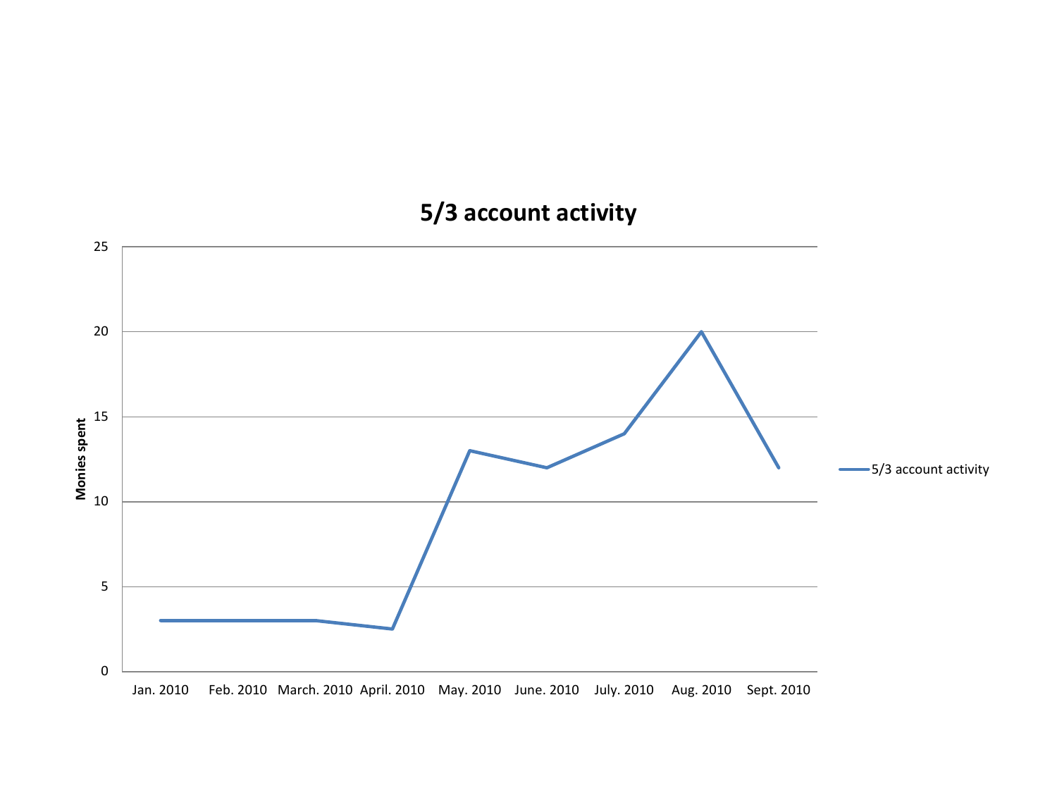## 5/3 account activity

| Month | 5/3 account activity (Monies spent) |
|---|---|
| Jan. 2010 | 3 |
| Feb. 2010 | 3 |
| March. 2010 | 3 |
| April. 2010 | 2.5 |
| May. 2010 | 13 |
| June. 2010 | 12 |
| July. 2010 | 14 |
| Aug. 2010 | 20 |
| Sept. 2010 | 12 |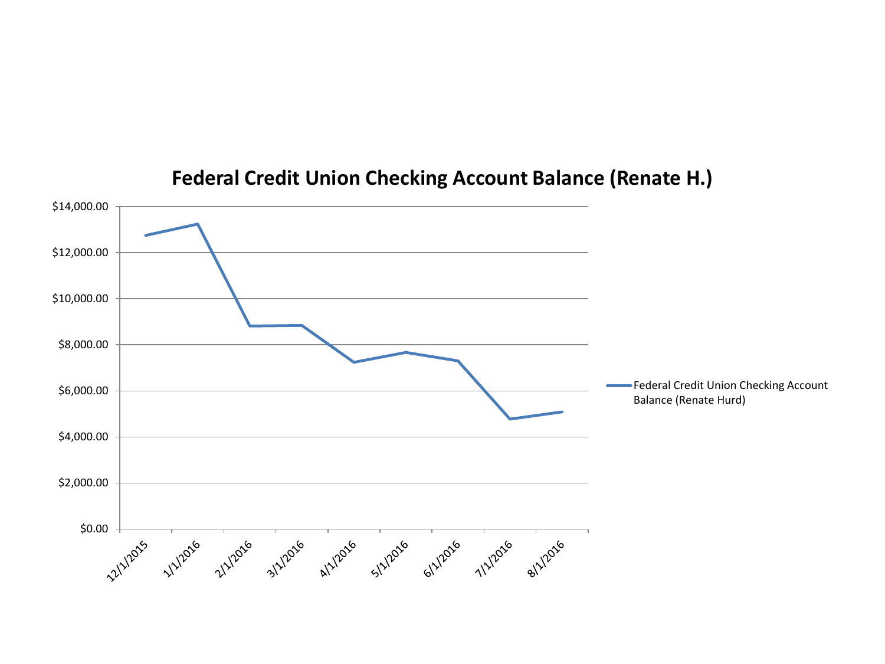## Federal Credit Union Checking Account Balance (Renate H.)

$14,000.00
$12,000.00
$10,000.00
$8,000.00
$6,000.00
$4,000.00
$2,000.00
$0.00

12/1/2015 1/1/2016 2/1/2016 3/1/2016 4/1/2016 5/1/2016 6/1/2016 7/1/2016 8/1/2016

Federal Credit Union Checking Account Balance (Renate Hurd)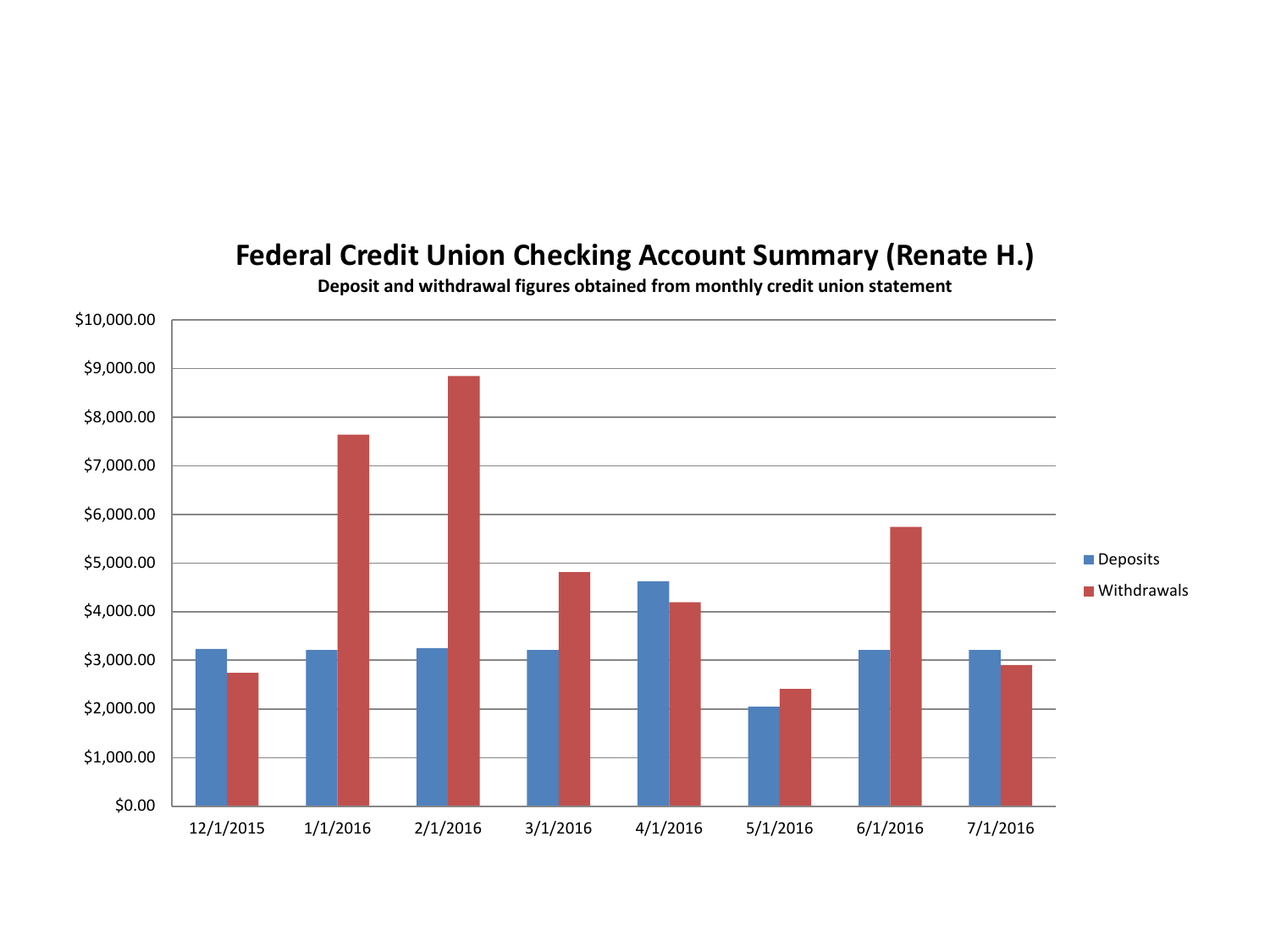# Federal Credit Union Checking Account Summary (Renate H.)

**Deposit and withdrawal figures obtained from monthly credit union statement**

$10,000.00
$9,000.00
$8,000.00
$7,000.00
$6,000.00
$5,000.00
$4,000.00
$3,000.00
$2,000.00
$1,000.00
$0.00

12/1/2015 1/1/2016 2/1/2016 3/1/2016 4/1/2016 5/1/2016 6/1/2016 7/1/2016

- Deposits
- Withdrawals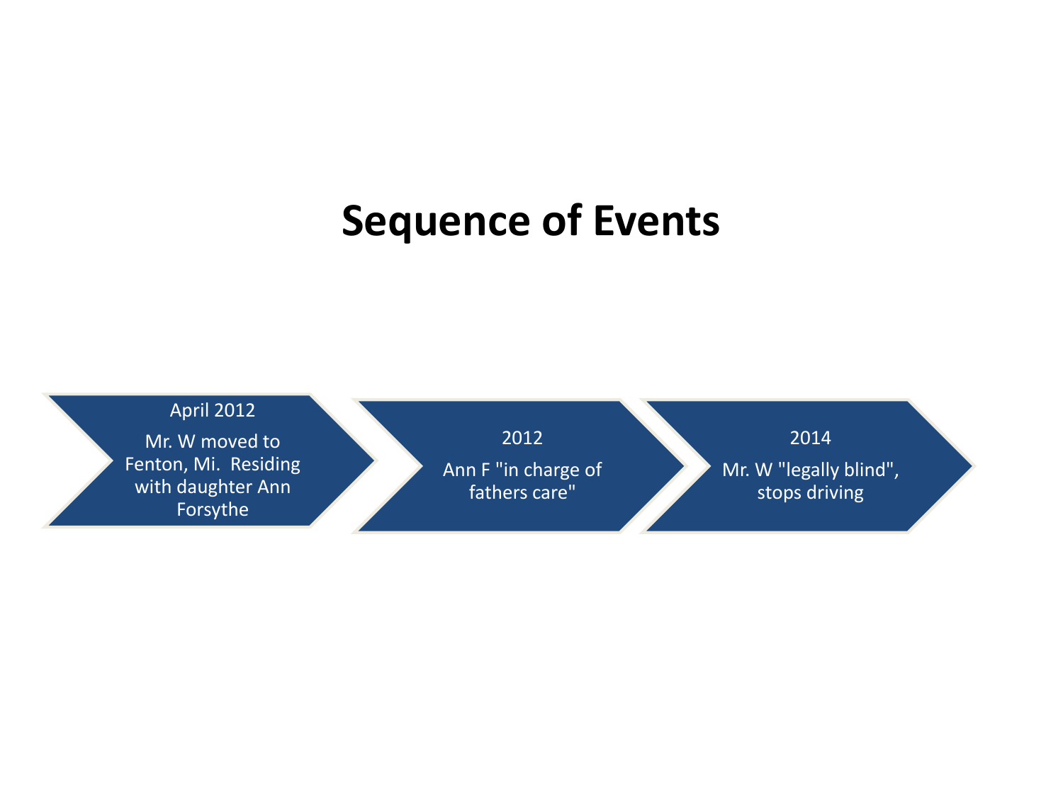# Sequence of Events

- **April 2012** — Mr. W moved to Fenton, Mi. Residing with daughter Ann Forsythe
- **2012** — Ann F "in charge of fathers care"
- **2014** — Mr. W "legally blind", stops driving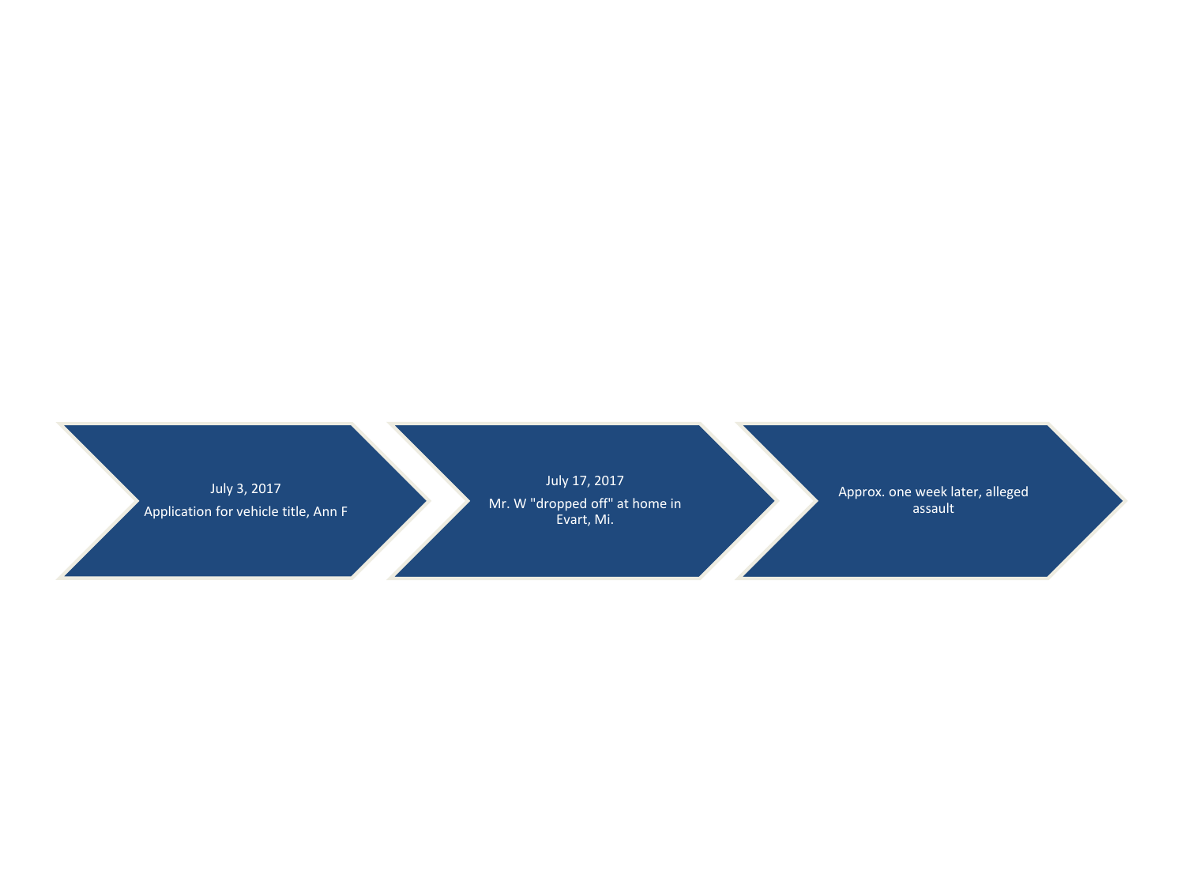July 3, 2017
Application for vehicle title, Ann F

July 17, 2017
Mr. W "dropped off" at home in Evart, Mi.

Approx. one week later, alleged assault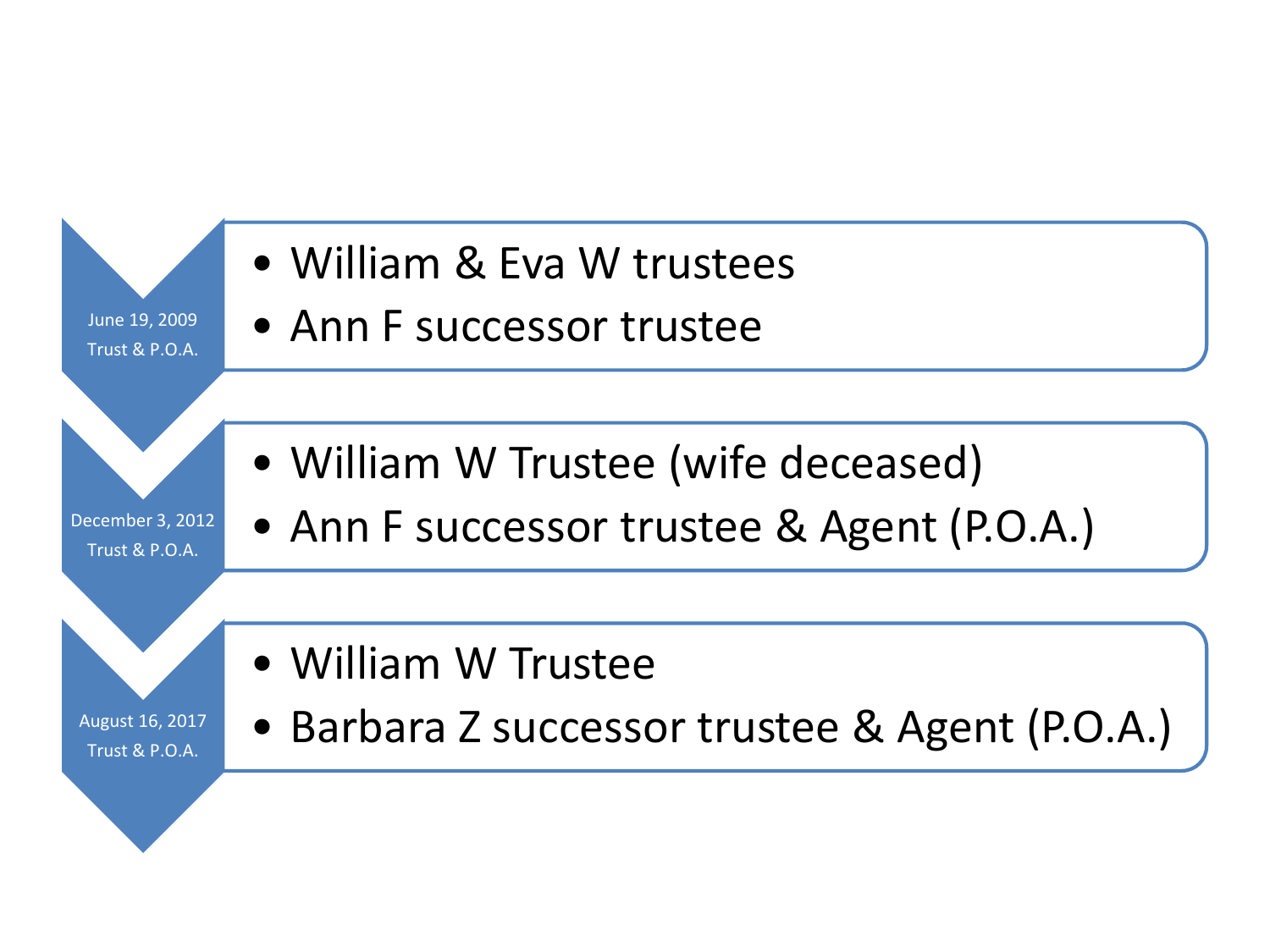**June 19, 2009**
**Trust & P.O.A.**

- William & Eva W trustees
- Ann F successor trustee

**December 3, 2012**
**Trust & P.O.A.**

- William W Trustee (wife deceased)
- Ann F successor trustee & Agent (P.O.A.)

**August 16, 2017**
**Trust & P.O.A.**

- William W Trustee
- Barbara Z successor trustee & Agent (P.O.A.)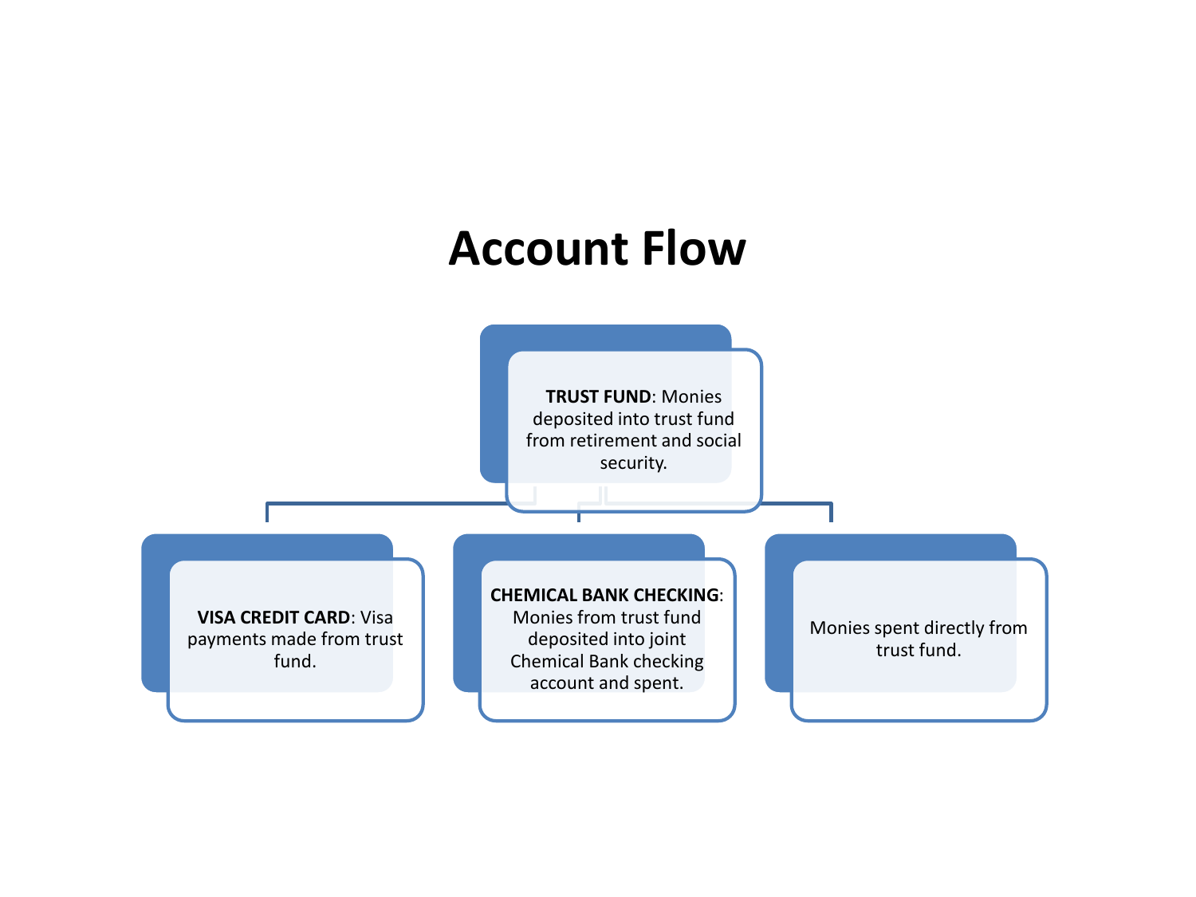# Account Flow

**TRUST FUND**: Monies deposited into trust fund from retirement and social security.

**VISA CREDIT CARD**: Visa payments made from trust fund.

**CHEMICAL BANK CHECKING**: Monies from trust fund deposited into joint Chemical Bank checking account and spent.

Monies spent directly from trust fund.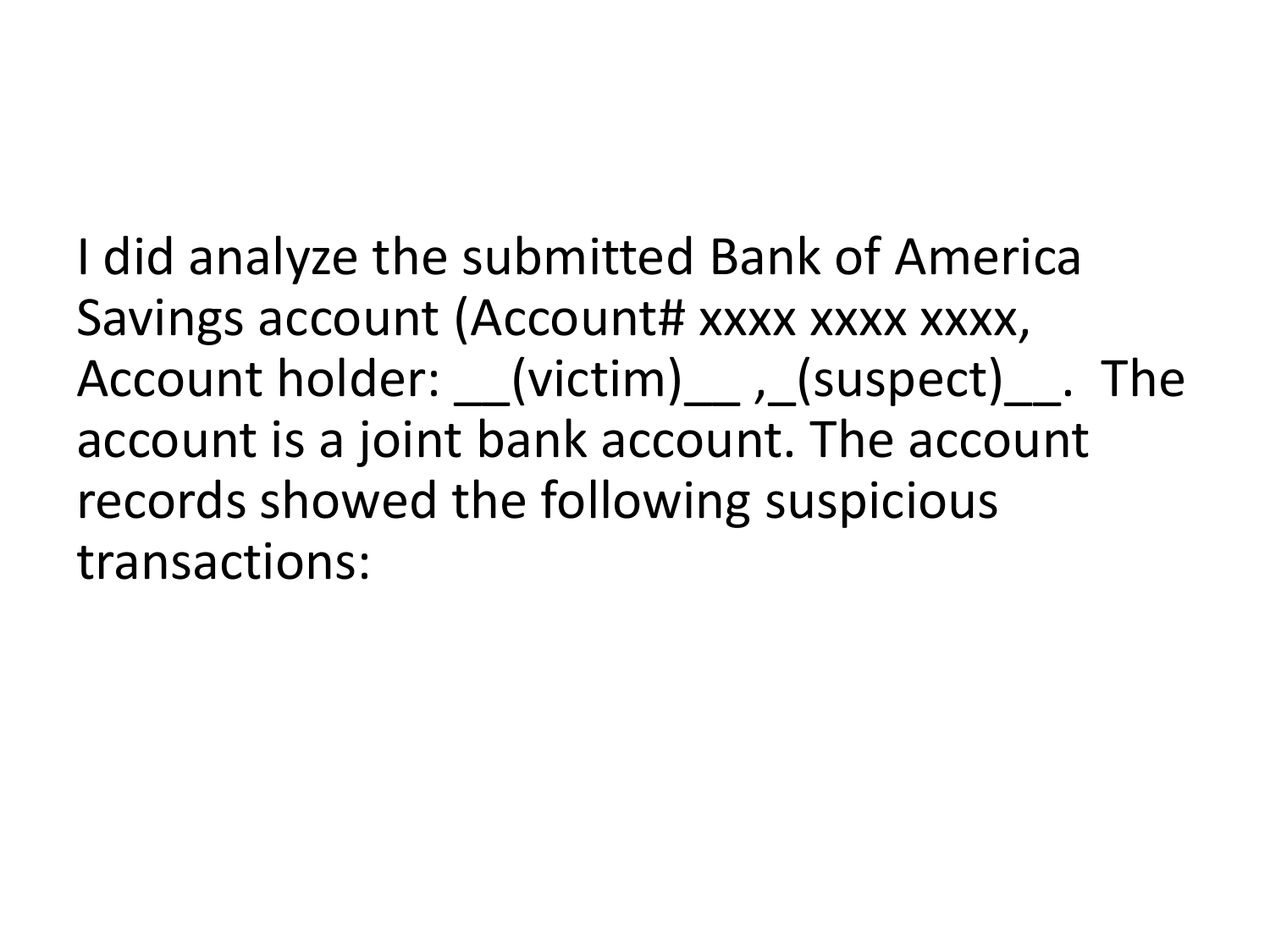I did analyze the submitted Bank of America Savings account (Account# xxxx xxxx xxxx, Account holder: __(victim)__ ,_(suspect)__. The account is a joint bank account. The account records showed the following suspicious transactions: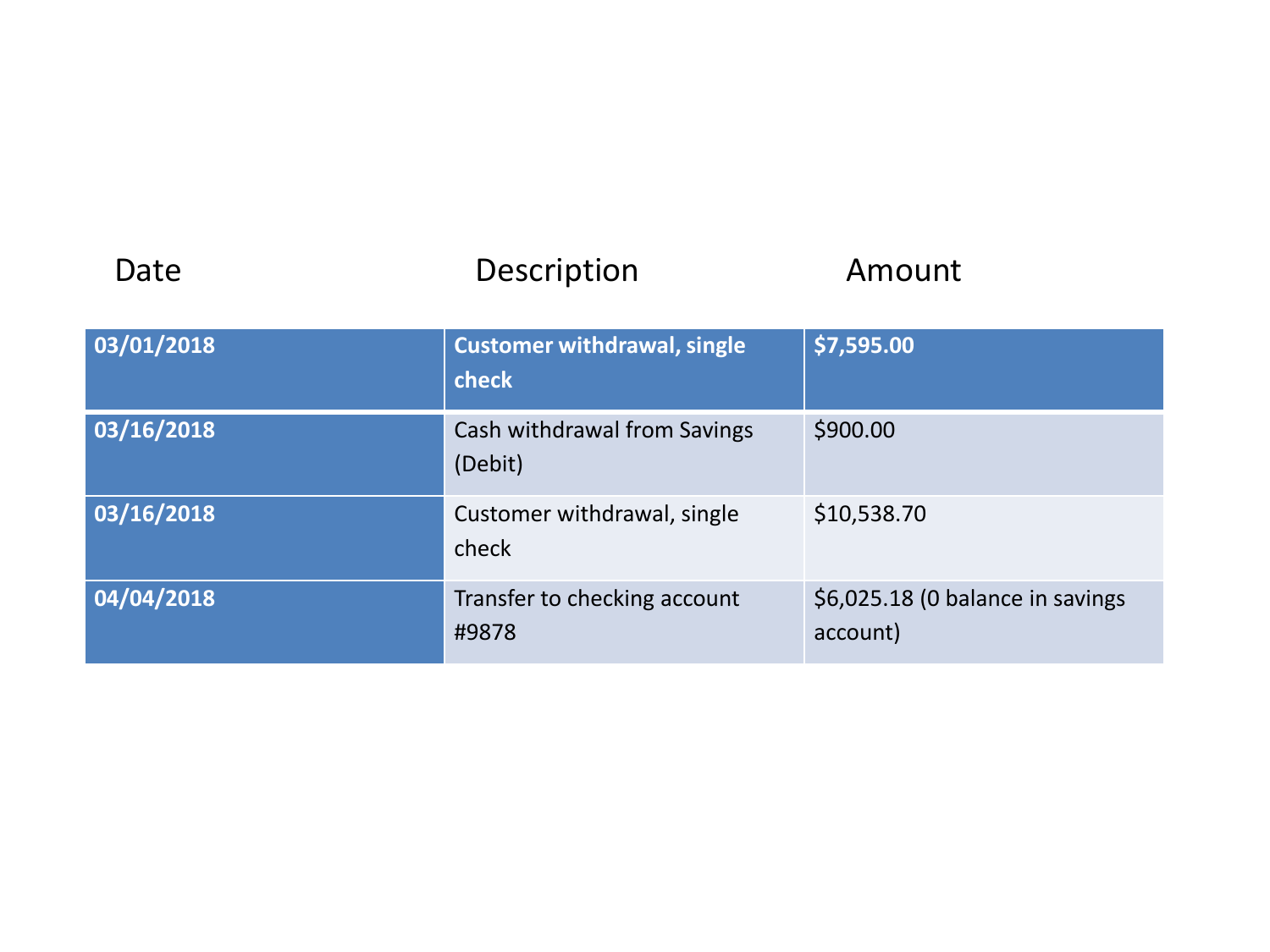| Date | Description | Amount |
|---|---|---|
| **03/01/2018** | **Customer withdrawal, single check** | **$7,595.00** |
| **03/16/2018** | Cash withdrawal from Savings (Debit) | $900.00 |
| **03/16/2018** | Customer withdrawal, single check | $10,538.70 |
| **04/04/2018** | Transfer to checking account #9878 | $6,025.18 (0 balance in savings account) |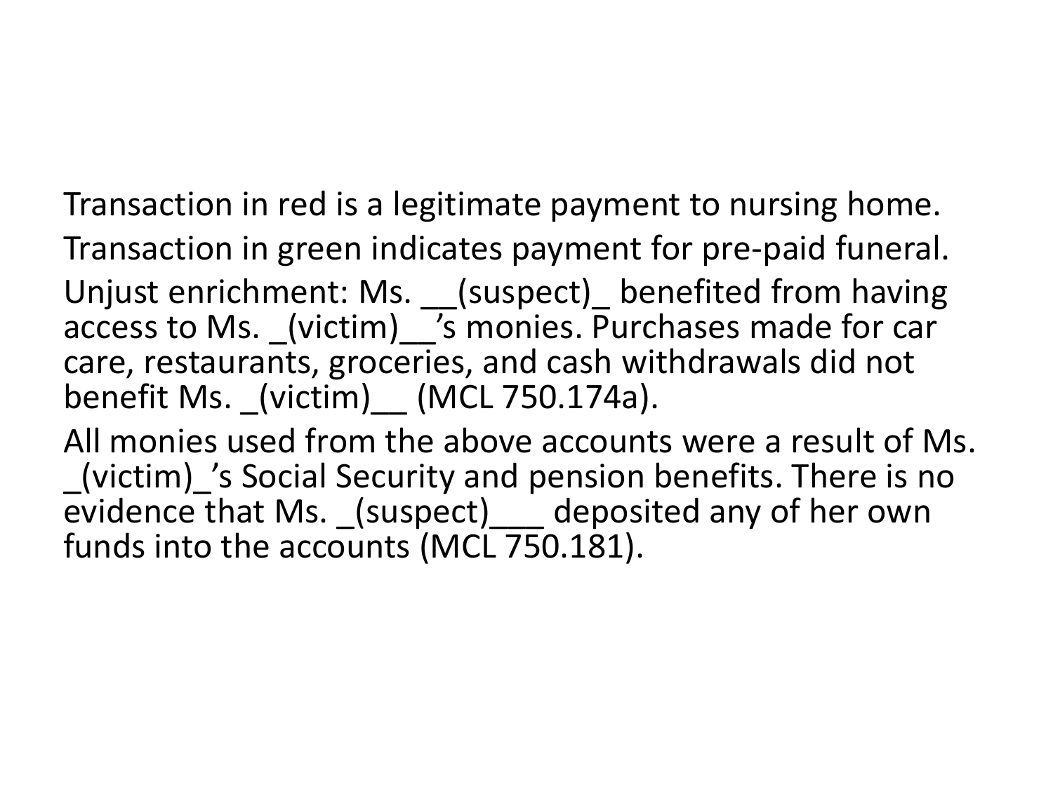Transaction in red is a legitimate payment to nursing home.

Transaction in green indicates payment for pre-paid funeral.

Unjust enrichment: Ms. __(suspect)_ benefited from having access to Ms. _(victim)__'s monies. Purchases made for car care, restaurants, groceries, and cash withdrawals did not benefit Ms. _(victim)__ (MCL 750.174a).

All monies used from the above accounts were a result of Ms. _(victim)_'s Social Security and pension benefits. There is no evidence that Ms. _(suspect)___ deposited any of her own funds into the accounts (MCL 750.181).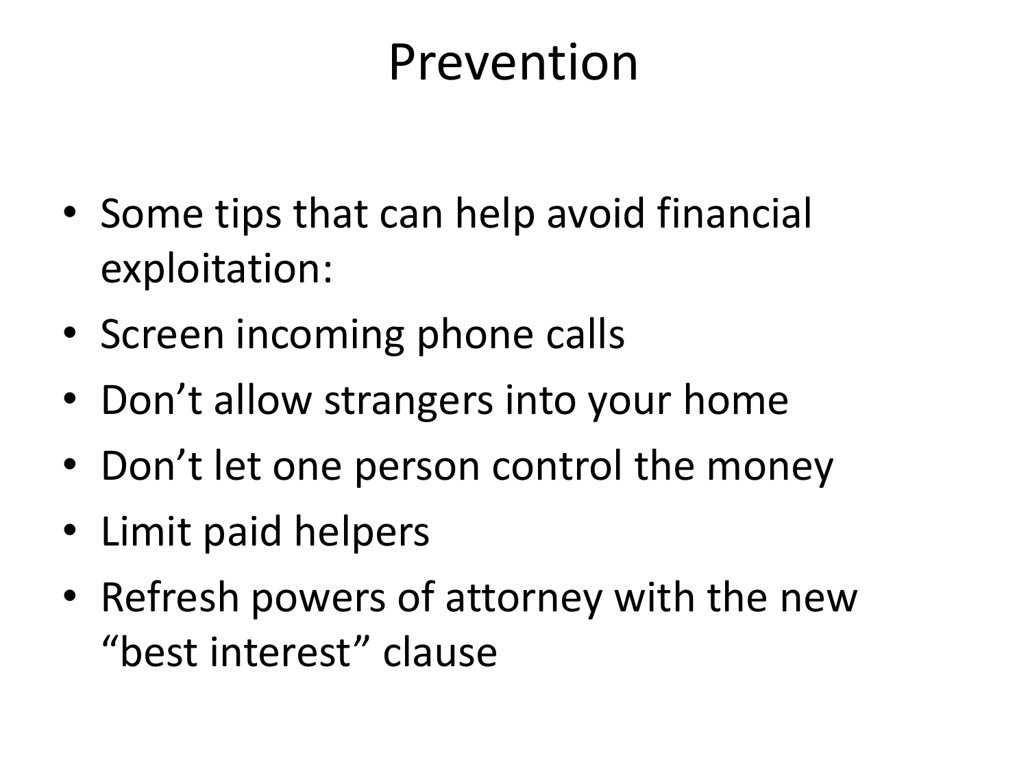# Prevention

- Some tips that can help avoid financial exploitation:
- Screen incoming phone calls
- Don't allow strangers into your home
- Don't let one person control the money
- Limit paid helpers
- Refresh powers of attorney with the new "best interest" clause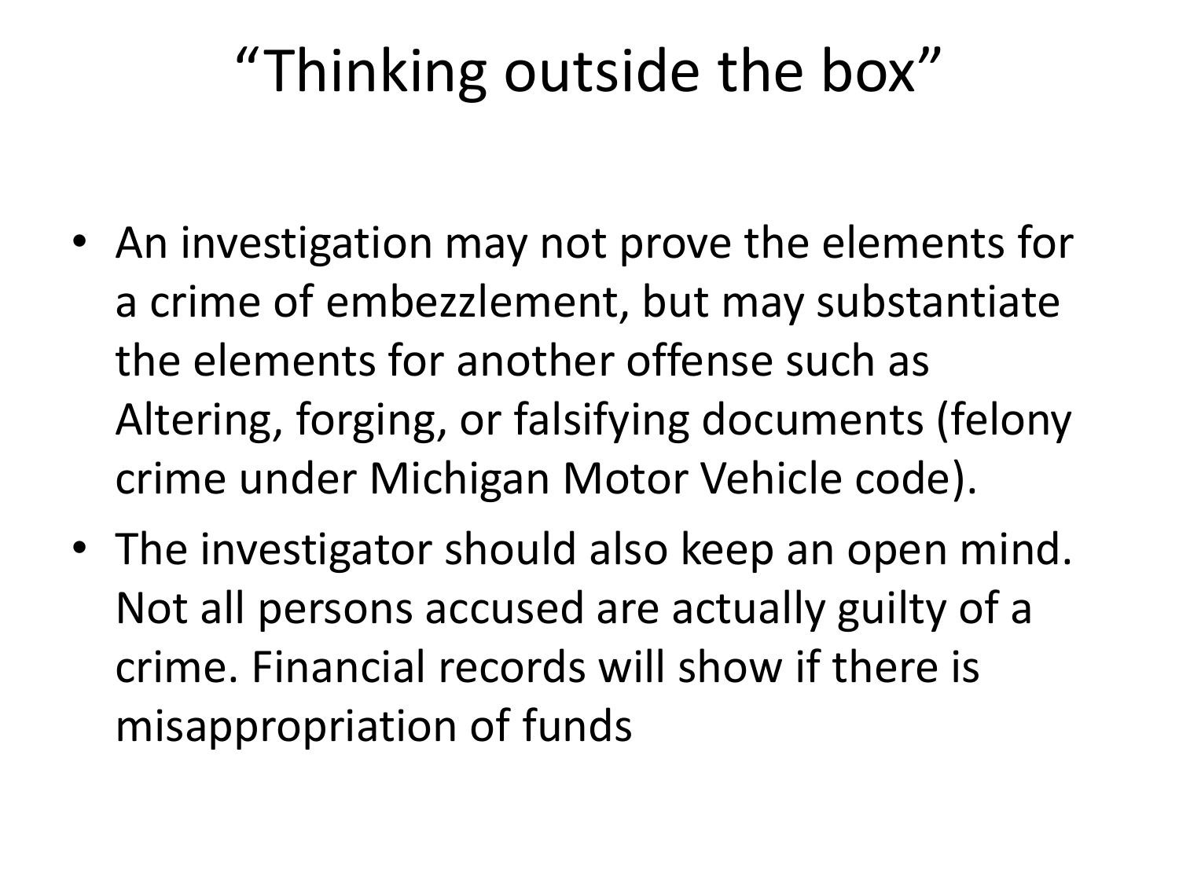# "Thinking outside the box"

- An investigation may not prove the elements for a crime of embezzlement, but may substantiate the elements for another offense such as Altering, forging, or falsifying documents (felony crime under Michigan Motor Vehicle code).
- The investigator should also keep an open mind. Not all persons accused are actually guilty of a crime. Financial records will show if there is misappropriation of funds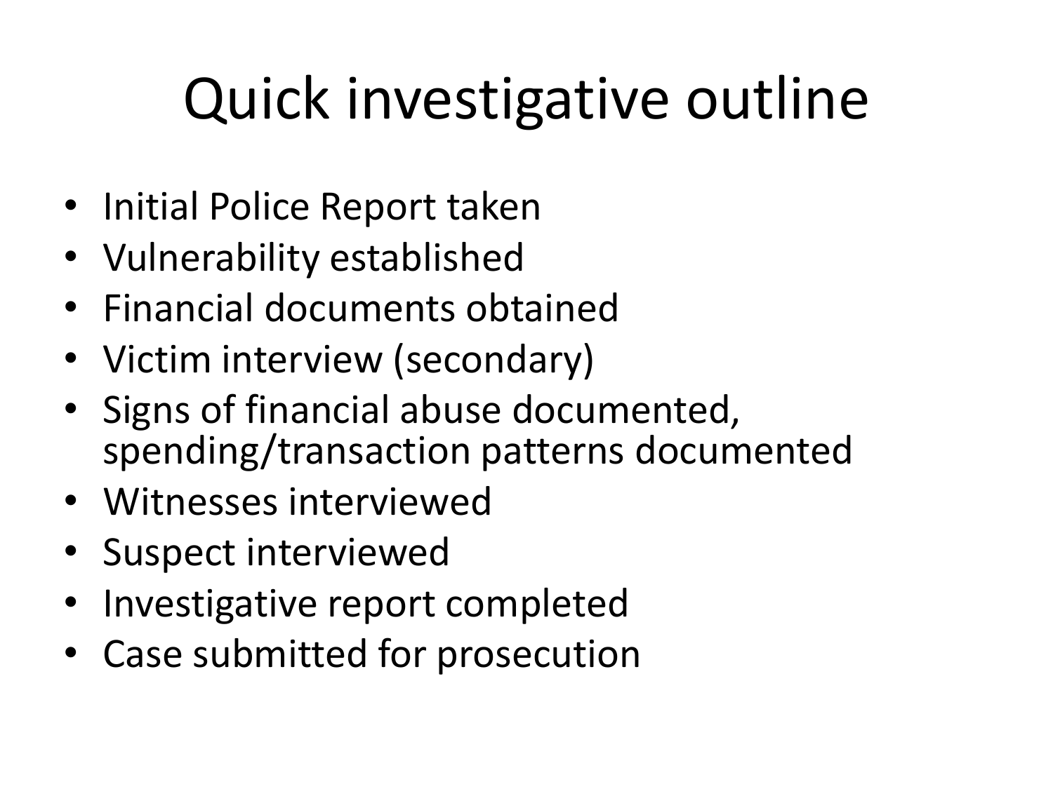# Quick investigative outline

- Initial Police Report taken
- Vulnerability established
- Financial documents obtained
- Victim interview (secondary)
- Signs of financial abuse documented, spending/transaction patterns documented
- Witnesses interviewed
- Suspect interviewed
- Investigative report completed
- Case submitted for prosecution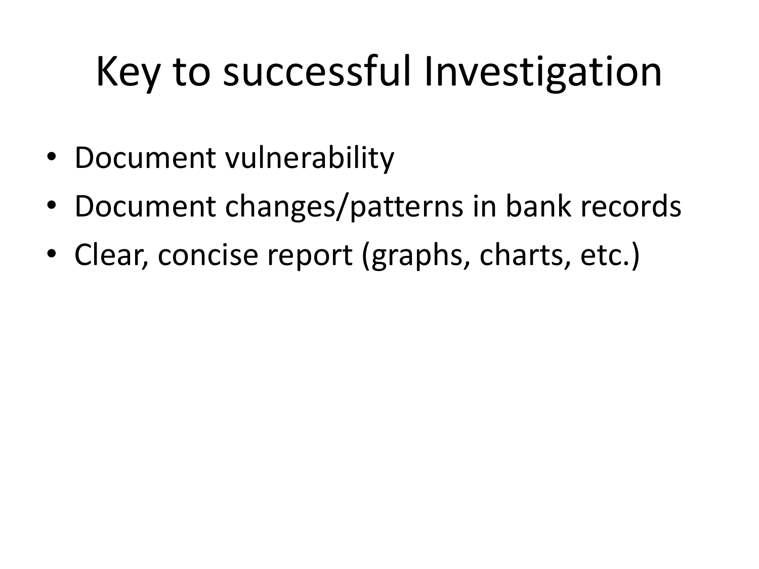# Key to successful Investigation

- Document vulnerability
- Document changes/patterns in bank records
- Clear, concise report (graphs, charts, etc.)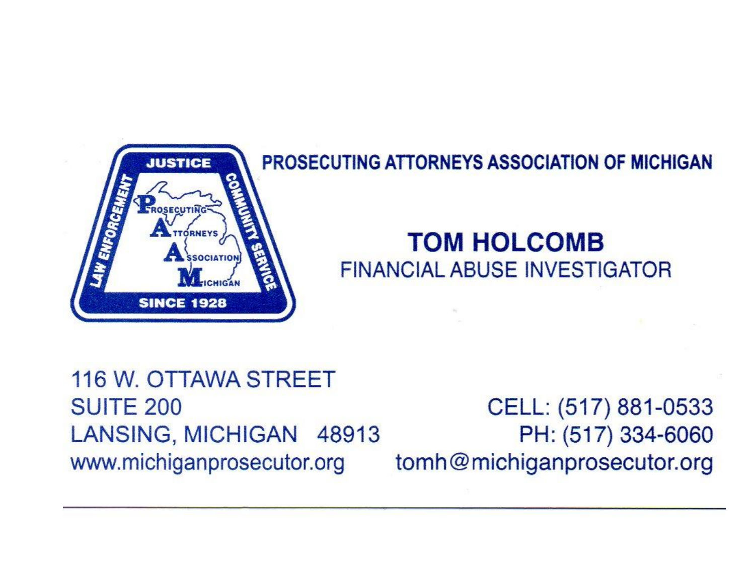JUSTICE

LAW ENFORCEMENT

COMMUNITY SERVICE

PROSECUTING ATTORNEYS ASSOCIATION MICHIGAN

SINCE 1928

**PROSECUTING ATTORNEYS ASSOCIATION OF MICHIGAN**

**TOM HOLCOMB**

FINANCIAL ABUSE INVESTIGATOR

116 W. OTTAWA STREET
SUITE 200
LANSING, MICHIGAN 48913
www.michiganprosecutor.org

CELL: (517) 881-0533
PH: (517) 334-6060
tomh@michiganprosecutor.org